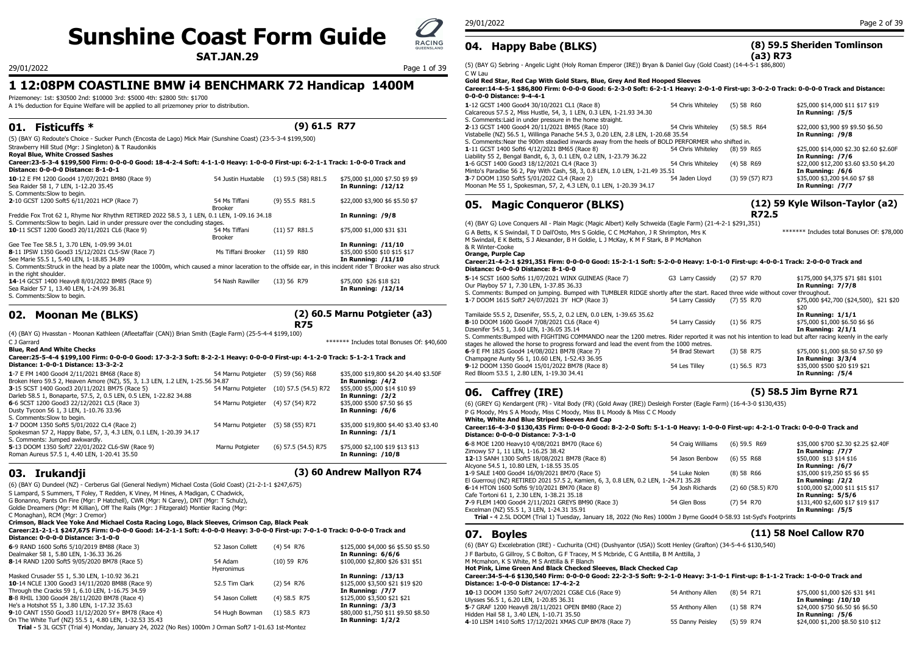# Sunshine Coast Form Guide

**SAT.JAN.29**

29/01/2022

## 1 12:08PM COASTLINE BMW i4 BENCHMARK 72 Handicap 1400M

Prizemoney: 1st: $30500 2nd: $10000 3rd: $5000 4th: $2800 5th: $1700

A 1% deduction for Equine Welfare will be applied to all prizemoney prior to distribution.

### 01. Fisticuffs * — (9) 61.5 R77

(5) (BAY G) Redoute's Choice - Sucker Punch (Encosta de Lago) Mick Mair (Sunshine Coast) (23-5-3-4 $199,500)

Strawberry Hill Stud (Mgr: J Singleton) & T Raudonikis

**Royal Blue, White Crossed Sashes**

**Career:23-5-3-4 $199,500 Firm: 0-0-0-0 Good: 18-4-2-4 Soft: 4-1-1-0 Heavy: 1-0-0-0 First-up: 6-2-1-1 Track: 1-0-0-0 Track and Distance: 0-0-0-0 Distance: 8-1-0-1**

| Run | Jockey | Barrier/Wt/Rating | Prize/Odds |
|---|---|---|---|
| **10**-12 E FM 1200 Good4 17/07/2021 BM80 (Race 9) | 54 Justin Huxtable | (1) 59.5 (58) R81.5 | $75,000 $1,000 $7.50 $9 $9 |
| Sea Raider 58 1, 7 LEN, 1-12.20 35.45 | | | **In Running: /12/12** |
| S. Comments:Slow to begin. | | | |
| **2**-10 GCST 1200 Soft5 6/11/2021 HCP (Race 7) | 54 Ms Tiffani Brooker | (9) 55.5 R81.5 | $22,000 $3,900 $6 $5.50 $7 |
| Freddie Fox Trot 62 1, Rhyme Nor Rhythm RETIRED 2022 58.5 3, 1 LEN, 0.1 LEN, 1-09.16 34.18 | | | **In Running: /9/8** |
| S. Comments:Slow to begin. Laid in under pressure over the concluding stages. | | | |
| **10**-11 SCST 1200 Good3 20/11/2021 CL6 (Race 9) | 54 Ms Tiffani Brooker | (11) 57 R81.5 | $75,000 $1,000 $31 $31 |
| Gee Tee Tee 58.5 1, 3.70 LEN, 1-09.99 34.01 | | | **In Running: /11/10** |
| **8**-11 IPSW 1350 Good3 15/12/2021 CL5-SW (Race 7) | Ms Tiffani Brooker | (11) 59 R80 | $35,000 $500 $10 $15 $17 |
| See Marie 55.5 1, 5.40 LEN, 1-18.85 34.89 | | | **In Running: /11/10** |
| S. Comments:Struck in the head by a plate near the 1000m, which caused a minor laceration to the offside ear, in this incident rider T Brooker was also struck in the right shoulder. | | | |
| **14**-14 GCST 1400 Heavy8 8/01/2022 BM85 (Race 9) | 54 Nash Rawiller | (13) 56 R79 | $75,000 $26 $18 $21 |
| Sea Raider 57 1, 13.40 LEN, 1-24.99 36.81 | | | **In Running: /12/14** |
| S. Comments:Slow to begin. | | | |

### 02. Moonan Me (BLKS) — (2) 60.5 Marnu Potgieter (a3) R75

(4) (BAY G) Hvasstan - Moonan Kathleen (Afleetaffair (CAN)) Brian Smith (Eagle Farm) (25-5-4-4 $199,100)

C J Garrard — ******* Includes total Bonuses Of: $40,600

**Blue, Red And White Checks**

**Career:25-5-4-4 $199,100 Firm: 0-0-0-0 Good: 17-3-2-3 Soft: 8-2-2-1 Heavy: 0-0-0-0 First-up: 4-1-2-0 Track: 5-1-2-1 Track and Distance: 1-0-0-1 Distance: 13-3-2-2**

| Run | Jockey | Barrier/Wt/Rating | Prize/Odds |
|---|---|---|---|
| **1**-7 E FM 1400 Good4 2/11/2021 BM68 (Race 8) | 54 Marnu Potgieter | (5) 59 (56) R68 | $35,000 $19,800 $4.20 $4.40 $3.50F |
| Broken Hero 59.5 2, Heaven Amore (NZ), 55, 3, 1.2 LEN, 1.2 LEN, 1-25.56 34.87 | | | **In Running: /4/2** |
| **3**-15 SCST 1400 Good3 20/11/2021 BM75 (Race 5) | 54 Marnu Potgieter | (10) 57.5 (54.5) R72 | $55,000 $5,000 $14 $10 $9 |
| Darleb 58.5 1, Bonaparte, 57.5, 2, 0.5 LEN, 0.5 LEN, 1-22.82 34.88 | | | **In Running: /2/2** |
| **6**-6 SCST 1200 Good3 22/12/2021 CL5 (Race 3) | 54 Marnu Potgieter | (4) 57 (54) R72 | $35,000 $500 $7.50 $6 $5 |
| Dusty Tycoon 56 1, 3 LEN, 1-10.76 33.96 | | | **In Running: /6/6** |
| S. Comments:Slow to begin. | | | |
| **1**-7 DOOM 1350 Soft5 5/01/2022 CL4 (Race 2) | 54 Marnu Potgieter | (5) 58 (55) R71 | $35,000 $19,800 $4.40 $3.40 $3.40 |
| Spokesman 57 2, Happy Babe, 57, 3, 4.3 LEN, 0.1 LEN, 1-20.39 34.17 | | | **In Running: /1/1** |
| S. Comments: Jumped awkwardly. | | | |
| **5**-13 DOOM 1350 Soft7 22/01/2022 CL6-SW (Race 9) | Marnu Potgieter | (6) 57.5 (54.5) R75 | $75,000 $2,100 $19 $13 $13 |
| Roman Aureus 57.5 1, 4.40 LEN, 1-20.41 35.50 | | | **In Running: /10/8** |

### 03. Irukandji — (3) 60 Andrew Mallyon R74

(6) (BAY G) Dundeel (NZ) - Cerberus Gal (General Nediym) Michael Costa (Gold Coast) (21-2-1-1 $247,675)

S Lampard, S Summers, T Foley, T Redden, K Viney, M Hines, A Madigan, C Chadwick, G Bonanno, Pants On Fire (Mgr: P Hatchell), CWR (Mgr: N Carey), DNT (Mgr: T Schulz), Goldie Dreamers (Mgr: M Killian), Off The Rails (Mgr: J Fitzgerald) Montier Racing (Mgr: C Monaghan), RCM (Mgr: J Cremor)

**Crimson, Black Vee Yoke And Michael Costa Racing Logo, Black Sleeves, Crimson Cap, Black Peak**

**Career:21-2-1-1 $247,675 Firm: 0-0-0-0 Good: 14-2-1-1 Soft: 4-0-0-0 Heavy: 3-0-0-0 First-up: 7-0-1-0 Track: 0-0-0-0 Track and Distance: 0-0-0-0 Distance: 3-1-0-0**

| Run | Jockey | Barrier/Wt/Rating | Prize/Odds |
|---|---|---|---|
| **6**-9 RAND 1600 Soft6 5/10/2019 BM88 (Race 3) | 52 Jason Collett | (4) 54 R76 | $125,000 $4,000 $6 $5.50 $5.50 |
| Dealmaker 58 1, 5.80 LEN, 1-36.33 36.26 | | | **In Running: 6/6/6** |
| **8**-14 RAND 1200 Soft5 9/05/2020 BM78 (Race 5) | 54 Adam Hyeronimus | (10) 59 R76 | $100,000 $2,800 $26 $31 $51 |
| Masked Crusader 55 1, 5.30 LEN, 1-10.92 36.21 | | | **In Running: /13/13** |
| **10**-14 NCLE 1300 Good3 14/11/2020 BM88 (Race 9) | 52.5 Tim Clark | (2) 54 R76 | $125,000 $3,500 $21 $19 $20 |
| Through the Cracks 59 1, 6.10 LEN, 1-16.75 34.59 | | | **In Running: /7/7** |
| **8**-8 RHIL 1300 Good4 28/11/2020 BM78 (Race 4) | 54 Jason Collett | (4) 58.5 R75 | $125,000 $3,500 $21 $21 |
| He's a Hotshot 55 1, 3.80 LEN, 1-17.32 35.63 | | | **In Running: /3/3** |
| **9**-10 CANT 1550 Good3 11/12/2020 SY+ BM78 (Race 4) | 54 Hugh Bowman | (1) 58.5 R73 | $80,000 $1,750 $11 $9.50 $8.50 |
| On The White Turf (NZ) 55.5 1, 4.80 LEN, 1-32.53 35.43 | | | **In Running: 1/2/2** |

**Trial -** 5 3L GCST (Trial 4) Monday, January 24, 2022 (No Res) 1000m J Orman Soft7 1-01.63 1st-Montez

### 04. Happy Babe (BLKS) — (8) 59.5 Sheriden Tomlinson (a3) R73

(5) (BAY G) Sebring - Angelic Light (Holy Roman Emperor (IRE)) Bryan & Daniel Guy (Gold Coast) (14-4-5-1 $86,800)

C W Lau

**Gold Red Star, Red Cap With Gold Stars, Blue, Grey And Red Hooped Sleeves**

**Career:14-4-5-1 $86,800 Firm: 0-0-0-0 Good: 6-2-3-0 Soft: 6-2-1-1 Heavy: 2-0-1-0 First-up: 3-0-2-0 Track: 0-0-0-0 Track and Distance: 0-0-0-0 Distance: 9-4-4-1**

| Run | Jockey | Barrier/Wt/Rating | Prize/Odds |
|---|---|---|---|
| **1**-12 GCST 1400 Good4 30/10/2021 CL1 (Race 8) | 54 Chris Whiteley | (5) 58 R60 | $25,000 $14,000 $11 $17 $19 |
| Calcareous 57.5 2, Miss Hustle, 54, 3, 1 LEN, 0.3 LEN, 1-21.93 34.30 | | | **In Running: /5/5** |
| S. Comments:Laid in under pressure in the home straight. | | | |
| **2**-13 GCST 1400 Good4 20/11/2021 BM65 (Race 10) | 54 Chris Whiteley | (5) 58.5 R64 | $22,000 $3,900 $9 $9.50 $6.50 |
| Vistabelle (NZ) 56.5 1, Willinga Panache 54.5 3, 0.20 LEN, 2.8 LEN, 1-20.68 35.54 | | | **In Running: /9/8** |
| S. Comments:Near the 900m steadied inwards away from the heels of BOLD PERFORMER when shifted in. | | | |
| **1**-11 GCST 1400 Soft6 4/12/2021 BM65 (Race 8) | 54 Chris Whiteley | (8) 59 R65 | $25,000 $14,000 $2.30 $2.60 $2.60F |
| Liability 55 2, Bengal Bandit, 6, 3, 0.1 LEN, 0.2 LEN, 1-23.79 36.22 | | | **In Running: /7/6** |
| **1**-6 GCST 1400 Good3 18/12/2021 CL4 (Race 3) | 54 Chris Whiteley | (4) 58 R69 | $22,000 $12,200 $3.60 $3.50 $4.20 |
| Minto's Paradise 56 2, Pay With Cash, 58, 3, 0.8 LEN, 1.0 LEN, 1-21.49 35.51 | | | **In Running: /6/6** |
| **3**-7 DOOM 1350 Soft5 5/01/2022 CL4 (Race 2) | 54 Jaden Lloyd | (3) 59 (57) R73 | $35,000 $3,200 $4.60 $7 $8 |
| Moonan Me 55 1, Spokesman, 57, 2, 4.3 LEN, 0.1 LEN, 1-20.39 34.17 | | | **In Running: /7/7** |

### 05. Magic Conqueror (BLKS) — (12) 59 Kyle Wilson-Taylor (a2) R72.5

(4) (BAY G) Love Conquers All - Plain Magic (Magic Albert) Kelly Schweida (Eagle Farm) (21-4-2-1 $291,351)

G A Betts, K S Swindail, T D Dall'Osto, Mrs S Goldie, C C McMahon, J R Shrimpton, Mrs K M Swindail, E K Betts, S J Alexander, B H Goldie, L J McKay, K M F Stark, B P McMahon & R Winter-Cooke — ******* Includes total Bonuses Of: $78,000

**Orange, Purple Cap**

**Career:21-4-2-1 $291,351 Firm: 0-0-0-0 Good: 15-2-1-1 Soft: 5-2-0-0 Heavy: 1-0-1-0 First-up: 4-0-0-1 Track: 2-0-0-0 Track and Distance: 0-0-0-0 Distance: 8-1-0-0**

| Run | Jockey | Barrier/Wt/Rating | Prize/Odds |
|---|---|---|---|
| **5**-14 SCST 1600 Soft6 11/07/2021 WINX GUINEAS (Race 7) | G3 Larry Cassidy | (2) 57 R70 | $175,000 $4,375 $71 $81 $101 |
| Our Playboy 57 1, 7.30 LEN, 1-37.85 36.33 | | | **In Running: 7/7/8** |
| S. Comments: Bumped on jumping. Bumped with TUMBLER RIDGE shortly after the start. Raced three wide without cover throughout. | | | |
| **1**-7 DOOM 1615 Soft7 24/07/2021 3Y HCP (Race 3) | 54 Larry Cassidy | (7) 55 R70 | $75,000 $42,700 ($24,500), $21 $20 $20 |
| Tamilaide 55.5 2, Dzsenifer, 55.5, 2, 0.2 LEN, 0.0 LEN, 1-39.65 35.62 | | | **In Running: 1/1/1** |
| **8**-10 DOOM 1600 Good4 7/08/2021 CL6 (Race 4) | 54 Larry Cassidy | (1) 56 R75 | $75,000 $1,000 $6.50 $6 $6 |
| Dzsenifer 54.5 1, 3.60 LEN, 1-36.05 35.14 | | | **In Running: 2/1/1** |
| S. Comments:Bumped with FIGHTING COMMANDO near the 1200 metres. Rider reported it was not his intention to lead but after racing keenly in the early stages he allowed the horse to progress forward and lead the event from the 1000 metres. | | | |
| **6**-9 E FM 1825 Good4 14/08/2021 BM78 (Race 7) | 54 Brad Stewart | (3) 58 R75 | $75,000 $1,000 $8.50 $7.50 $9 |
| Champagne Aunty 56 1, 10.60 LEN, 1-52.43 36.95 | | | **In Running: 3/3/4** |
| **9**-12 DOOM 1350 Good4 15/01/2022 BM78 (Race 8) | 54 Les Tilley | (1) 56.5 R73 | $35,000 $500 $20 $19 $21 |
| Red Bloom 53.5 1, 2.80 LEN, 1-19.30 34.41 | | | **In Running: /5/4** |

### 06. Caffrey (IRE) — (5) 58.5 Jim Byrne R71

(6) (GREY G) Kendargent (FR) - Vital Body (FR) (Gold Away (IRE)) Desleigh Forster (Eagle Farm) (16-4-3-0 $130,435)

P G Moody, Mrs S A Moody, Miss C Moody, Miss B L Moody & Miss C C Moody

**White, White And Blue Striped Sleeves And Cap**

**Career:16-4-3-0 $130,435 Firm: 0-0-0-0 Good: 8-2-2-0 Soft: 5-1-1-0 Heavy: 1-0-0-0 First-up: 4-2-1-0 Track: 0-0-0-0 Track and Distance: 0-0-0-0 Distance: 7-3-1-0**

| Run | Jockey | Barrier/Wt/Rating | Prize/Odds |
|---|---|---|---|
| **6**-8 MOE 1200 Heavy10 4/08/2021 BM70 (Race 6) | 54 Craig Williams | (6) 59.5 R69 | $35,000 $700 $2.30 $2.25 $2.40F |
| Zimowy 57 1, 11 LEN, 1-16.25 38.42 | | | **In Running: /7/7** |
| **12**-13 SANH 1300 Soft5 18/08/2021 BM78 (Race 8) | 54 Jason Benbow | (6) 55 R68 | $50,000 $13 $14 $16 |
| Alcyone 54.5 1, 10.80 LEN, 1-18.55 35.05 | | | **In Running: /6/7** |
| **1**-9 SALE 1400 Good4 16/09/2021 BM70 (Race 5) | 54 Luke Nolen | (8) 58 R66 | $35,000 $19,250 $5 $6 $5 |
| El Guerrouj (NZ) RETIRED 2021 57.5 2, Kamien, 6, 3, 0.8 LEN, 0.2 LEN, 1-24.71 35.28 | | | **In Running: /2/2** |
| **6**-14 HTON 1600 Soft6 9/10/2021 BM70 (Race 8) | 54 Josh Richards | (2) 60 (58.5) R70 | $100,000 $2,000 $11 $15 $17 |
| Cafe Tortoni 61 1, 2.30 LEN, 1-38.21 35.18 | | | **In Running: 5/5/6** |
| **7**-9 FLEM 1400 Good4 2/11/2021 GREYS BM90 (Race 3) | 54 Glen Boss | (7) 54 R70 | $131,400 $2,600 $17 $19 $17 |
| Excelman (NZ) 55.5 1, 3 LEN, 1-24.31 35.91 | | | **In Running: /5/5** |

**Trial -** 4 2.5L DOOM (Trial 1) Tuesday, January 18, 2022 (No Res) 1000m J Byrne Good4 0-58.93 1st-Syd's Footprints

### 07. Boyles — (11) 58 Noel Callow R70

(6) (BAY G) Excelebration (IRE) - Cuchurita (CHI) (Dushyantor (USA)) Scott Henley (Grafton) (34-5-4-6 $130,540)

J F Barbuto, G Gillroy, S C Bolton, G F Tracey, M S Mcbride, C Anttilla, B M Anttila, J M Mcmahon, K S White, M S Anttilla & F Blanch

**Hot Pink, Lime Green And Black Checked Sleeves, Black Checked Cap**

**Career:34-5-4-6 $130,540 Firm: 0-0-0-0 Good: 22-2-3-5 Soft: 9-2-1-0 Heavy: 3-1-0-1 First-up: 8-1-2-2 Track: 1-0-0-0 Track and Distance: 1-0-0-0 Distance: 17-4-2-2**

| Run | Jockey | Barrier/Wt/Rating | Prize/Odds |
|---|---|---|---|
| **10**-13 DOOM 1350 Soft7 24/07/2021 CG&E CL6 (Race 9) | 54 Anthony Allen | (8) 54 R71 | $75,000 $1,000 $26 $31 $41 |
| Ulysses 56.5 1, 6.20 LEN, 1-20.85 36.31 | | | **In Running: /10/10** |
| **5**-7 GRAF 1200 Heavy8 28/11/2021 OPEN BM80 (Race 2) | 55 Anthony Allen | (1) 58 R74 | $24,000 $750 $6.50 $6 $6.50 |
| Hidden Hail 58 1, 3.40 LEN, 1-10.71 35.50 | | | **In Running: /5/6** |
| **4**-10 LISM 1410 Soft5 17/12/2021 XMAS CUP BM78 (Race 7) | 55 Danny Peisley | (5) 59 R74 | $24,000 $1,200 $8.50 $10 $12 |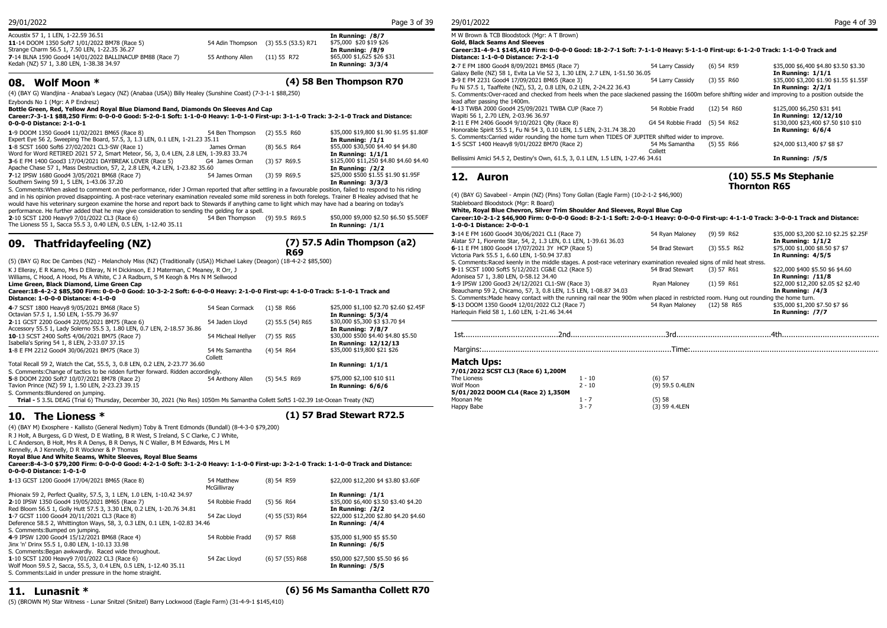Acoustix 57 1, 1 LEN, 1-22.59 36.51

| | | | |
|---|---|---|---|
| **11**-14 DOOM 1350 Soft7 1/01/2022 BM78 (Race 5) | 54 Adin Thompson | (3) 55.5 (53.5) R71 | $75,000 $20 $19 $26 |
| Strange Charm 56.5 1, 7.50 LEN, 1-22.35 36.27 | | | **In Running: /8/9** |
| **7**-14 BLNA 1590 Good4 14/01/2022 BALLINACUP BM88 (Race 7) | 55 Anthony Allen | (11) 55 R72 | $65,000 $1,625 $26 $31 |
| Kedah (NZ) 57 1, 3.80 LEN, 1-38.38 34.97 | | | **In Running: 3/3/4** |

## 08. Wolf Moon *

**(4) 58 Ben Thompson R70**

(4) (BAY G) Wandjina - Anabaa's Legacy (NZ) (Anabaa (USA)) Billy Healey (Sunshine Coast) (7-3-1-1 $88,250)

Ezybonds No 1 (Mgr: A P Endresz)

**Bottle Green, Red, Yellow And Royal Blue Diamond Band, Diamonds On Sleeves And Cap**

**Career:7-3-1-1 $88,250 Firm: 0-0-0-0 Good: 5-2-0-1 Soft: 1-1-0-0 Heavy: 1-0-1-0 First-up: 3-1-1-0 Track: 3-2-1-0 Track and Distance: 0-0-0-0 Distance: 2-1-0-1**

| | | | |
|---|---|---|---|
| **1**-9 DOOM 1350 Good4 11/02/2021 BM65 (Race 8) | 54 Ben Thompson | (2) 55.5 R60 | $35,000 $19,800 $1.90 $1.95 $1.80F |
| Expert Eye 56 2, Sweeping The Board, 57.5, 3, 1.3 LEN, 0.1 LEN, 1-21.23 35.11 | | | **In Running: /1/1** |
| **1**-8 SCST 1600 Soft6 27/02/2021 CL3-SW (Race 1) | James Orman | (8) 56.5 R64 | $55,000 $30,500 $4.40 $4 $4.80 |
| Word for Word RETIRED 2021 57 2, Smart Meteor, 56, 3, 0.4 LEN, 2.8 LEN, 1-39.83 33.74 | | | **In Running: 1/1/1** |
| **3**-6 E FM 1400 Good3 17/04/2021 DAYBREAK LOVER (Race 5) | G4 James Orman | (3) 57 R69.5 | $125,000 $11,250 $4.80 $4.60 $4.40 |
| Apache Chase 57 1, Mass Destruction, 57, 2, 2.8 LEN, 4.2 LEN, 1-23.82 35.60 | | | **In Running: /2/2** |
| **7**-12 IPSW 1680 Good4 3/05/2021 BM68 (Race 7) | 54 James Orman | (3) 59 R69.5 | $25,000 $500 $1.55 $1.90 $1.95F |
| Southern Swing 59 1, 5 LEN, 1-43.06 37.20 | | | **In Running: 3/3/3** |

S. Comments:When asked to comment on the performance, rider J Orman reported that after settling in a favourable position, failed to respond to his riding and in his opinion proved disappointing. A post-race veterinary examination revealed some mild soreness in both forelegs. Trainer B Healey advised that he would have his veterinary surgeon examine the horse and report back to Stewards if anything came to light which may have had a bearing on today's performance. He further added that he may give consideration to sending the gelding for a spell.

| | | | |
|---|---|---|---|
| **2**-10 SCST 1200 Heavy9 7/01/2022 CL3 (Race 6) | 54 Ben Thompson | (9) 59.5 R69.5 | $50,000 $9,000 $2.50 $6.50 $5.50EF |
| The Lioness 55 1, Sacca 55.5 3, 0.40 LEN, 0.5 LEN, 1-12.40 35.11 | | | **In Running: /1/1** |

## 09. Thatfridayfeeling (NZ)

**(7) 57.5 Adin Thompson (a2) R69**

(5) (BAY G) Roc De Cambes (NZ) - Melancholy Miss (NZ) (Traditionally (USA)) Michael Lakey (Deagon) (18-4-2-2 $85,500)

K J Elleray, E R Kamo, Mrs D Elleray, N H Dickinson, E J Materman, C Meaney, R Orr, J Williams, C Hood, A Hood, Ms A White, C J A Radburn, S M Keogh & Mrs N M Sellwood

**Lime Green, Black Diamond, Lime Green Cap**

**Career:18-4-2-2 $85,500 Firm: 0-0-0-0 Good: 10-3-2-2 Soft: 6-0-0-0 Heavy: 2-1-0-0 First-up: 4-1-0-0 Track: 5-1-0-1 Track and Distance: 1-0-0-0 Distance: 4-1-0-0**

| | | | |
|---|---|---|---|
| **4**-7 SCST 1800 Heavy8 9/05/2021 BM68 (Race 5) | 54 Sean Cormack | (1) 58 R66 | $25,000 $1,100 $2.70 $2.60 $2.45F |
| Octavian 57.5 1, 1.50 LEN, 1-55.79 36.97 | | | **In Running: 5/3/4** |
| **2**-11 GCST 2200 Good4 22/05/2021 BM75 (Race 6) | 54 Jaden Lloyd | (2) 55.5 (54) R65 | $30,000 $5,300 $3 $3.70 $4 |
| Accessory 55.5 1, Lady Solerno 55.5 3, 1.80 LEN, 0.7 LEN, 2-18.57 36.86 | | | **In Running: 7/8/7** |
| **10**-13 SCST 2400 Soft5 4/06/2021 BM75 (Race 7) | 54 Micheal Hellyer | (7) 55 R65 | $30,000 $500 $4.40 $4.80 $5.50 |
| Isabella's Spring 54 1, 8 LEN, 2-33.07 37.15 | | | **In Running: 12/12/13** |
| **1**-8 E FM 2212 Good4 30/06/2021 BM75 (Race 3) | 54 Ms Samantha Collett | (4) 54 R64 | $35,000 $19,800 $21 $26 |
| Total Recall 59 2, Watch the Cat, 55.5, 3, 0.8 LEN, 0.2 LEN, 2-23.77 36.60 | | | **In Running: 1/1/1** |

S. Comments:Change of tactics to be ridden further forward. Ridden accordingly.

| | | | |
|---|---|---|---|
| **5**-8 DOOM 2200 Soft7 10/07/2021 BM78 (Race 2) | 54 Anthony Allen | (5) 54.5 R69 | $75,000 $2,100 $10 $11 |
| Tavion Prince (NZ) 59 1, 1.50 LEN, 2-23.23 39.15 | | | **In Running: 6/6/6** |

S. Comments:Blundered on jumping.

**Trial -** 5 3.5L DEAG (Trial 6) Thursday, December 30, 2021 (No Res) 1050m Ms Samantha Collett Soft5 1-02.39 1st-Ocean Treaty (NZ)

## 10. The Lioness *

**(1) 57 Brad Stewart R72.5**

(4) (BAY M) Exosphere - Kallisto (General Nediym) Toby & Trent Edmonds (Bundall) (8-4-3-0 $79,200)

R J Holt, A Burgess, G D West, D E Watling, B R West, S Ireland, S C Clarke, C J White, L C Anderson, B Holt, Mrs R A Denys, B R Denys, N C Waller, B M Edwards, Mrs L M Kennelly, A J Kennelly, D R Wockner & P Thomas

**Royal Blue And White Seams, White Sleeves, Royal Blue Seams**

**Career:8-4-3-0 $79,200 Firm: 0-0-0-0 Good: 4-2-1-0 Soft: 3-1-2-0 Heavy: 1-1-0-0 First-up: 3-2-1-0 Track: 1-1-0-0 Track and Distance: 0-0-0-0 Distance: 1-0-1-0**

| | | | |
|---|---|---|---|
| **1**-13 GCST 1200 Good4 17/04/2021 BM65 (Race 8) | 54 Matthew McGillivray | (8) 54 R59 | $22,000 $12,200 $4 $3.80 $3.60F |
| Phionaix 59 2, Perfect Quality, 57.5, 3, 1 LEN, 1.0 LEN, 1-10.42 34.97 | | | **In Running: /1/1** |
| **2**-10 IPSW 1350 Good4 19/05/2021 BM65 (Race 7) | 54 Robbie Fradd | (5) 56 R64 | $35,000 $6,400 $3.50 $3.40 $4.20 |
| Red Bloom 56.5 1, Golly Hutt 57.5 3, 3.30 LEN, 0.2 LEN, 1-20.76 34.81 | | | **In Running: /2/2** |
| **1**-7 GCST 1100 Good4 20/11/2021 CL3 (Race 8) | 54 Zac Lloyd | (4) 55 (53) R64 | $22,000 $12,200 $2.80 $4.20 $4.60 |
| Deference 58.5 2, Whittington Ways, 58, 3, 0.3 LEN, 0.1 LEN, 1-02.83 34.46 | | | **In Running: /4/4** |

S. Comments:Bumped on jumping.

| | | | |
|---|---|---|---|
| **4**-9 IPSW 1200 Good4 15/12/2021 BM68 (Race 4) | 54 Robbie Fradd | (9) 57 R68 | $35,000 $1,900 $5 $5.50 |
| Jinx 'n' Drinx 55.5 1, 0.80 LEN, 1-10.13 33.98 | | | **In Running: /6/5** |

S. Comments:Began awkwardly. Raced wide throughout.

| | | | |
|---|---|---|---|
| **1**-10 SCST 1200 Heavy9 7/01/2022 CL3 (Race 6) | 54 Zac Lloyd | (6) 57 (55) R68 | $50,000 $27,500 $5.50 $6 $6 |
| Wolf Moon 59.5 2, Sacca, 55.5, 3, 0.4 LEN, 0.5 LEN, 1-12.40 35.11 | | | **In Running: /5/5** |

S. Comments:Laid in under pressure in the home straight.

## 11. Lunasnit *

**(6) 56 Ms Samantha Collett R70**

(5) (BROWN M) Star Witness - Lunar Snitzel (Snitzel) Barry Lockwood (Eagle Farm) (31-4-9-1 $145,410)

M W Brown & TCB Bloodstock (Mgr: A T Brown)

**Gold, Black Seams And Sleeves**

**Career:31-4-9-1 $145,410 Firm: 0-0-0-0 Good: 18-2-7-1 Soft: 7-1-1-0 Heavy: 5-1-1-0 First-up: 6-1-2-0 Track: 1-1-0-0 Track and Distance: 1-1-0-0 Distance: 7-2-1-0**

| | | | |
|---|---|---|---|
| **2**-7 E FM 1800 Good4 8/09/2021 BM65 (Race 7) | 54 Larry Cassidy | (6) 54 R59 | $35,000 $6,400 $4.80 $3.50 $3.30 |
| Galaxy Belle (NZ) 58 1, Evita La Vie 52 3, 1.30 LEN, 2.7 LEN, 1-51.50 36.05 | | | **In Running: 1/1/1** |
| **3**-9 E FM 2231 Good4 17/09/2021 BM65 (Race 3) | 54 Larry Cassidy | (3) 55 R60 | $35,000 $3,200 $1.90 $1.55 $1.55F |
| Fu Ni 57.5 1, Taaffeite (NZ), 53, 2, 0.8 LEN, 0.2 LEN, 2-24.22 36.43 | | | **In Running: 2/2/1** |

S. Comments:Over-raced and checked from heels when the pace slackened passing the 1600m before shifting wider and improving to a position outside the lead after passing the 1400m.

| | | | |
|---|---|---|---|
| **4**-13 TWBA 2000 Good4 25/09/2021 TWBA CUP (Race 7) | 54 Robbie Fradd | (12) 54 R60 | $125,000 $6,250 $31 $41 |
| Wapiti 56 1, 2.70 LEN, 2-03.96 36.97 | | | **In Running: 12/12/10** |
| **2**-11 E FM 2406 Good4 9/10/2021 Qlty (Race 8) | G4 54 Robbie Fradd | (5) 54 R62 | $130,000 $23,400 $7.50 $10 $10 |
| Honorable Spirit 55.5 1, Fu Ni 54 3, 0.10 LEN, 1.5 LEN, 2-31.74 38.20 | | | **In Running: 6/6/4** |

S. Comments:Carried wider rounding the home turn when TIDES OF JUPITER shifted wider to improve.

| | | | |
|---|---|---|---|
| **1**-5 SCST 1400 Heavy8 9/01/2022 BM70 (Race 2) | 54 Ms Samantha Collett | (5) 55 R66 | $24,000 $13,400 $7 $8 $7 |
| Bellissimi Amici 54.5 2, Destiny's Own, 61.5, 3, 0.1 LEN, 1.5 LEN, 1-27.46 34.61 | | | **In Running: /5/5** |

## 12. Auron

**(10) 55.5 Ms Stephanie Thornton R65**

(4) (BAY G) Savabeel - Ampin (NZ) (Pins) Tony Gollan (Eagle Farm) (10-2-1-2 $46,900)

Stableboard Bloodstock (Mgr: R Board)

**White, Royal Blue Chevron, Silver Trim Shoulder And Sleeves, Royal Blue Cap**

**Career:10-2-1-2 $46,900 Firm: 0-0-0-0 Good: 8-2-1-1 Soft: 2-0-0-1 Heavy: 0-0-0-0 First-up: 4-1-1-0 Track: 3-0-0-1 Track and Distance: 1-0-0-1 Distance: 2-0-0-1**

| | | | |
|---|---|---|---|
| **3**-14 E FM 1600 Good4 30/06/2021 CL1 (Race 7) | 54 Ryan Maloney | (9) 59 R62 | $35,000 $3,200 $2.10 $2.25 $2.25F |
| Alatar 57 1, Fiorente Star, 54, 2, 1.3 LEN, 0.1 LEN, 1-39.61 36.03 | | | **In Running: 1/1/2** |
| **6**-11 E FM 1800 Good4 17/07/2021 3Y HCP (Race 5) | 54 Brad Stewart | (3) 55.5 R62 | $75,000 $1,000 $8.50 $7 $7 |
| Victoria Park 55.5 1, 6.60 LEN, 1-50.94 37.83 | | | **In Running: 4/5/5** |

S. Comments:Raced keenly in the middle stages. A post-race veterinary examination revealed signs of mild heat stress.

| | | | |
|---|---|---|---|
| **9**-11 SCST 1000 Soft5 5/12/2021 CG&E CL2 (Race 5) | 54 Brad Stewart | (3) 57 R61 | $22,000 $400 $5.50 $6 $4.60 |
| Adonisea 57 1, 3.80 LEN, 0-58.12 34.40 | | | **In Running: /11/8** |
| **1**-9 IPSW 1200 Good3 24/12/2021 CL1-SW (Race 3) | Ryan Maloney | (1) 59 R61 | $22,000 $12,200 $2.05 $2 $2.40 |
| Beauchamp 59 2, Chicamo, 57, 3, 0.8 LEN, 1.5 LEN, 1-08.87 34.03 | | | **In Running: /4/3** |

S. Comments:Made heavy contact with the running rail near the 900m when placed in restricted room. Hung out rounding the home turn.

| | | | |
|---|---|---|---|
| **5**-13 DOOM 1350 Good4 12/01/2022 CL2 (Race 7) | 54 Ryan Maloney | (12) 58 R65 | $35,000 $1,200 $7.50 $7 $6 |
| Harlequin Field 58 1, 1.60 LEN, 1-21.46 34.44 | | | **In Running: /7/7** |

1st..........................................2nd..........................................3rd..........................................4th..........................................

Margins:.....................................................................................Time:...................................................................................

### Match Ups:

**7/01/2022 SCST CL3 (Race 6) 1,200M**

| | | |
|---|---|---|
| The Lioness | 1 - 10 | (6) 57 |
| Wolf Moon | 2 - 10 | (9) 59.5 0.4LEN |

**5/01/2022 DOOM CL4 (Race 2) 1,350M**

| | | |
|---|---|---|
| Moonan Me | 1 - 7 | (5) 58 |
| Happy Babe | 3 - 7 | (3) 59 4.4LEN |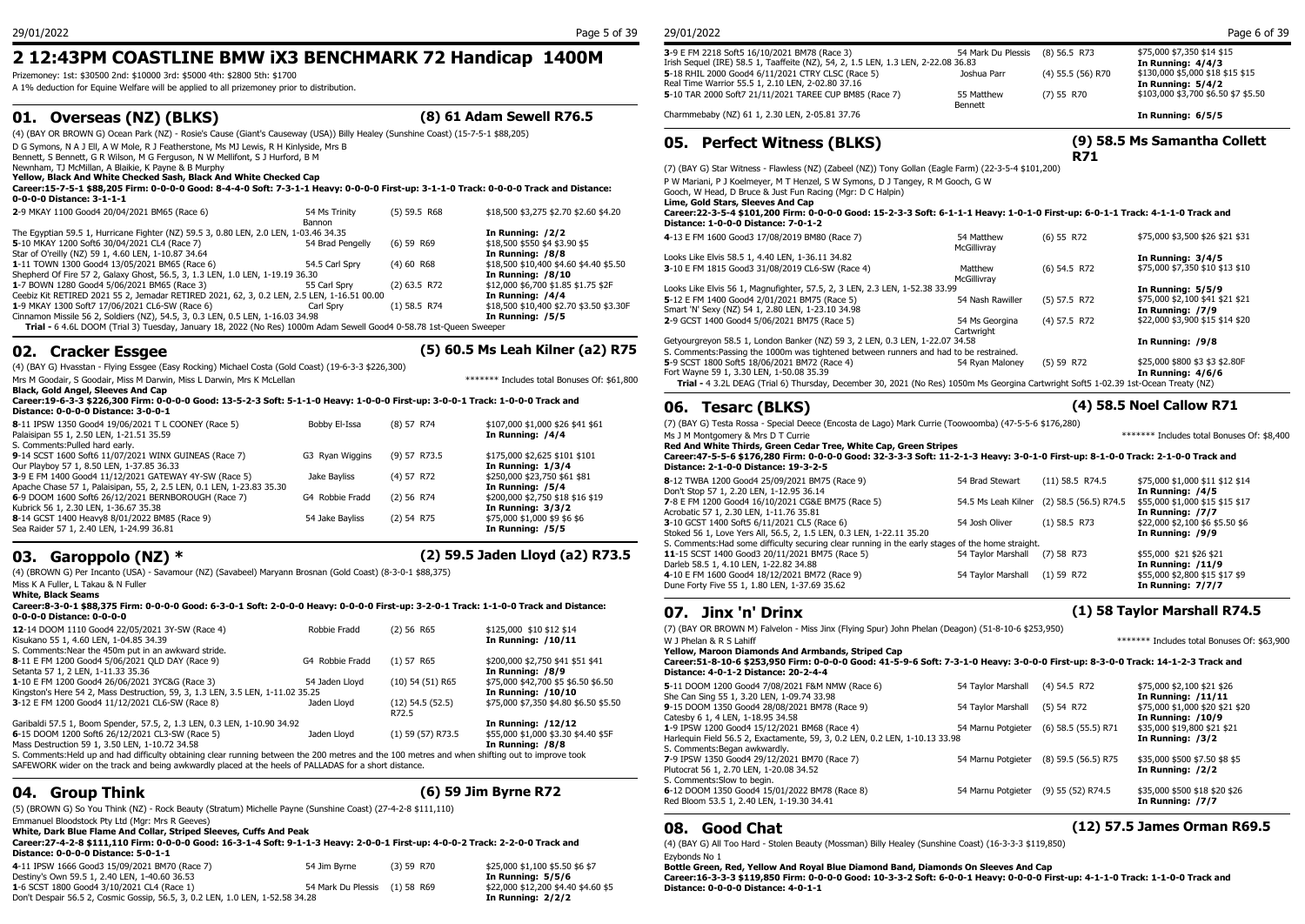## 2 12:43PM COASTLINE BMW iX3 BENCHMARK 72 Handicap 1400M

Prizemoney: 1st: $30500 2nd: $10000 3rd: $5000 4th: $2800 5th: $1700

A 1% deduction for Equine Welfare will be applied to all prizemoney prior to distribution.

### 01. Overseas (NZ) (BLKS) — (8) 61 Adam Sewell R76.5

(4) (BAY OR BROWN G) Ocean Park (NZ) - Rosie's Cause (Giant's Causeway (USA)) Billy Healey (Sunshine Coast) (15-7-5-1 $88,205)

D G Symons, N A J Ell, A W Mole, R J Featherstone, Ms MJ Lewis, R H Kinlyside, Mrs B Bennett, S Bennett, G R Wilson, M G Ferguson, N W Mellifont, S J Hurford, B M Newnham, TJ McMillan, A Blaikie, K Payne & B Murphy

**Yellow, Black And White Checked Sash, Black And White Checked Cap**

**Career:15-7-5-1 $88,205 Firm: 0-0-0-0 Good: 8-4-4-0 Soft: 7-3-1-1 Heavy: 0-0-0-0 First-up: 3-1-1-0 Track: 0-0-0-0 Track and Distance: 0-0-0-0 Distance: 3-1-1-1**

| Run | Jockey | Barrier/Weight/Rating | Prize / Odds |
|---|---|---|---|
| 2-9 MKAY 1100 Good4 20/04/2021 BM65 (Race 6) | 54 Ms Trinity Bannon | (5) 59.5 R68 | $18,500 $3,275 $2.70 $2.60 $4.20 |
| The Egyptian 59.5 1, Hurricane Fighter (NZ) 59.5 3, 0.80 LEN, 2.0 LEN, 1-03.46 34.35 | | | In Running: /2/2 |
| 5-10 MKAY 1200 Soft6 30/04/2021 CL4 (Race 7) | 54 Brad Pengelly | (6) 59 R69 | $18,500 $550 $4 $3.90 $5 |
| Star of O'reilly (NZ) 59 1, 4.60 LEN, 1-10.87 34.64 | | | In Running: /8/8 |
| 1-11 TOWN 1300 Good4 13/05/2021 BM65 (Race 6) | 54.5 Carl Spry | (4) 60 R68 | $18,500 $10,400 $4.60 $4.40 $5.50 |
| Shepherd Of Fire 57 2, Galaxy Ghost, 56.5, 3, 1.3 LEN, 1.0 LEN, 1-19.19 36.30 | | | In Running: /8/10 |
| 1-7 BOWN 1280 Good4 5/06/2021 BM65 (Race 3) | 55 Carl Spry | (2) 63.5 R72 | $12,000 $6,700 $1.85 $1.75 $2F |
| Ceebiz Kit RETIRED 2021 55 2, Jemadar RETIRED 2021, 62, 3, 0.2 LEN, 2.5 LEN, 1-16.51 00.00 | | | In Running: /4/4 |
| 1-9 MKAY 1300 Soft7 17/06/2021 CL6-SW (Race 6) | Carl Spry | (1) 58.5 R74 | $18,500 $10,400 $2.70 $3.50 $3.30F |
| Cinnamon Missile 56 2, Soldiers (NZ), 54.5, 3, 0.3 LEN, 0.5 LEN, 1-16.03 34.98 | | | In Running: /5/5 |

**Trial -** 6 4.6L DOOM (Trial 3) Tuesday, January 18, 2022 (No Res) 1000m Adam Sewell Good4 0-58.78 1st-Queen Sweeper

### 02. Cracker Essgee — (5) 60.5 Ms Leah Kilner (a2) R75

(4) (BAY G) Hvasstan - Flying Essgee (Easy Rocking) Michael Costa (Gold Coast) (19-6-3-3 $226,300)

Mrs M Goodair, S Goodair, Miss M Darwin, Miss L Darwin, Mrs K McLellan — ******* Includes total Bonuses Of: $61,800

**Black, Gold Angel, Sleeves And Cap**

**Career:19-6-3-3 $226,300 Firm: 0-0-0-0 Good: 13-5-2-3 Soft: 5-1-1-0 Heavy: 1-0-0-0 First-up: 3-0-0-1 Track: 1-0-0-0 Track and Distance: 0-0-0-0 Distance: 3-0-0-1**

| Run | Jockey | Barrier/Weight/Rating | Prize / Odds |
|---|---|---|---|
| 8-11 IPSW 1350 Good4 19/06/2021 T L COONEY (Race 5) | Bobby El-Issa | (8) 57 R74 | $107,000 $1,000 $26 $41 $61 |
| Palaisipan 55 1, 2.50 LEN, 1-21.51 35.59 | | | In Running: /4/4 |
| S. Comments:Pulled hard early. | | | |
| 9-14 SCST 1600 Soft6 11/07/2021 WINX GUINEAS (Race 7) | G3 Ryan Wiggins | (9) 57 R73.5 | $175,000 $2,625 $101 $101 |
| Our Playboy 57 1, 8.50 LEN, 1-37.85 36.33 | | | In Running: 1/3/4 |
| 3-9 E FM 1400 Good4 11/12/2021 GATEWAY 4Y-SW (Race 5) | Jake Bayliss | (4) 57 R72 | $250,000 $23,750 $61 $81 |
| Apache Chase 57 1, Palaisipan, 55, 2, 2.5 LEN, 0.1 LEN, 1-23.83 35.30 | | | In Running: /5/4 |
| 6-9 DOOM 1600 Soft6 26/12/2021 BERNBOROUGH (Race 7) | G4 Robbie Fradd | (2) 56 R74 | $200,000 $2,750 $18 $16 $19 |
| Kubrick 56 1, 2.30 LEN, 1-36.67 35.38 | | | In Running: 3/3/2 |
| 8-14 GCST 1400 Heavy8 8/01/2022 BM85 (Race 9) | 54 Jake Bayliss | (2) 54 R75 | $75,000 $1,000 $9 $6 $6 |
| Sea Raider 57 1, 2.40 LEN, 1-24.99 36.81 | | | In Running: /5/5 |

### 03. Garoppolo (NZ) * — (2) 59.5 Jaden Lloyd (a2) R73.5

(4) (BROWN G) Per Incanto (USA) - Savamour (NZ) (Savabeel) Maryann Brosnan (Gold Coast) (8-3-0-1 $88,375)

Miss K A Fuller, L Takau & N Fuller

**White, Black Seams**

**Career:8-3-0-1 $88,375 Firm: 0-0-0-0 Good: 6-3-0-1 Soft: 2-0-0-0 Heavy: 0-0-0-0 First-up: 3-2-0-1 Track: 1-1-0-0 Track and Distance: 0-0-0-0 Distance: 0-0-0-0**

| Run | Jockey | Barrier/Weight/Rating | Prize / Odds |
|---|---|---|---|
| 12-14 DOOM 1110 Good4 22/05/2021 3Y-SW (Race 4) | Robbie Fradd | (2) 56 R65 | $125,000 $10 $12 $14 |
| Kisukano 55 1, 4.60 LEN, 1-04.85 34.39 | | | In Running: /10/11 |
| S. Comments:Near the 450m put in an awkward stride. | | | |
| 8-11 E FM 1200 Good4 5/06/2021 QLD DAY (Race 9) | G4 Robbie Fradd | (1) 57 R65 | $200,000 $2,750 $41 $51 $41 |
| Setanta 57 1, 2 LEN, 1-11.33 35.36 | | | In Running: /8/9 |
| 1-10 E FM 1200 Good4 26/06/2021 3YC&G (Race 3) | 54 Jaden Lloyd | (10) 54 (51) R65 | $75,000 $42,700 $5 $6.50 $6.50 |
| Kingston's Here 54 2, Mass Destruction, 59, 3, 1.3 LEN, 3.5 LEN, 1-11.02 35.25 | | | In Running: /10/10 |
| 3-12 E FM 1200 Good4 11/12/2021 CL6-SW (Race 8) | Jaden Lloyd | (12) 54.5 (52.5) R72.5 | $75,000 $7,350 $4.80 $6.50 $5.50 |
| Garibaldi 57.5 1, Boom Spender, 57.5, 2, 1.3 LEN, 0.3 LEN, 1-10.90 34.92 | | | In Running: /12/12 |
| 6-15 DOOM 1200 Soft6 26/12/2021 CL3-SW (Race 5) | Jaden Lloyd | (1) 59 (57) R73.5 | $55,000 $1,000 $3.30 $4.40 $5F |
| Mass Destruction 59 1, 3.50 LEN, 1-10.72 34.58 | | | In Running: /8/8 |

S. Comments:Held up and had difficulty obtaining clear running between the 200 metres and the 100 metres and when shifting out to improve took SAFEWORK wider on the track and being awkwardly placed at the heels of PALLADAS for a short distance.

### 04. Group Think — (6) 59 Jim Byrne R72

(5) (BROWN G) So You Think (NZ) - Rock Beauty (Stratum) Michelle Payne (Sunshine Coast) (27-4-2-8 $111,110)

Emmanuel Bloodstock Pty Ltd (Mgr: Mrs R Geeves)

**White, Blue Flame And Collar, Striped Sleeves, Cuffs And Peak**

**Career:27-4-2-8 $111,110 Firm: 0-0-0-0 Good: 16-3-1-4 Soft: 9-1-1-3 Heavy: 2-0-0-1 First-up: 4-0-0-2 Track: 2-2-0-0 Track and Distance: 0-0-0-0 Distance: 5-0-1-1**

| Run | Jockey | Barrier/Weight/Rating | Prize / Odds |
|---|---|---|---|
| 4-11 IPSW 1666 Good3 15/09/2021 BM70 (Race 7) | 54 Jim Byrne | (3) 59 R70 | $25,000 $1,100 $5.50 $6 $7 |
| Destiny's Own 59.5 1, 2.40 LEN, 1-40.60 36.53 | | | In Running: 5/5/6 |
| 1-6 SCST 1800 Good4 3/10/2021 CL4 (Race 1) | 54 Mark Du Plessis | (1) 58 R69 | $22,000 $12,200 $4.40 $4.60 $5 |
| Don't Despair 56.5 2, Cosmic Gossip, 56.5, 3, 0.2 LEN, 1.0 LEN, 1-52.58 34.28 | | | In Running: 2/2/2 |
| 3-9 E FM 2218 Soft5 16/10/2021 BM78 (Race 3) | 54 Mark Du Plessis | (8) 56.5 R73 | $75,000 $7,350 $14 $15 |
| Irish Sequel (IRE) 58.5 1, Taaffeite (NZ), 54, 2, 1.5 LEN, 1.3 LEN, 2-22.08 36.83 | | | In Running: 4/4/3 |
| 5-18 RHIL 2000 Good4 6/11/2021 CTRY CLSC (Race 5) | Joshua Parr | (4) 55.5 (56) R70 | $130,000 $5,000 $18 $15 $15 |
| Real Time Warrior 55.5 1, 2.10 LEN, 2-02.80 37.16 | | | In Running: 5/4/2 |
| 5-10 TAR 2000 Soft7 21/11/2021 TAREE CUP BM85 (Race 7) | 55 Matthew Bennett | (7) 55 R70 | $103,000 $3,700 $6.50 $7 $5.50 |
| Charmmebaby (NZ) 61 1, 2.30 LEN, 2-05.81 37.76 | | | In Running: 6/5/5 |

### 05. Perfect Witness (BLKS) — (9) 58.5 Ms Samantha Collett R71

(7) (BAY G) Star Witness - Flawless (NZ) (Zabeel (NZ)) Tony Gollan (Eagle Farm) (22-3-5-4 $101,200)

P W Mariani, P J Koelmeyer, M T Henzel, S W Symons, D J Tangey, R M Gooch, G W Gooch, W Head, D Bruce & Just Fun Racing (Mgr: D C Halpin)

**Lime, Gold Stars, Sleeves And Cap**

**Career:22-3-5-4 $101,200 Firm: 0-0-0-0 Good: 15-2-3-3 Soft: 6-1-2-1 Heavy: 1-0-1-0 First-up: 6-0-1-1 Track: 4-1-1-0 Track and Distance: 1-0-0-0 Distance: 7-0-1-2**

| Run | Jockey | Barrier/Weight/Rating | Prize / Odds |
|---|---|---|---|
| 4-13 E FM 1600 Good3 17/08/2019 BM80 (Race 7) | 54 Matthew McGillivray | (6) 55 R72 | $75,000 $3,500 $26 $21 $31 |
| Looks Like Elvis 58.5 1, 4.40 LEN, 1-36.11 34.82 | | | In Running: 3/4/5 |
| 3-10 E FM 1815 Good3 31/08/2019 CL6-SW (Race 4) | Matthew McGillivray | (6) 54.5 R72 | $75,000 $7,350 $10 $13 $10 |
| Looks Like Elvis 56 1, Magnufighter, 57.5, 2, 3 LEN, 2.3 LEN, 1-52.38 33.99 | | | In Running: 5/5/9 |
| 5-12 E FM 1400 Good4 2/01/2021 BM75 (Race 5) | 54 Nash Rawiller | (5) 57.5 R72 | $75,000 $2,100 $41 $21 $21 |
| Smart 'N' Sexy (NZ) 54 1, 2.80 LEN, 1-23.10 34.98 | | | In Running: /7/9 |
| 2-9 GCST 1400 Good4 5/06/2021 BM75 (Race 5) | 54 Ms Georgina Cartwright | (4) 57.5 R72 | $22,000 $3,900 $15 $14 $20 |
| Getyourgreyon 58.5 1, London Banker (NZ) 59 3, 2 LEN, 0.3 LEN, 1-22.07 34.58 | | | In Running: /9/8 |
| S. Comments:Passing the 1000m was tightened between runners and had to be restrained. | | | |
| 5-9 SCST 1800 Soft5 18/06/2021 BM72 (Race 4) | 54 Ryan Maloney | (5) 59 R72 | $25,000 $800 $3 $3 $2.80F |
| Fort Wayne 59 1, 3.30 LEN, 1-50.08 35.39 | | | In Running: 4/6/6 |

**Trial -** 4 3.2L DEAG (Trial 6) Thursday, December 30, 2021 (No Res) 1050m Ms Georgina Cartwright Soft5 1-02.39 1st-Ocean Treaty (NZ)

### 06. Tesarc (BLKS) — (4) 58.5 Noel Callow R71

(7) (BAY G) Testa Rossa - Special Deece (Encosta de Lago) Mark Currie (Toowoomba) (47-5-5-6 $176,280)

Ms J M Montgomery & Mrs D T Currie — ******* Includes total Bonuses Of: $8,400

**Red And White Thirds, Green Cedar Tree, White Cap, Green Stripes**

**Career:47-5-5-6 $176,280 Firm: 0-0-0-0 Good: 32-3-3-3 Soft: 11-2-1-3 Heavy: 3-0-1-0 First-up: 8-1-0-0 Track: 2-1-0-0 Track and Distance: 2-1-0-0 Distance: 19-3-2-5**

| Run | Jockey | Barrier/Weight/Rating | Prize / Odds |
|---|---|---|---|
| 8-12 TWBA 1200 Good4 25/09/2021 BM75 (Race 9) | 54 Brad Stewart | (11) 58.5 R74.5 | $75,000 $1,000 $11 $12 $14 |
| Don't Stop 57 1, 2.20 LEN, 1-12.95 36.14 | | | In Running: /4/5 |
| 7-8 E FM 1200 Good4 16/10/2021 CG&E BM75 (Race 5) | 54.5 Ms Leah Kilner | (2) 58.5 (56.5) R74.5 | $55,000 $1,000 $15 $15 $17 |
| Acrobatic 57 1, 2.30 LEN, 1-11.76 35.81 | | | In Running: /7/7 |
| 3-10 GCST 1400 Soft5 6/11/2021 CL5 (Race 6) | 54 Josh Oliver | (1) 58.5 R73 | $22,000 $2,100 $6 $5.50 $6 |
| Stoked 56 1, Love Yers All, 56.5, 2, 1.5 LEN, 0.3 LEN, 1-22.11 35.20 | | | In Running: /9/9 |
| S. Comments:Had some difficulty securing clear running in the early stages of the home straight. | | | |
| 11-15 SCST 1400 Good3 20/11/2021 BM75 (Race 5) | 54 Taylor Marshall | (7) 58 R73 | $55,000 $21 $26 $21 |
| Darleb 58.5 1, 4.10 LEN, 1-22.82 34.88 | | | In Running: /11/9 |
| 4-10 E FM 1600 Good4 18/12/2021 BM72 (Race 9) | 54 Taylor Marshall | (1) 59 R72 | $55,000 $2,800 $15 $17 $9 |
| Dune Forty Five 55 1, 1.80 LEN, 1-37.69 35.62 | | | In Running: 7/7/7 |

### 07. Jinx 'n' Drinx — (1) 58 Taylor Marshall R74.5

(7) (BAY OR BROWN M) Falvelon - Miss Jinx (Flying Spur) John Phelan (Deagon) (51-8-10-6 $253,950)

W J Phelan & R S Lahiff — ******* Includes total Bonuses Of: $63,900

**Yellow, Maroon Diamonds And Armbands, Striped Cap**

**Career:51-8-10-6 $253,950 Firm: 0-0-0-0 Good: 41-5-9-6 Soft: 7-3-1-0 Heavy: 3-0-0-0 First-up: 8-3-0-0 Track: 14-1-2-3 Track and Distance: 4-0-1-2 Distance: 20-2-4-4**

| Run | Jockey | Barrier/Weight/Rating | Prize / Odds |
|---|---|---|---|
| 5-11 DOOM 1200 Good4 7/08/2021 F&M NMW (Race 6) | 54 Taylor Marshall | (4) 54.5 R72 | $75,000 $2,100 $21 $26 |
| She Can Sing 55 1, 3.20 LEN, 1-09.74 33.98 | | | In Running: /11/11 |
| 9-15 DOOM 1350 Good4 28/08/2021 BM78 (Race 9) | 54 Taylor Marshall | (5) 54 R72 | $75,000 $1,000 $21 $21 $20 |
| Catesby 6 1, 4 LEN, 1-18.95 34.58 | | | In Running: /10/9 |
| 1-9 IPSW 1200 Good4 15/12/2021 BM68 (Race 4) | 54 Marnu Potgieter | (6) 58.5 (55.5) R71 | $35,000 $19,800 $21 $21 |
| Harlequin Field 56.5 2, Exactamente, 59, 3, 0.2 LEN, 0.2 LEN, 1-10.13 33.98 | | | In Running: /3/2 |
| S. Comments:Began awkwardly. | | | |
| 7-9 IPSW 1350 Good4 29/12/2021 BM70 (Race 7) | 54 Marnu Potgieter | (8) 59.5 (56.5) R75 | $35,000 $500 $7.50 $8 $5 |
| Plutocrat 56 1, 2.70 LEN, 1-20.08 34.52 | | | In Running: /2/2 |
| S. Comments:Slow to begin. | | | |
| 6-12 DOOM 1350 Good4 15/01/2022 BM78 (Race 8) | 54 Marnu Potgieter | (9) 55 (52) R74.5 | $35,000 $500 $18 $20 $26 |
| Red Bloom 53.5 1, 2.40 LEN, 1-19.30 34.41 | | | In Running: /7/7 |

### 08. Good Chat — (12) 57.5 James Orman R69.5

(4) (BAY G) All Too Hard - Stolen Beauty (Mossman) Billy Healey (Sunshine Coast) (16-3-3-3 $119,850)

Ezybonds No 1

**Bottle Green, Red, Yellow And Royal Blue Diamond Band, Diamonds On Sleeves And Cap**

**Career:16-3-3-3 $119,850 Firm: 0-0-0-0 Good: 10-3-3-2 Soft: 6-0-0-1 Heavy: 0-0-0-0 First-up: 4-1-1-0 Track: 1-1-0-0 Track and Distance: 0-0-0-0 Distance: 4-0-1-1**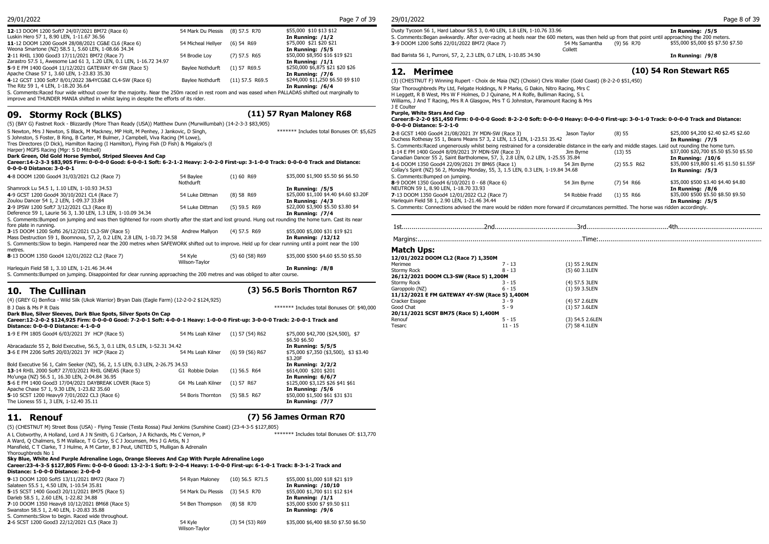| | | | | |
|---|---|---|---|---|
| **12**-13 DOOM 1200 Soft7 24/07/2021 BM72 (Race 6) | 54 Mark Du Plessis | (8) 57.5 R70 | $55,000 $10 $13 $12 | |
| Luskin Hero 57 1, 8.90 LEN, 1-11.67 36.56 | | | **In Running: /1/2** | |
| **11**-12 DOOM 1200 Good4 28/08/2021 CG&E CL6 (Race 6) | 54 Micheal Hellyer | (6) 54 R69 | $75,000 $21 $20 $21 | |
| Weona Smartone (NZ) 58.5 1, 5.60 LEN, 1-08.66 34.34 | | | **In Running: /5/5** | |
| **2**-11 RHIL 1300 Good3 17/11/2021 BM72 (Race 7) | 54 Brodie Loy | (7) 57.5 R65 | $50,000 $8,950 $16 $19 $21 | |
| Zarastro 57.5 1, Awesome Lad 61 3, 1.20 LEN, 0.1 LEN, 1-16.72 34.97 | | | **In Running: /1/1** | |
| **5**-9 E FM 1400 Good4 11/12/2021 GATEWAY 4Y-SW (Race 5) | Baylee Nothdurft | (1) 57 R69.5 | $250,000 $6,875 $21 $20 $26 | |
| Apache Chase 57 1, 3.60 LEN, 1-23.83 35.30 | | | **In Running: /7/6** | |
| **4**-12 GCST 1300 Soft7 8/01/2022 3&4YCG&E CL4-SW (Race 6) | Baylee Nothdurft | (11) 57.5 R69.5 | $244,000 $11,250 $6.50 $9 $10 | |
| The Ritz 59 1, 4 LEN, 1-18.20 36.64 | | | **In Running: /6/4** | |

S. Comments:Raced four wide without cover for the majority. Near the 250m raced in rest room and was eased when PALLADAS shifted out marginally to improve and THUNDER MANIA shifted in whilst laying in despite the efforts of its rider.

## 09. Stormy Rock (BLKS) **(11) 57 Ryan Maloney R68**

(5) (BAY G) Fastnet Rock - Blizzardly (More Than Ready (USA)) Matthew Dunn (Murwillumbah) (14-2-3-3 $83,905)

S Newton, Mrs J Newton, S Black, M Mackney, MP Holt, M Penhey, J Jankovic, D Singh, S Johnston, S Foster, B Ring, B Carter, M Bulmer, J Campbell, Viva Racing (M Lowe), Tres Directores (D Dick), Hamilton Racing (I Hamilton), Flying Fish (D Fish) & Migaloo's (I Harper) MGFS Racing (Mgr: S D Mitchell)

******* Includes total Bonuses Of: $5,625

**Dark Green, Old Gold Horse Symbol, Striped Sleeves And Cap**

**Career:14-2-3-3 $83,905 Firm: 0-0-0-0 Good: 6-0-0-1 Soft: 6-2-1-2 Heavy: 2-0-2-0 First-up: 3-1-0-0 Track: 0-0-0-0 Track and Distance: 0-0-0-0 Distance: 3-0-0-1**

| | | | | |
|---|---|---|---|---|
| **4**-8 DOOM 1200 Good4 31/03/2021 CL2 (Race 7) | 54 Baylee Nothdurft | (1) 60 R69 | $35,000 $1,900 $5.50 $6 $6.50 | |
| Shamrock Lu 54.5 1, 1.10 LEN, 1-10.93 34.53 | | | **In Running: /5/5** | |
| **4**-9 GCST 1200 Good4 30/10/2021 CL4 (Race 7) | 54 Luke Dittman | (8) 58 R69 | $25,000 $1,100 $4.40 $4.60 $3.20F | |
| Zoulou Dancer 54 1, 2 LEN, 1-09.37 33.84 | | | **In Running: /4/3** | |
| **2**-9 IPSW 1200 Soft7 3/12/2021 CL3 (Race 8) | 54 Luke Dittman | (5) 59.5 R69 | $22,000 $3,900 $5.50 $3.80 $4 | |
| Deference 59 1, Laurie 56 3, 1.30 LEN, 1.3 LEN, 1-10.09 34.34 | | | **In Running: /7/4** | |

S. Comments:Bumped on jumping and was then tightened for room shortly after the start and lost ground. Hung out rounding the home turn. Cast its near fore plate in running.

| | | | | |
|---|---|---|---|---|
| **3**-15 DOOM 1200 Soft6 26/12/2021 CL3-SW (Race 5) | Andrew Mallyon | (4) 57.5 R69 | $55,000 $5,000 $31 $19 $21 | |
| Mass Destruction 59 1, Boomnova, 57, 2, 0.2 LEN, 2.8 LEN, 1-10.72 34.58 | | | **In Running: /12/12** | |

S. Comments:Slow to begin. Hampered near the 200 metres when SAFEWORK shifted out to improve. Held up for clear running until a point near the 100 metres.

| | | | | |
|---|---|---|---|---|
| **8**-13 DOOM 1350 Good4 12/01/2022 CL2 (Race 7) | 54 Kyle Wilson-Taylor | (5) 60 (58) R69 | $35,000 $500 $4.60 $5.50 $5.50 | |
| Harlequin Field 58 1, 3.10 LEN, 1-21.46 34.44 | | | **In Running: /8/8** | |

S. Comments:Bumped on jumping. Disappointed for clear running approaching the 200 metres and was obliged to alter course.

## 10. The Cullinan **(3) 56.5 Boris Thornton R67**

(4) (GREY G) Benfica - Wild Silk (Ukok Warrior) Bryan Dais (Eagle Farm) (12-2-0-2 $124,925)

B J Dais & Ms P R Dais

******* Includes total Bonuses Of: $40,000

**Dark Blue, Silver Sleeves, Dark Blue Spots, Silver Spots On Cap**

**Career:12-2-0-2 $124,925 Firm: 0-0-0-0 Good: 7-2-0-1 Soft: 4-0-0-1 Heavy: 1-0-0-0 First-up: 3-0-0-0 Track: 2-0-0-1 Track and Distance: 0-0-0-0 Distance: 4-1-0-0**

| | | | | |
|---|---|---|---|---|
| **1**-9 E FM 1805 Good4 6/03/2021 3Y HCP (Race 5) | 54 Ms Leah Kilner | (1) 57 (54) R62 | $75,000 $42,700 ($24,500), $7 $6.50 $6.50 | |
| Abracadazzle 55 2, Bold Executive, 56.5, 3, 0.1 LEN, 0.5 LEN, 1-52.31 34.42 | | | **In Running: 5/5/5** | |
| **3**-6 E FM 2206 Soft5 20/03/2021 3Y HCP (Race 2) | 54 Ms Leah Kilner | (6) 59 (56) R67 | $75,000 $7,350 ($3,500), $3 $3.40 $3.20F | |
| Bold Executive 56 1, Calm Seeker (NZ), 56, 2, 1.5 LEN, 0.3 LEN, 2-26.75 34.53 | | | **In Running: 2/2/2** | |
| **13**-14 RHIL 2000 Soft7 27/03/2021 RHIL GNEAS (Race 5) | G1 Robbie Dolan | (1) 56.5 R64 | $614,000 $201 $201 | |
| Mo'unga (NZ) 56.5 1, 16.30 LEN, 2-04.84 36.95 | | | **In Running: 6/6/7** | |
| **5**-6 E FM 1400 Good3 17/04/2021 DAYBREAK LOVER (Race 5) | G4 Ms Leah Kilner | (1) 57 R67 | $125,000 $3,125 $26 $41 $61 | |
| Apache Chase 57 1, 9.30 LEN, 1-23.82 35.60 | | | **In Running: /5/6** | |
| **5**-10 SCST 1200 Heavy9 7/01/2022 CL3 (Race 6) | 54 Boris Thornton | (5) 58.5 R67 | $50,000 $1,500 $61 $31 $31 | |
| The Lioness 55 1, 3 LEN, 1-12.40 35.11 | | | **In Running: /7/7** | |

## 11. Renouf **(7) 56 James Orman R70**

(5) (CHESTNUT M) Street Boss (USA) - Flying Tessie (Testa Rossa) Paul Jenkins (Sunshine Coast) (23-4-3-5 $127,805)

A L Clotworthy, A Holland, Lord A J N Smith, G J Carlson, J A Richards, Ms C Vernon, P A Ward, Q Chalmers, S M Wallace, T G Cory, S C J Jocumsen, Mrs J G Artis, N J Mansfield, C T Clarke, T J Hulme, A M Carter, B J Peut, UNITED 5, Mulligan & Adrenalin Yhoroughbreds No 1

******* Includes total Bonuses Of: $13,770

**Sky Blue, White And Purple Adrenaline Logo, Orange Sleeves And Cap With Purple Adrenaline Logo**

**Career:23-4-3-5 $127,805 Firm: 0-0-0-0 Good: 13-2-3-1 Soft: 9-2-0-4 Heavy: 1-0-0-0 First-up: 6-1-0-1 Track: 8-3-1-2 Track and Distance: 1-0-0-0 Distance: 2-0-0-0**

| | | | | |
|---|---|---|---|---|
| **9**-13 DOOM 1200 Soft5 13/11/2021 BM72 (Race 7) | 54 Ryan Maloney | (10) 56.5 R71.5 | $55,000 $1,000 $18 $21 $19 | |
| Salateen 55.5 1, 4.50 LEN, 1-10.54 35.81 | | | **In Running: /10/10** | |
| **5**-15 SCST 1400 Good3 20/11/2021 BM75 (Race 5) | 54 Mark Du Plessis | (3) 54.5 R70 | $55,000 $1,700 $11 $12 $14 | |
| Darleb 58.5 1, 2.60 LEN, 1-22.82 34.88 | | | **In Running: /1/1** | |
| **7**-10 DOOM 1350 Heavy8 10/12/2021 BM68 (Race 5) | 54 Ben Thompson | (8) 58 R70 | $35,000 $500 $7 $9.50 $11 | |
| Swanston 58.5 1, 2.40 LEN, 1-20.83 35.88 | | | **In Running: /9/6** | |

S. Comments:Slow to begin. Raced wide throughout.

| | | | | |
|---|---|---|---|---|
| **2**-6 SCST 1200 Good3 22/12/2021 CL5 (Race 3) | 54 Kyle Wilson-Taylor | (3) 54 (53) R69 | $35,000 $6,400 $8.50 $7.50 $6.50 | |
| Dusty Tycoon 56 1, Hard Labour 58.5 3, 0.40 LEN, 1.8 LEN, 1-10.76 33.96 | | | **In Running: /5/5** | |

S. Comments:Began awkwardly. After over-racing at heels near the 600 meters, was then held up from that point until approaching the 200 meters.

| | | | | |
|---|---|---|---|---|
| **3**-9 DOOM 1200 Soft6 22/02/2022 BM72 (Race 7) | 54 Ms Samantha Collett | (9) 56 R70 | $55,000 $5,000 $5 $7.50 $7.50 | |
| Bad Barista 56 1, Purroni, 57, 2, 2.3 LEN, 0.7 LEN, 1-10.85 34.90 | | | **In Running: /9/8** | |

## 12. Merimee **(10) 54 Ron Stewart R65**

(3) (CHESTNUT F) Winning Rupert - Choix de Maia (NZ) (Choisir) Chris Waller (Gold Coast) (8-2-2-0 $51,450)

Star Thoroughbreds Pty Ltd, Felgate Holdings, N P Marks, G Dakin, Nitro Racing, Mrs C H Leggett, R B West, Mrs W F Holmes, D J Quinane, M A Rolfe, Bulliman Racing, S L Williams, J And T Racing, Mrs R A Glasgow, Mrs T G Johnston, Paramount Racing & Mrs J E Coulter

**Purple, White Stars And Cap**

**Career:8-2-2-0 $51,450 Firm: 0-0-0-0 Good: 8-2-2-0 Soft: 0-0-0-0 Heavy: 0-0-0-0 First-up: 3-0-1-0 Track: 0-0-0-0 Track and Distance: 0-0-0-0 Distance: 5-2-1-0**

| | | | | |
|---|---|---|---|---|
| **2**-8 GCST 1400 Good4 21/08/2021 3Y MDN-SW (Race 3) | Jason Taylor | (8) 55 | $25,000 $4,200 $2.40 $2.45 $2.60 | |
| Duchess Rothesay 55 1, Beans Means 57 3, 2 LEN, 1.5 LEN, 1-23.51 35.42 | | | **In Running: /7/5** | |

S. Comments:Raced ungenerously whilst being restrained for a considerable distance in the early and middle stages. Laid out rounding the home turn.

| | | | | |
|---|---|---|---|---|
| **1**-14 E FM 1400 Good4 8/09/2021 3Y MDN-SW (Race 3) | Jim Byrne | (13) 55 | $37,000 $20,700 $5.50 $5.50 $5.50 | |
| Canadian Dancer 55 2, Saint Bartholomew, 57, 3, 2.8 LEN, 0.2 LEN, 1-25.55 35.84 | | | **In Running: /10/6** | |
| **1**-6 DOOM 1350 Good4 22/09/2021 3Y BM65 (Race 1) | 54 Jim Byrne | (2) 55.5 R62 | $35,000 $19,800 $1.45 $1.50 $1.55F | |
| Collay's Spirit (NZ) 56 2, Monday Monday, 55, 3, 1.5 LEN, 0.3 LEN, 1-19.84 34.68 | | | **In Running: /5/3** | |

S. Comments:Bumped on jumping.

| | | | | |
|---|---|---|---|---|
| **8**-9 DOOM 1350 Good4 6/10/2021 0 - 68 (Race 6) | 54 Jim Byrne | (7) 54 R66 | $35,000 $500 $3.40 $4.40 $4.80 | |
| NEUTRON 59 1, 8.90 LEN, 1-18.70 33.93 | | | **In Running: /8/6** | |
| **7**-13 DOOM 1350 Good4 12/01/2022 CL2 (Race 7) | 54 Robbie Fradd | (1) 55 R66 | $35,000 $500 $5.50 $8.50 $9.50 | |
| Harlequin Field 58 1, 2.90 LEN, 1-21.46 34.44 | | | **In Running: /5/5** | |

S. Comments: Connections advised the mare would be ridden more forward if circumstances permitted. The horse was ridden accordingly.

1st..........................................2nd..........................................3rd..........................................4th..........................................

Margins:....................................................................................Time:....................................................................................

### Match Ups:

| | | |
|---|---|---|
| **12/01/2022 DOOM CL2 (Race 7) 1,350M** | | |
| Merimee | 7 - 13 | (1) 55 2.9LEN |
| Stormy Rock | 8 - 13 | (5) 60 3.1LEN |
| **26/12/2021 DOOM CL3-SW (Race 5) 1,200M** | | |
| Stormy Rock | 3 - 15 | (4) 57.5 3LEN |
| Garoppolo (NZ) | 6 - 15 | (1) 59 3.5LEN |
| **11/12/2021 E FM GATEWAY 4Y-SW (Race 5) 1,400M** | | |
| Cracker Essgee | 3 - 9 | (4) 57 2.6LEN |
| Good Chat | 5 - 9 | (1) 57 3.6LEN |
| **20/11/2021 SCST BM75 (Race 5) 1,400M** | | |
| Renouf | 5 - 15 | (3) 54.5 2.6LEN |
| Tesarc | 11 - 15 | (7) 58 4.1LEN |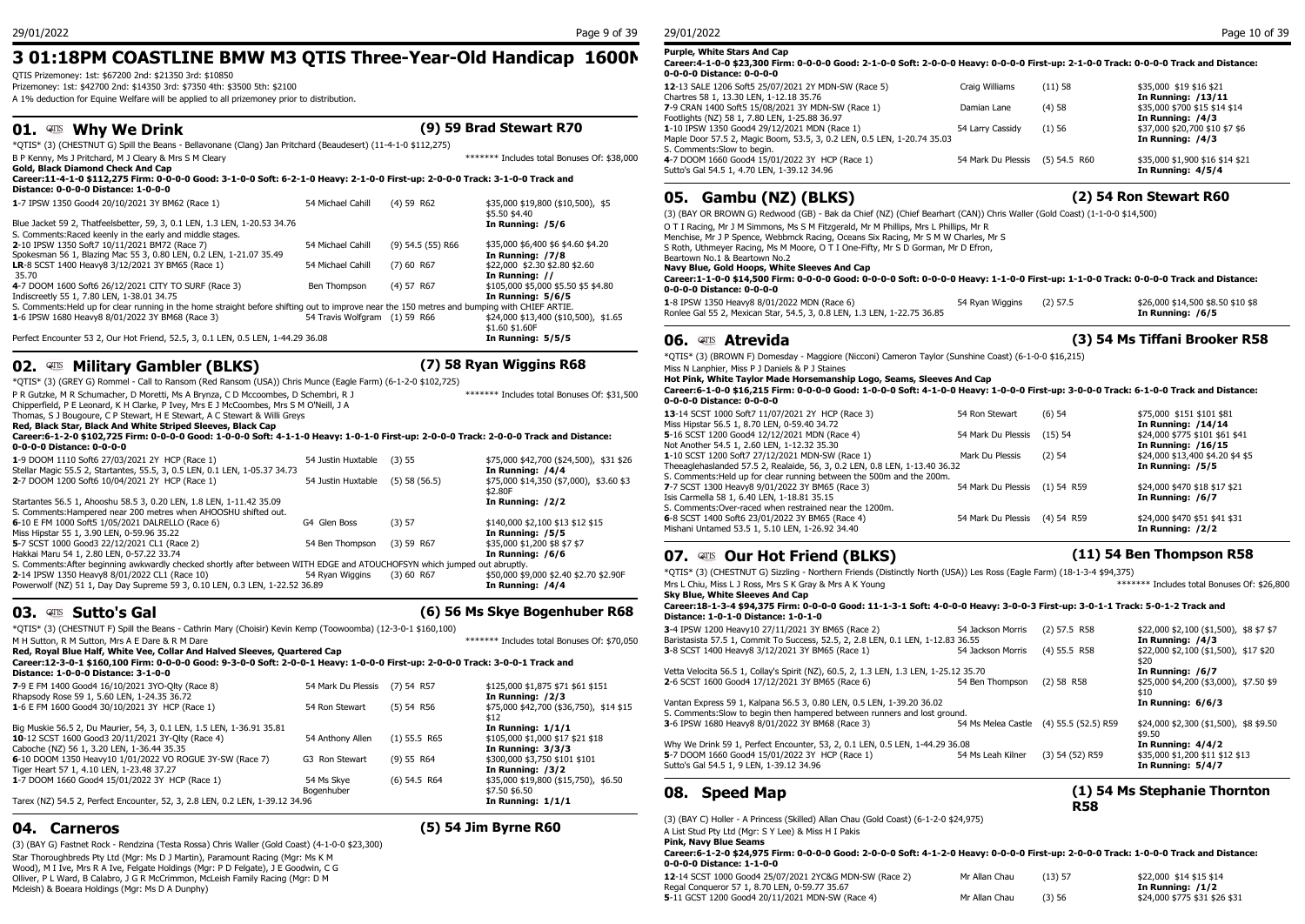# 3 01:18PM COASTLINE BMW M3 QTIS Three-Year-Old Handicap 1600M

QTIS Prizemoney: 1st: $67200 2nd: $21350 3rd: $10850

Prizemoney: 1st: $42700 2nd: $14350 3rd: $7350 4th: $3500 5th: $2100

A 1% deduction for Equine Welfare will be applied to all prizemoney prior to distribution.

## 01. QTIS Why We Drink — (9) 59 Brad Stewart R70

*QTIS* (3) (CHESTNUT G) Spill the Beans - Bellavonane (Clang) Jan Pritchard (Beaudesert) (11-4-1-0 $112,275)

B P Kenny, Ms J Pritchard, M J Cleary & Mrs S M Cleary — ******* Includes total Bonuses Of: $38,000

**Gold, Black Diamond Check And Cap**

**Career:11-4-1-0 $112,275 Firm: 0-0-0-0 Good: 3-1-0-0 Soft: 6-2-1-0 Heavy: 2-1-0-0 First-up: 2-0-0-0 Track: 3-1-0-0 Track and Distance: 0-0-0-0 Distance: 1-0-0-0**

| Race | Jockey | Barrier/Wt | Prize | Running |
|---|---|---|---|---|
| 1-7 IPSW 1350 Good4 20/10/2021 3Y BM62 (Race 1) | 54 Michael Cahill | (4) 59 R62 | $35,000 $19,800 ($10,500), $5 $5.50 $4.40 | |
| Blue Jacket 59 2, Thatfeelsbetter, 59, 3, 0.1 LEN, 1.3 LEN, 1-20.53 34.76 | | | | In Running: /5/6 |
| S. Comments:Raced keenly in the early and middle stages. | | | | |
| 2-10 IPSW 1350 Soft7 10/11/2021 BM72 (Race 7) | 54 Michael Cahill | (9) 54.5 (55) R66 | $35,000 $6,400 $6 $4.60 $4.20 | |
| Spokesman 56 1, Blazing Mac 55 3, 0.80 LEN, 0.2 LEN, 1-21.07 35.49 | | | | In Running: /7/8 |
| LR-8 SCST 1400 Heavy8 3/12/2021 3Y BM65 (Race 1) | 54 Michael Cahill | (7) 60 R67 | $22,000 $2.30 $2.80 $2.60 | |
| 35.70 | | | | In Running: // |
| 4-7 DOOM 1600 Soft6 26/12/2021 CITY TO SURF (Race 3) | Ben Thompson | (4) 57 R67 | $105,000 $5,000 $5.50 $5 $4.80 | |
| Indiscreetly 55 1, 7.80 LEN, 1-38.01 34.75 | | | | In Running: 5/6/5 |
| S. Comments:Held up for clear running in the home straight before shifting out to improve near the 150 metres and bumping with CHIEF ARTIE. | | | | |
| 1-6 IPSW 1680 Heavy8 8/01/2022 3Y BM68 (Race 3) | 54 Travis Wolfgram | (1) 59 R66 | $24,000 $13,400 ($10,500), $1.65 $1.60 $1.60F | |
| Perfect Encounter 53 2, Our Hot Friend, 52.5, 3, 0.1 LEN, 0.5 LEN, 1-44.29 36.08 | | | | In Running: 5/5/5 |

## 02. QTIS Military Gambler (BLKS) — (7) 58 Ryan Wiggins R68

*QTIS* (3) (GREY G) Rommel - Call to Ransom (Red Ransom (USA)) Chris Munce (Eagle Farm) (6-1-2-0 $102,725)

P R Gutzke, M R Schumacher, D Moretti, Ms A Brynza, C D Mccoombes, D Schembri, R J Chipperfield, P E Leonard, K H Clarke, P Ivey, Mrs E J McCoombes, Mrs S M O'Neill, J A Thomas, S J Bougoure, C P Stewart, H E Stewart, A C Stewart & Willi Greys — ******* Includes total Bonuses Of: $31,500

**Red, Black Star, Black And White Striped Sleeves, Black Cap**

**Career:6-1-2-0 $102,725 Firm: 0-0-0-0 Good: 1-0-0-0 Soft: 4-1-1-0 Heavy: 1-0-1-0 First-up: 2-0-0-0 Track: 2-0-0-0 Track and Distance: 0-0-0-0 Distance: 0-0-0-0**

| Race | Jockey | Barrier/Wt | Prize | Running |
|---|---|---|---|---|
| 1-9 DOOM 1110 Soft6 27/03/2021 2Y HCP (Race 1) | 54 Justin Huxtable | (3) 55 | $75,000 $42,700 ($24,500), $31 $26 | |
| Stellar Magic 55.5 2, Startantes, 55.5, 3, 0.5 LEN, 0.1 LEN, 1-05.37 34.73 | | | | In Running: /4/4 |
| 2-7 DOOM 1200 Soft6 10/04/2021 2Y HCP (Race 1) | 54 Justin Huxtable | (5) 58 (56.5) | $75,000 $14,350 ($7,000), $3.60 $3 $2.80F | |
| Startantes 56.5 1, Ahooshu 58.5 3, 0.20 LEN, 1.8 LEN, 1-11.42 35.09 | | | | In Running: /2/2 |
| S. Comments:Hampered near 200 metres when AHOOSHU shifted out. | | | | |
| 6-10 E FM 1000 Soft5 1/05/2021 DALRELLO (Race 6) | G4 Glen Boss | (3) 57 | $140,000 $2,100 $13 $12 $15 | |
| Miss Hipstar 55 1, 3.90 LEN, 0-59.96 35.22 | | | | In Running: /5/5 |
| 5-7 SCST 1000 Good3 22/12/2021 CL1 (Race 2) | 54 Ben Thompson | (3) 59 R67 | $35,000 $1,200 $8 $7 $7 | |
| Hakkai Maru 54 1, 2.80 LEN, 0-57.22 33.74 | | | | In Running: /6/6 |
| S. Comments:After beginning awkwardly checked shortly after between WITH EDGE and ATOUCHOFSYN which jumped out abruptly. | | | | |
| 2-14 IPSW 1350 Heavy8 8/01/2022 CL1 (Race 10) | 54 Ryan Wiggins | (3) 60 R67 | $50,000 $9,000 $2.40 $2.70 $2.90F | |
| Powerwolf (NZ) 51 1, Day Day Supreme 59 3, 0.10 LEN, 0.3 LEN, 1-22.52 36.89 | | | | In Running: /4/4 |

## 03. QTIS Sutto's Gal — (6) 56 Ms Skye Bogenhuber R68

*QTIS* (3) (CHESTNUT F) Spill the Beans - Cathrin Mary (Choisir) Kevin Kemp (Toowoomba) (12-3-0-1 $160,100)

M H Sutton, R M Sutton, Mrs A E Dare & R M Dare — ******* Includes total Bonuses Of: $70,050

**Red, Royal Blue Half, White Vee, Collar And Halved Sleeves, Quartered Cap**

**Career:12-3-0-1 $160,100 Firm: 0-0-0-0 Good: 9-3-0-0 Soft: 2-0-0-1 Heavy: 1-0-0-0 First-up: 2-0-0-0 Track: 3-0-0-1 Track and Distance: 1-0-0-0 Distance: 3-1-0-0**

| Race | Jockey | Barrier/Wt | Prize | Running |
|---|---|---|---|---|
| 7-9 E FM 1400 Good4 16/10/2021 3YO-Qlty (Race 8) | 54 Mark Du Plessis | (7) 54 R57 | $125,000 $1,875 $71 $61 $151 | |
| Rhapsody Rose 59 1, 5.60 LEN, 1-24.35 36.72 | | | | In Running: /2/3 |
| 1-6 E FM 1600 Good4 30/10/2021 3Y HCP (Race 1) | 54 Ron Stewart | (5) 54 R56 | $75,000 $42,700 ($36,750), $14 $15 $12 | |
| Big Muskie 56.5 2, Du Maurier, 54, 3, 0.1 LEN, 1.5 LEN, 1-36.91 35.81 | | | | In Running: 1/1/1 |
| 10-12 SCST 1600 Good3 20/11/2021 3Y-Qlty (Race 4) | 54 Anthony Allen | (1) 55.5 R65 | $105,000 $1,000 $17 $21 $18 | |
| Caboche (NZ) 56 1, 3.20 LEN, 1-36.44 35.35 | | | | In Running: 3/3/3 |
| 6-10 DOOM 1350 Heavy10 4/12/2021 VO ROGUE 3Y-SW (Race 7) | G3 Ron Stewart | (9) 55 R64 | $300,000 $3,750 $101 $101 | |
| Tiger Heart 57 1, 4.10 LEN, 1-23.48 37.27 | | | | In Running: /3/2 |
| 1-7 DOOM 1660 Good4 15/01/2022 3Y HCP (Race 1) | 54 Ms Skye Bogenhuber | (6) 54.5 R64 | $35,000 $19,800 ($15,750), $6.50 $7.50 $6.50 | |
| Tarex (NZ) 54.5 2, Perfect Encounter, 52, 3, 2.8 LEN, 0.2 LEN, 1-39.12 34.96 | | | | In Running: 1/1/1 |

## 04. Carneros — (5) 54 Jim Byrne R60

(3) (BAY G) Fastnet Rock - Rendzina (Testa Rossa) Chris Waller (Gold Coast) (4-1-0-0 $23,300)

Star Thoroughbreds Pty Ltd (Mgr: Ms D J Martin), Paramount Racing (Mgr: Ms K M Wood), M I Ive, Mrs R A Ive, Felgate Holdings (Mgr: P D Felgate), J E Goodwin, C G Ollivier, P L Ward, B Calabro, J G R McCrimmon, McLeish Family Racing (Mgr: D M Mcleish) & Booara Holdings (Mgr: Ms D A Dunphy)

**Purple, White Stars And Cap**

**Career:4-1-0-0 $23,300 Firm: 0-0-0-0 Good: 2-1-0-0 Soft: 2-0-0-0 Heavy: 0-0-0-0 First-up: 2-1-0-0 Track: 0-0-0-0 Track and Distance: 0-0-0-0 Distance: 0-0-0-0**

| Race | Jockey | Barrier/Wt | Prize | Running |
|---|---|---|---|---|
| 12-13 SALE 1206 Soft5 25/07/2021 2Y MDN-SW (Race 5) | Craig Williams | (11) 58 | $35,000 $19 $16 $21 | |
| Chartres 58 1, 13.30 LEN, 1-12.18 35.76 | | | | In Running: /13/11 |
| 7-9 CRAN 1400 Soft5 15/08/2021 3Y MDN-SW (Race 1) | Damian Lane | (4) 58 | $35,000 $700 $15 $14 $14 | |
| Footlights (NZ) 58 1, 7.80 LEN, 1-25.88 36.97 | | | | In Running: /4/3 |
| 1-10 IPSW 1350 Good4 29/12/2021 MDN (Race 1) | 54 Larry Cassidy | (1) 56 | $37,000 $20,700 $10 $7 $6 | |
| Maple Door 57.5 2, Magic Boom, 53.5, 3, 0.2 LEN, 0.5 LEN, 1-20.74 35.03 | | | | In Running: /4/3 |
| S. Comments:Slow to begin. | | | | |
| 4-7 DOOM 1660 Good4 15/01/2022 3Y HCP (Race 1) | 54 Mark Du Plessis | (5) 54.5 R60 | $35,000 $1,900 $16 $14 $21 | |
| Sutto's Gal 54.5 1, 4.70 LEN, 1-39.12 34.96 | | | | In Running: 4/5/4 |

## 05. Gambu (NZ) (BLKS) — (2) 54 Ron Stewart R60

(3) (BAY OR BROWN G) Redwood (GB) - Bak da Chief (NZ) (Chief Bearhart (CAN)) Chris Waller (Gold Coast) (1-1-0-0 $14,500)

O T I Racing, Mr J M Simmons, Ms S M Fitzgerald, Mr M Phillips, Mrs L Phillips, Mr R Menchise, Mr J P Spence, Webbmck Racing, Oceans Six Racing, Mr S M W Charles, Mr S Roth, Uthmeyer Racing, Ms M Moore, O T I One-Fifty, Mr S D Gorman, Mr D Efron, Beartown No.1 & Beartown No.2

**Navy Blue, Gold Hoops, White Sleeves And Cap**

**Career:1-1-0-0 $14,500 Firm: 0-0-0-0 Good: 0-0-0-0 Soft: 0-0-0-0 Heavy: 1-1-0-0 First-up: 1-1-0-0 Track: 0-0-0-0 Track and Distance: 0-0-0-0 Distance: 0-0-0-0**

| Race | Jockey | Barrier/Wt | Prize | Running |
|---|---|---|---|---|
| 1-8 IPSW 1350 Heavy8 8/01/2022 MDN (Race 6) | 54 Ryan Wiggins | (2) 57.5 | $26,000 $14,500 $8.50 $10 $8 | |
| Ronlee Gal 55 2, Mexican Star, 54.5, 3, 0.8 LEN, 1.3 LEN, 1-22.75 36.85 | | | | In Running: /6/5 |

## 06. QTIS Atrevida — (3) 54 Ms Tiffani Brooker R58

*QTIS* (3) (BROWN F) Domesday - Maggiore (Nicconi) Cameron Taylor (Sunshine Coast) (6-1-0-0 $16,215)

Miss N Lanphier, Miss P J Daniels & P J Staines

**Hot Pink, White Taylor Made Horsemanship Logo, Seams, Sleeves And Cap**

**Career:6-1-0-0 $16,215 Firm: 0-0-0-0 Good: 1-0-0-0 Soft: 4-1-0-0 Heavy: 1-0-0-0 First-up: 3-0-0-0 Track: 6-1-0-0 Track and Distance: 0-0-0-0 Distance: 0-0-0-0**

| Race | Jockey | Barrier/Wt | Prize | Running |
|---|---|---|---|---|
| 13-14 SCST 1000 Soft7 11/07/2021 2Y HCP (Race 3) | 54 Ron Stewart | (6) 54 | $75,000 $151 $101 $81 | |
| Miss Hipstar 56.5 1, 8.70 LEN, 0-59.40 34.72 | | | | In Running: /14/14 |
| 5-16 SCST 1200 Good4 12/12/2021 MDN (Race 4) | 54 Mark Du Plessis | (15) 54 | $24,000 $775 $101 $61 $41 | |
| Not Another 54.5 1, 2.60 LEN, 1-12.32 35.30 | | | | In Running: /16/15 |
| 1-10 SCST 1200 Soft7 27/12/2021 MDN-SW (Race 1) | Mark Du Plessis | (2) 54 | $24,000 $13,400 $4.20 $4 $5 | |
| Theeaglehaslanded 57.5 2, Realaide, 56, 3, 0.2 LEN, 0.8 LEN, 1-13.40 36.32 | | | | In Running: /5/5 |
| S. Comments:Held up for clear running between the 500m and the 200m. | | | | |
| 7-7 SCST 1300 Heavy8 9/01/2022 3Y BM65 (Race 3) | 54 Mark Du Plessis | (1) 54 R59 | $24,000 $470 $18 $17 $21 | |
| Isis Carmella 58 1, 6.40 LEN, 1-18.81 35.15 | | | | In Running: /6/7 |
| S. Comments:Over-raced when restrained near the 1200m. | | | | |
| 6-8 SCST 1400 Soft6 23/01/2022 3Y BM65 (Race 4) | 54 Mark Du Plessis | (4) 54 R59 | $24,000 $470 $51 $41 $31 | |
| Mishani Untamed 53.5 1, 5.10 LEN, 1-26.92 34.40 | | | | In Running: /2/2 |

## 07. QTIS Our Hot Friend (BLKS) — (11) 54 Ben Thompson R58

*QTIS* (3) (CHESTNUT G) Sizzling - Northern Friends (Distinctly North (USA)) Les Ross (Eagle Farm) (18-1-3-4 $94,375)

Mrs L Chiu, Miss L J Ross, Mrs S K Gray & Mrs A K Young — ******* Includes total Bonuses Of: $26,800

**Sky Blue, White Sleeves And Cap**

**Career:18-1-3-4 $94,375 Firm: 0-0-0-0 Good: 11-1-3-1 Soft: 4-0-0-0 Heavy: 3-0-0-3 First-up: 3-0-1-1 Track: 5-0-1-2 Track and Distance: 1-0-1-0 Distance: 1-0-1-0**

| Race | Jockey | Barrier/Wt | Prize | Running |
|---|---|---|---|---|
| 3-4 IPSW 1200 Heavy10 27/11/2021 3Y BM65 (Race 2) | 54 Jackson Morris | (2) 57.5 R58 | $22,000 $2,100 ($1,500), $8 $7 $7 | |
| Baristasista 57.5 1, Commit To Success, 52.5, 2, 2.8 LEN, 0.1 LEN, 1-12.83 36.55 | | | | In Running: /4/3 |
| 3-8 SCST 1400 Heavy8 3/12/2021 3Y BM65 (Race 1) | 54 Jackson Morris | (4) 55.5 R58 | $22,000 $2,100 ($1,500), $17 $20 $20 | |
| Vetta Velocita 56.5 1, Collay's Spirit (NZ), 60.5, 2, 1.3 LEN, 1.3 LEN, 1-25.12 35.70 | | | | In Running: /6/7 |
| 2-6 SCST 1600 Good4 17/12/2021 3Y BM65 (Race 2) | 54 Ben Thompson | (2) 58 R58 | $25,000 $4,200 ($3,000), $7.50 $9 $10 | |
| Vantan Express 59 1, Kalpana 56.5 3, 0.80 LEN, 0.5 LEN, 1-39.20 36.02 | | | | In Running: 6/6/3 |
| S. Comments:Slow to begin then hampered between runners and lost ground. | | | | |
| 3-6 IPSW 1680 Heavy8 8/01/2022 3Y BM68 (Race 3) | 54 Ms Melea Castle | (4) 55.5 (52.5) R59 | $24,000 $2,300 ($1,500), $8 $9.50 $9.50 | |
| Why We Drink 59 1, Perfect Encounter, 53, 2, 0.1 LEN, 0.5 LEN, 1-44.29 36.08 | | | | In Running: 4/4/2 |
| 5-7 DOOM 1660 Good4 15/01/2022 3Y HCP (Race 1) | 54 Ms Leah Kilner | (3) 54 (52) R59 | $35,000 $1,200 $11 $12 $13 | |
| Sutto's Gal 54.5 1, 9 LEN, 1-39.12 34.96 | | | | In Running: 5/4/7 |

## 08. Speed Map — (1) 54 Ms Stephanie Thornton R58

(3) (BAY C) Holler - A Princess (Skilled) Allan Chau (Gold Coast) (6-1-2-0 $24,975)

A List Stud Pty Ltd (Mgr: S Y Lee) & Miss H I Pakis

**Pink, Navy Blue Seams**

**Career:6-1-2-0 $24,975 Firm: 0-0-0-0 Good: 2-0-0-0 Soft: 4-1-2-0 Heavy: 0-0-0-0 First-up: 2-0-0-0 Track: 1-0-0-0 Track and Distance: 0-0-0-0 Distance: 1-1-0-0**

| Race | Jockey | Barrier/Wt | Prize | Running |
|---|---|---|---|---|
| 12-14 SCST 1000 Good4 25/07/2021 2YC&G MDN-SW (Race 2) | Mr Allan Chau | (13) 57 | $22,000 $14 $15 $14 | |
| Regal Conqueror 57 1, 8.70 LEN, 0-59.77 35.67 | | | | In Running: /1/2 |
| 5-11 GCST 1200 Good4 20/11/2021 MDN-SW (Race 4) | Mr Allan Chau | (3) 56 | $24,000 $775 $31 $26 $31 | |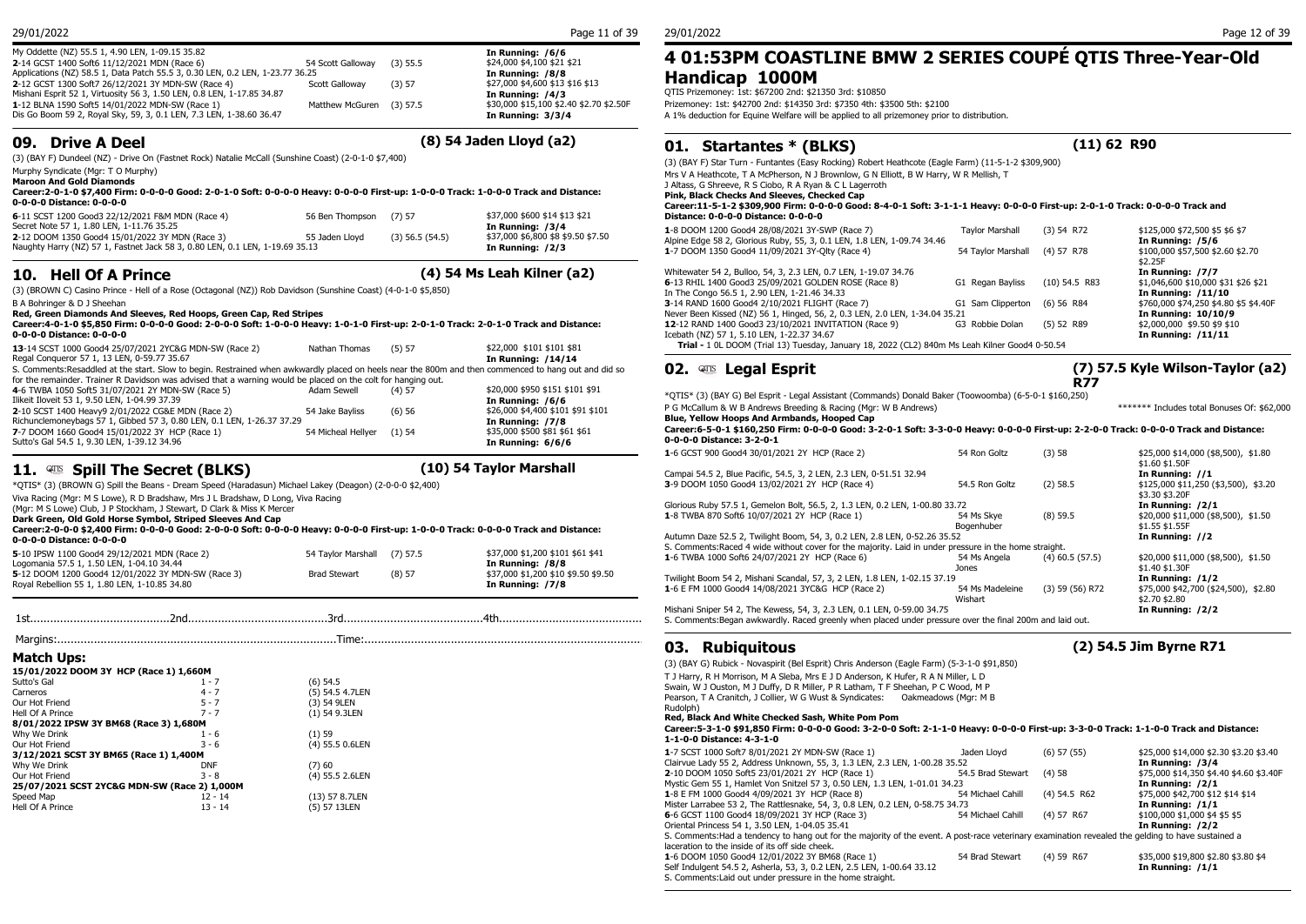My Oddette (NZ) 55.5 1, 4.90 LEN, 1-09.15 35.82

**2**-14 GCST 1400 Soft6 11/12/2021 MDN (Race 6) | 54 Scott Galloway | (3) 55.5 | $24,000 $4,100 $21 $21 | **In Running: /6/6**

Applications (NZ) 58.5 1, Data Patch 55.5 3, 0.30 LEN, 0.2 LEN, 1-23.77 36.25 | **In Running: /8/8**

**2**-12 GCST 1300 Soft7 26/12/2021 3Y MDN-SW (Race 4) | Scott Galloway | (3) 57 | $27,000 $4,600 $13 $16 $13

Mishani Esprit 52 1, Virtuosity 56 3, 1.50 LEN, 0.8 LEN, 1-17.85 34.87 | **In Running: /4/3**

**1**-12 BLNA 1590 Soft5 14/01/2022 MDN-SW (Race 1) | Matthew McGuren | (3) 57.5 | $30,000 $15,100 $2.40 $2.70 $2.50F

Dis Go Boom 59 2, Royal Sky, 59, 3, 0.1 LEN, 7.3 LEN, 1-38.60 36.47 | **In Running: 3/3/4**

## 09. Drive A Deel (8) 54 Jaden Lloyd (a2)

(3) (BAY F) Dundeel (NZ) - Drive On (Fastnet Rock) Natalie McCall (Sunshine Coast) (2-0-1-0 $7,400)

Murphy Syndicate (Mgr: T O Murphy)

**Maroon And Gold Diamonds**

**Career:2-0-1-0 $7,400 Firm: 0-0-0-0 Good: 2-0-1-0 Soft: 0-0-0-0 Heavy: 0-0-0-0 First-up: 1-0-0-0 Track: 1-0-0-0 Track and Distance: 0-0-0-0 Distance: 0-0-0-0**

**6**-11 SCST 1200 Good3 22/12/2021 F&M MDN (Race 4) | 56 Ben Thompson | (7) 57 | $37,000 $600 $14 $13 $21

Secret Note 57 1, 1.80 LEN, 1-11.76 35.25 | **In Running: /3/4**

**2**-12 DOOM 1350 Good4 15/01/2022 3Y MDN (Race 3) | 55 Jaden Lloyd | (3) 56.5 (54.5) | $37,000 $6,800 $8 $9.50 $7.50

Naughty Harry (NZ) 57 1, Fastnet Jack 58 3, 0.80 LEN, 0.1 LEN, 1-19.69 35.13 | **In Running: /2/3**

## 10. Hell Of A Prince (4) 54 Ms Leah Kilner (a2)

(3) (BROWN C) Casino Prince - Hell of a Rose (Octagonal (NZ)) Rob Davidson (Sunshine Coast) (4-0-1-0 $5,850)

B A Bohringer & D J Sheehan

**Red, Green Diamonds And Sleeves, Red Hoops, Green Cap, Red Stripes**

**Career:4-0-1-0 $5,850 Firm: 0-0-0-0 Good: 2-0-0-0 Soft: 1-0-0-0 Heavy: 1-0-1-0 First-up: 2-0-1-0 Track: 2-0-1-0 Track and Distance: 0-0-0-0 Distance: 0-0-0-0**

**13**-14 SCST 1000 Good4 25/07/2021 2YC&G MDN-SW (Race 2) | Nathan Thomas | (5) 57 | $22,000 $101 $101 $81

Regal Conqueror 57 1, 13 LEN, 0-59.77 35.67 | **In Running: /14/14**

S. Comments:Resaddled at the start. Slow to begin. Restrained when awkwardly placed on heels near the 800m and then commenced to hang out and did so for the remainder. Trainer R Davidson was advised that a warning would be placed on the colt for hanging out.

**4**-6 TWBA 1050 Soft5 31/07/2021 2Y MDN-SW (Race 5) | Adam Sewell | (4) 57 | $20,000 $950 $151 $101 $91

Ilikeit Iloveit 53 1, 9.50 LEN, 1-04.99 37.39 | **In Running: /6/6**

**2**-10 SCST 1400 Heavy9 2/01/2022 CG&E MDN (Race 2) | 54 Jake Bayliss | (6) 56 | $26,000 $4,400 $101 $91 $101

Richunclemoneybags 57 1, Gibbed 57 3, 0.80 LEN, 0.1 LEN, 1-26.37 37.29 | **In Running: /7/8**

**7**-7 DOOM 1660 Good4 15/01/2022 3Y HCP (Race 1) | 54 Micheal Hellyer | (1) 54 | $35,000 $500 $81 $61 $61

Sutto's Gal 54.5 1, 9.30 LEN, 1-39.12 34.96 | **In Running: 6/6/6**

## 11. QTIS Spill The Secret (BLKS) (10) 54 Taylor Marshall

*QTIS* (3) (BROWN G) Spill the Beans - Dream Speed (Haradasun) Michael Lakey (Deagon) (2-0-0-0 $2,400)

Viva Racing (Mgr: M S Lowe), R D Bradshaw, Mrs J L Bradshaw, D Long, Viva Racing (Mgr: M S Lowe) Club, J P Stockham, J Stewart, D Clark & Miss K Mercer

**Dark Green, Old Gold Horse Symbol, Striped Sleeves And Cap**

**Career:2-0-0-0 $2,400 Firm: 0-0-0-0 Good: 2-0-0-0 Soft: 0-0-0-0 Heavy: 0-0-0-0 First-up: 1-0-0-0 Track: 0-0-0-0 Track and Distance: 0-0-0-0 Distance: 0-0-0-0**

**5**-10 IPSW 1100 Good4 29/12/2021 MDN (Race 2) | 54 Taylor Marshall | (7) 57.5 | $37,000 $1,200 $101 $61 $41

Logomania 57.5 1, 1.50 LEN, 1-04.10 34.44 | **In Running: /8/8**

**5**-12 DOOM 1200 Good4 12/01/2022 3Y MDN-SW (Race 3) | Brad Stewart | (8) 57 | $37,000 $1,200 $10 $9.50 $9.50

Royal Rebellion 55 1, 1.80 LEN, 1-10.85 34.80 | **In Running: /7/8**

1st..........................................2nd..........................................3rd..........................................4th..........................................

Margins:..................................................................................Time:..................................................................................

### Match Ups:

| | | |
|---|---|---|
| **15/01/2022 DOOM 3Y HCP (Race 1) 1,660M** | | |
| Sutto's Gal | 1 - 7 | (6) 54.5 |
| Carneros | 4 - 7 | (5) 54.5 4.7LEN |
| Our Hot Friend | 5 - 7 | (3) 54 9LEN |
| Hell Of A Prince | 7 - 7 | (1) 54 9.3LEN |
| **8/01/2022 IPSW 3Y BM68 (Race 3) 1,680M** | | |
| Why We Drink | 1 - 6 | (1) 59 |
| Our Hot Friend | 3 - 6 | (4) 55.5 0.6LEN |
| **3/12/2021 SCST 3Y BM65 (Race 1) 1,400M** | | |
| Why We Drink | DNF | (7) 60 |
| Our Hot Friend | 3 - 8 | (4) 55.5 2.6LEN |
| **25/07/2021 SCST 2YC&G MDN-SW (Race 2) 1,000M** | | |
| Speed Map | 12 - 14 | (13) 57 8.7LEN |
| Hell Of A Prince | 13 - 14 | (5) 57 13LEN |

# 4 01:53PM COASTLINE BMW 2 SERIES COUPÉ QTIS Three-Year-Old Handicap 1000M

QTIS Prizemoney: 1st: $67200 2nd: $21350 3rd: $10850

Prizemoney: 1st: $42700 2nd: $14350 3rd: $7350 4th: $3500 5th: $2100

A 1% deduction for Equine Welfare will be applied to all prizemoney prior to distribution.

## 01. Startantes * (BLKS) (11) 62 R90

(3) (BAY F) Star Turn - Funtantes (Easy Rocking) Robert Heathcote (Eagle Farm) (11-5-1-2 $309,900)

Mrs V A Heathcote, T A McPherson, N J Brownlow, G N Elliott, B W Harry, W R Mellish, T J Altass, G Shreeve, R S Ciobo, R A Ryan & C L Lagerroth

**Pink, Black Checks And Sleeves, Checked Cap**

**Career:11-5-1-2 $309,900 Firm: 0-0-0-0 Good: 8-4-0-1 Soft: 3-1-1-1 Heavy: 0-0-0-0 First-up: 2-0-1-0 Track: 0-0-0-0 Track and Distance: 0-0-0-0 Distance: 0-0-0-0**

**1**-8 DOOM 1200 Good4 28/08/2021 3Y-SWP (Race 7) | Taylor Marshall | (3) 54 R72 | $125,000 $72,500 $5 $6 $7

Alpine Edge 58 2, Glorious Ruby, 55, 3, 0.1 LEN, 1.8 LEN, 1-09.74 34.46 | **In Running: /5/6**

**1**-7 DOOM 1350 Good4 11/09/2021 3Y-Qlty (Race 4) | 54 Taylor Marshall | (4) 57 R78 | $100,000 $57,500 $2.60 $2.70 $2.25F

Whitewater 54 2, Bulloo, 54, 3, 2.3 LEN, 0.7 LEN, 1-19.07 34.76 | **In Running: /7/7**

**6**-13 RHIL 1400 Good3 25/09/2021 GOLDEN ROSE (Race 8) | G1 Regan Bayliss | (10) 54.5 R83 | $1,046,600 $10,000 $31 $26 $21

In The Congo 56.5 1, 2.90 LEN, 1-21.46 34.33 | **In Running: /11/10**

**3**-14 RAND 1600 Good4 2/10/2021 FLIGHT (Race 7) | G1 Sam Clipperton | (6) 56 R84 | $760,000 $74,250 $4.80 $5 $4.40F

Never Been Kissed (NZ) 56 1, Hinged, 56, 2, 0.3 LEN, 2.0 LEN, 1-34.04 35.21 | **In Running: 10/10/9**

**12**-12 RAND 1400 Good3 23/10/2021 INVITATION (Race 9) | G3 Robbie Dolan | (5) 52 R89 | $2,000,000 $9.50 $9 $10

Icebath (NZ) 57 1, 5.10 LEN, 1-22.37 34.67 | **In Running: /11/11**

**Trial -** 1 0L DOOM (Trial 13) Tuesday, January 18, 2022 (CL2) 840m Ms Leah Kilner Good4 0-50.54

## 02. QTIS Legal Esprit (7) 57.5 Kyle Wilson-Taylor (a2) R77

*QTIS* (3) (BAY G) Bel Esprit - Legal Assistant (Commands) Donald Baker (Toowoomba) (6-5-0-1 $160,250)

P G McCallum & W B Andrews Breeding & Racing (Mgr: W B Andrews) ******* Includes total Bonuses Of: $62,000

**Blue, Yellow Hoops And Armbands, Hooped Cap**

**Career:6-5-0-1 $160,250 Firm: 0-0-0-0 Good: 3-2-0-1 Soft: 3-3-0-0 Heavy: 0-0-0-0 First-up: 2-2-0-0 Track: 0-0-0-0 Track and Distance: 0-0-0-0 Distance: 3-2-0-1**

**1**-6 GCST 900 Good4 30/01/2021 2Y HCP (Race 2) | 54 Ron Goltz | (3) 58 | $25,000 $14,000 ($8,500), $1.80 $1.60 $1.50F

Campai 54.5 2, Blue Pacific, 54.5, 3, 2 LEN, 2.3 LEN, 0-51.51 32.94 | **In Running: //1**

**3**-9 DOOM 1050 Good4 13/02/2021 2Y HCP (Race 4) | 54.5 Ron Goltz | (2) 58.5 | $125,000 $11,250 ($3,500), $3.20 $3.30 $3.20F

Glorious Ruby 57.5 1, Gemelon Bolt, 56.5, 2, 1.3 LEN, 0.2 LEN, 1-00.80 33.72 | **In Running: /2/1**

**1**-8 TWBA 870 Soft6 10/07/2021 2Y HCP (Race 1) | 54 Ms Skye Bogenhuber | (8) 59.5 | $20,000 $11,000 ($8,500), $1.50 $1.55 $1.55F

Autumn Daze 52.5 2, Twilight Boom, 54, 3, 0.2 LEN, 2.8 LEN, 0-52.26 35.52 | **In Running: //2**

S. Comments:Raced 4 wide without cover for the majority. Laid in under pressure in the home straight.

**1**-6 TWBA 1000 Soft6 24/07/2021 2Y HCP (Race 6) | 54 Ms Angela Jones | (4) 60.5 (57.5) | $20,000 $11,000 ($8,500), $1.50 $1.40 $1.30F

Twilight Boom 54 2, Mishani Scandal, 57, 3, 2 LEN, 1.8 LEN, 1-02.15 37.19 | **In Running: /1/2**

**1**-6 E FM 1000 Good4 14/08/2021 3YC&G HCP (Race 2) | 54 Ms Madeleine Wishart | (3) 59 (56) R72 | $75,000 $42,700 ($24,500), $2.80 $2.70 $2.80

Mishani Sniper 54 2, The Kewess, 54, 3, 2.3 LEN, 0.1 LEN, 0-59.00 34.75 | **In Running: /2/2**

S. Comments:Began awkwardly. Raced greenly when placed under pressure over the final 200m and laid out.

## 03. Rubiquitous (2) 54.5 Jim Byrne R71

(3) (BAY G) Rubick - Novaspirit (Bel Esprit) Chris Anderson (Eagle Farm) (5-3-1-0 $91,850)

T J Harry, R H Morrison, M A Sleba, Mrs E J D Anderson, K Hufer, R A N Miller, L D Swain, W J Ouston, M J Duffy, D R Miller, P R Latham, T F Sheehan, P C Wood, M P Pearson, T A Cranitch, J Collier, W G Wust & Syndicates: Oakmeadows (Mgr: M B Rudolph)

**Red, Black And White Checked Sash, White Pom Pom**

**Career:5-3-1-0 $91,850 Firm: 0-0-0-0 Good: 3-2-0-0 Soft: 2-1-1-0 Heavy: 0-0-0-0 First-up: 3-3-0-0 Track: 1-1-0-0 Track and Distance: 1-1-0-0 Distance: 4-3-1-0**

**1**-7 SCST 1000 Soft7 8/01/2021 2Y MDN-SW (Race 1) | Jaden Lloyd | (6) 57 (55) | $25,000 $14,000 $2.30 $3.20 $3.40

Clairvue Lady 55 2, Address Unknown, 55, 3, 1.3 LEN, 2.3 LEN, 1-00.28 35.52 | **In Running: /3/4**

**2**-10 DOOM 1050 Soft5 23/01/2021 2Y HCP (Race 1) | 54.5 Brad Stewart | (4) 58 | $75,000 $14,350 $4.40 $4.60 $3.40F

Mystic Gem 55 1, Hamlet Von Snitzel 57 3, 0.50 LEN, 1.3 LEN, 1-01.04 34.23 | **In Running: /2/1**

**1**-8 E FM 1000 Good4 4/09/2021 3Y HCP (Race 8) | 54 Michael Cahill | (4) 54.5 R62 | $75,000 $42,700 $12 $14 $14

Mister Larrabee 53 2, The Rattlesnake, 54, 3, 0.8 LEN, 0.2 LEN, 0-58.75 34.73 | **In Running: /1/1**

**6**-6 GCST 1100 Good4 18/09/2021 3Y HCP (Race 3) | 54 Michael Cahill | (4) 57 R67 | $100,000 $1,000 $4 $5 $5

Oriental Princess 54 1, 3.50 LEN, 1-04.05 35.41 | **In Running: /2/2**

S. Comments:Had a tendency to hang out for the majority of the event. A post-race veterinary examination revealed the gelding to have sustained a laceration to the inside of its off side cheek.

**1**-6 DOOM 1050 Good4 12/01/2022 3Y BM68 (Race 1) | 54 Brad Stewart | (4) 59 R67 | $35,000 $19,800 $2.80 $3.80 $4

Self Indulgent 54.5 2, Asherla, 53, 3, 0.2 LEN, 2.5 LEN, 1-00.64 33.12 | **In Running: /1/1**

S. Comments:Laid out under pressure in the home straight.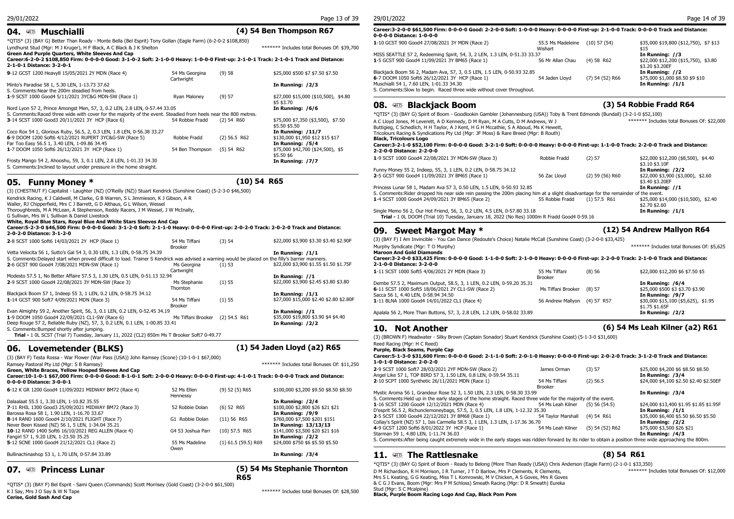## 04. QTIS Muschialli

**(4) 54 Ben Thompson R67**

*QTIS* (3) (BAY G) Better Than Ready - Monte Bella (Bel Esprit) Tony Gollan (Eagle Farm) (6-2-0-2 $108,850)

Lyndhurst Stud (Mgr: M J Kruger), H F Black, A C Black & J K Shelton ******* Includes total Bonuses Of: $39,700

**Green And Purple Quarters, White Sleeves And Cap**

**Career:6-2-0-2 $108,850 Firm: 0-0-0-0 Good: 3-1-0-2 Soft: 2-1-0-1 Heavy: 1-0-0-0 First-up: 2-1-0-1 Track: 2-1-0-1 Track and Distance: 2-1-0-1 Distance: 3-2-0-1**

| Run | Jockey | Barrier/Weight | Prize / Odds |
|---|---|---|---|
| 9-12 GCST 1200 Heavy8 15/05/2021 2Y MDN (Race 4) | 54 Ms Georgina Cartwright | (9) 58 | $25,000 $500 $7 $7.50 $7.50 |
| Minto's Paradise 58 1, 5.30 LEN, 1-13.73 37.62 | | | In Running: /2/3 |
| S. Comments:Near the 200m steadied from heels. | | | |
| 1-9 SCST 1000 Good4 5/11/2021 3YC&G-MDN-SW (Race 1) | Ryan Maloney | (9) 57 | $27,000 $15,000 ($10,500), $4.80 $5 $3.70 |
| Nord Lyon 57 2, Prince Amongst Men, 57, 3, 0.2 LEN, 2.8 LEN, 0-57.44 33.05 | | | In Running: /6/6 |
| S. Comments:Raced three wide with cover for the majority of the event. Steadied from heels near the 800 metres. | | | |
| 3-14 SCST 1000 Good3 20/11/2021 3Y HCP (Race 6) | 54 Robbie Fradd | (2) 54 R60 | $75,000 $7,350 ($3,500), $7.50 $5.50 $5.50 |
| Coco Rox 54 1, Glorious Ruby, 56.5, 2, 0.3 LEN, 1.8 LEN, 0-56.38 33.27 | | | In Running: /11/7 |
| 6-9 DOOM 1200 Soft6 4/12/2021 RUPERT 3YC&G-SW (Race 5) | Robbie Fradd | (2) 56.5 R62 | $130,000 $1,950 $12 $15 $17 |
| Far Too Easy 56.5 1, 3.40 LEN, 1-09.86 34.45 | | | In Running: /5/4 |
| 1-7 DOOM 1050 Soft6 26/12/2021 3Y HCP (Race 1) | 54 Ben Thompson | (5) 54 R62 | $75,000 $42,700 ($24,500), $5 $5.50 $6 |
| Frosty Mango 54 2, Ahooshu, 59, 3, 0.1 LEN, 2.8 LEN, 1-01.33 34.30 | | | In Running: /7/7 |
| S. Comments:Inclined to layout under pressure in the home straight. | | | |

## 05. Funny Money *

**(10) 54 R65**

(3) (CHESTNUT F) Capitalist - Laughter (NZ) (O'Reilly (NZ)) Stuart Kendrick (Sunshine Coast) (5-2-3-0 $46,500)

Kendrick Racing, K J Caldwell, M Clarke, G B Warren, S L Jimmieson, K J Gibson, A R Waller, RJ Chipperfield, Mrs C J Barrett, G D Althaus, G L Wilson, Wessel Thoroughbreds, M A McLean, A Stephenson, Reddy Racers, J M Wessel, J W McInally, G Sullivan, Mrs W L Sullivan & Daniel Livestock

**White, Royal Blue Stars, Royal Blue And White Stars Sleeves And Cap**

**Career:5-2-3-0 $46,500 Firm: 0-0-0-0 Good: 3-1-2-0 Soft: 2-1-1-0 Heavy: 0-0-0-0 First-up: 2-0-2-0 Track: 2-0-2-0 Track and Distance: 2-0-2-0 Distance: 3-1-2-0**

| Run | Jockey | Barrier/Weight | Prize / Odds |
|---|---|---|---|
| 2-8 SCST 1000 Soft6 14/03/2021 2Y HCP (Race 1) | 54 Ms Tiffani Brooker | (3) 54 | $22,000 $3,900 $3.30 $3.40 $2.90F |
| Vetta Velocita 56 1, Sutto's Gal 54 3, 0.30 LEN, 1.3 LEN, 0-58.75 34.39 | | | In Running: /1/1 |
| S. Comments:Delayed start when proved difficult to load. Trainer S Kendrick was advised a warning would be placed on the filly's barrier manners. | | | |
| 2-6 SCST 900 Good4 7/08/2021 MDN-SW (Race 1) | Ms Georgina Cartwright | (1) 53 | $22,000 $3,900 $1.55 $1.50 $1.75F |
| Modesto 57.5 1, No Better Affaire 57.5 3, 1.30 LEN, 0.5 LEN, 0-51.13 32.94 | | | In Running: //1 |
| 2-9 SCST 1000 Good4 22/08/2021 3Y MDN-SW (Race 3) | Ms Stephanie Thornton | (1) 55 | $22,000 $3,900 $2.45 $3.80 $3.80 |
| Blackjack Boom 57 1, Indeep 55 3, 1 LEN, 0.2 LEN, 0-58.75 34.12 | | | In Running: /1/1 |
| 1-14 SCST 1000 Soft7 4/09/2021 MDN (Race 3) | 54 Ms Tiffani Brooker | (1) 55 | $27,000 $15,000 $2.40 $2.80 $2.80F |
| Evan Almighty 59 2, Another Spirit, 56, 3, 0.1 LEN, 0.2 LEN, 0-52.45 34.19 | | | In Running: //1 |
| 1-9 DOOM 1050 Good4 22/09/2021 CL1-SW (Race 6) | Ms Tiffani Brooker | (2) 54.5 R61 | $35,000 $19,800 $3.90 $4 $4.40 |
| Deep Rouge 57 2, Reliable Ruby (NZ), 57, 3, 0.2 LEN, 0.1 LEN, 1-00.85 33.41 | | | In Running: /2/2 |
| S. Comments:Bumped shortly after jumping. | | | |
| **Trial -** 1 0L SCST (Trial 7) Tuesday, January 11, 2022 (CL2) 850m Ms T Brooker Soft7 0-49.77 | | | |

## 06. Lovemetender (BLKS)

**(1) 54 Jaden Lloyd (a2) R65**

(3) (BAY F) Testa Rossa - War Flower (War Pass (USA)) John Ramsey (Scone) (10-1-0-1 $67,000)

Ramsey Pastoral Pty Ltd (Mgr: S B Ramsey) ******* Includes total Bonuses Of: $11,250

**Green, White Braces, Yellow Hooped Sleeves And Cap**

**Career:10-1-0-1 $67,000 Firm: 0-0-0-0 Good: 8-1-0-1 Soft: 2-0-0-0 Heavy: 0-0-0-0 First-up: 4-1-0-1 Track: 0-0-0-0 Track and Distance: 0-0-0-0 Distance: 3-0-0-1**

| Run | Jockey | Barrier/Weight | Prize / Odds |
|---|---|---|---|
| 6-12 K GR 1200 Good4 11/09/2021 MIDWAY BM72 (Race 4) | 52 Ms Ellen Hennessy | (9) 52 (5) R65 | $100,000 $3,200 $9.50 $8.50 $8.50 |
| Dalaalaat 55.5 1, 3.30 LEN, 1-10.82 35.55 | | | In Running: /2/4 |
| 7-11 RHIL 1300 Good3 25/09/2021 MIDWAY BM72 (Race 3) | 52 Robbie Dolan | (6) 52 R65 | $100,000 $2,800 $26 $21 $21 |
| Barossa Rosa 58 1, 1.90 LEN, 1-16.70 33.67 | | | In Running: /9/9 |
| 8-14 RAND 1600 Good4 2/10/2021 FLIGHT (Race 7) | G1 Robbie Dolan | (11) 56 R65 | $760,000 $7,500 $201 $151 |
| Never Been Kissed (NZ) 56 1, 5 LEN, 1-34.04 35.21 | | | In Running: 13/13/13 |
| 10-12 RAND 1400 Soft6 16/10/2021 REG ALLEN (Race 4) | G4 53 Joshua Parr | (10) 57.5 R65 | $141,000 $3,500 $20 $16 |
| Fangirl 57 1, 9.20 LEN, 1-23.50 35.25 | | | In Running: /2/2 |
| 5-12 SCNE 1000 Good4 21/12/2021 CL1 (Race 2) | 55 Ms Madeline Owen | (1) 61.5 (59.5) R69 | $24,000 $750 $6 $5.50 $5.50 |
| Bullinachinashop 53 1, 1.70 LEN, 0-57.84 33.89 | | | In Running: /3/4 |

## 07. QTIS Princess Lunar

**(5) 54 Ms Stephanie Thornton R65**

*QTIS* (3) (BAY F) Bel Esprit - Sami Queen (Commands) Scott Morrisey (Gold Coast) (3-2-0-0 $61,500)

K I Say, Mrs J O Say & W N Tape ******* Includes total Bonuses Of: $28,500

**Cerise, Gold Sash And Cap**

**Career:3-2-0-0 $61,500 Firm: 0-0-0-0 Good: 2-2-0-0 Soft: 1-0-0-0 Heavy: 0-0-0-0 First-up: 2-1-0-0 Track: 0-0-0-0 Track and Distance: 0-0-0-0 Distance: 1-0-0-0**

| Run | Jockey | Barrier/Weight | Prize / Odds |
|---|---|---|---|
| 1-10 GCST 900 Good4 27/08/2021 3Y MDN (Race 2) | 55.5 Ms Madeleine Wishart | (10) 57 (54) | $35,000 $19,800 ($12,750), $7 $13 $15 |
| MISS SEATTLE 57 2, Redeeming Spirit, 54, 3, 2 LEN, 1.3 LEN, 0-51.33 33.37 | | | In Running: //3 |
| 1-5 GCST 900 Good4 11/09/2021 3Y BM65 (Race 1) | 56 Mr Allan Chau | (4) 58 R62 | $22,000 $12,200 ($15,750), $3.80 $3.20 $3.20EF |
| Blackjack Boom 56 2, Madam Ava, 57, 3, 0.5 LEN, 1.5 LEN, 0-50.93 32.85 | | | In Running: //2 |
| 6-7 DOOM 1050 Soft6 26/12/2021 3Y HCP (Race 1) | 54 Jaden Lloyd | (7) 54 (52) R66 | $75,000 $1,000 $8.50 $9 $10 |
| Muschialli 54 1, 7.60 LEN, 1-01.33 34.30 | | | In Running: /1/1 |
| S. Comments:Slow to begin. Raced three wide without cover throughout. | | | |

## 08. QTIS Blackjack Boom

**(3) 54 Robbie Fradd R64**

*QTIS* (3) (BAY G) Spirit of Boom - Goodlookin Gambler (Johannesburg (USA)) Toby & Trent Edmonds (Bundall) (3-2-1-0 $52,100)

A C Lloyd Jones, M Leverett, A D Kennedy, D M Ryan, M A Cutts, D M Andrews, W J Buttigieg, C Schedlich, H H Taylor, A J Kent, H G H Mccathie, S A Aboud, Ms K Hewett, Tricolours Racing & Syndications Pty Ltd (Mgr: JF Moss) & Rare Breed (Mgr: B Routh) ******* Includes total Bonuses Of: $22,000

**Black, Tricolours Logo**

**Career:3-2-1-0 $52,100 Firm: 0-0-0-0 Good: 3-2-1-0 Soft: 0-0-0-0 Heavy: 0-0-0-0 First-up: 1-1-0-0 Track: 2-2-0-0 Track and Distance: 2-2-0-0 Distance: 2-2-0-0**

| Run | Jockey | Barrier/Weight | Prize / Odds |
|---|---|---|---|
| 1-9 SCST 1000 Good4 22/08/2021 3Y MDN-SW (Race 3) | Robbie Fradd | (2) 57 | $22,000 $12,200 ($8,500), $4.40 $3.10 $3.10F |
| Funny Money 55 2, Indeep, 55, 3, 1 LEN, 0.2 LEN, 0-58.75 34.12 | | | In Running: /2/2 |
| 2-5 GCST 900 Good4 11/09/2021 3Y BM65 (Race 1) | 56 Zac Lloyd | (2) 59 (56) R60 | $22,000 $3,900 ($3,000), $2.60 $3.40 $3.20EF |
| Princess Lunar 58 1, Madam Ava 57 3, 0.50 LEN, 1.5 LEN, 0-50.93 32.85 | | | In Running: //1 |
| S. Comments:Rider dropped his near side rein passing the 200m placing him at a slight disadvantage for the remainder of the event. | | | |
| 1-4 SCST 1000 Good4 24/09/2021 3Y BM65 (Race 2) | 55 Robbie Fradd | (1) 57.5 R61 | $25,000 $14,000 ($10,500), $2.40 $2.70 $2.60 |
| Single Memo 56 2, Our Hot Friend, 56, 3, 0.2 LEN, 4.5 LEN, 0-57.80 33.18 | | | In Running: /1/1 |
| **Trial -** 1 0L DOOM (Trial 10) Tuesday, January 18, 2022 (No Res) 1000m R Fradd Good4 0-59.16 | | | |

## 09. Sweet Margot May *

**(12) 54 Andrew Mallyon R64**

(3) (BAY F) I Am Invincible - You Can Dance (Redoute's Choice) Natalie McCall (Sunshine Coast) (3-2-0-0 $33,425)

Murphy Syndicate (Mgr: T O Murphy) ******* Includes total Bonuses Of: $5,625

**Maroon And Gold Diamonds**

**Career:3-2-0-0 $33,425 Firm: 0-0-0-0 Good: 1-1-0-0 Soft: 2-1-0-0 Heavy: 0-0-0-0 First-up: 2-2-0-0 Track: 2-1-0-0 Track and Distance: 2-1-0-0 Distance: 2-2-0-0**

| Run | Jockey | Barrier/Weight | Prize / Odds |
|---|---|---|---|
| 1-11 SCST 1000 Soft5 4/06/2021 2Y MDN (Race 3) | 55 Ms Tiffani Brooker | (8) 56 | $22,000 $12,200 $6 $7.50 $5 |
| Dembe 57.5 2, Maximum Output, 58.5, 3, 1 LEN, 0.2 LEN, 0-59.20 35.31 | | | In Running: /6/4 |
| 6-11 SCST 1000 Soft5 18/06/2021 2Y CL1-SW (Race 2) | Ms Tiffani Brooker | (8) 57 | $25,000 $500 $3 $3.70 $3.90 |
| Sacca 56 1, 4.40 LEN, 0-58.94 34.50 | | | In Running: /9/7 |
| 1-11 BLNA 1000 Good4 14/01/2022 CL1 (Race 4) | 56 Andrew Mallyon | (4) 57 R57 | $30,000 $15,100 ($5,625), $1.95 $1.75 $1.65F |
| Apalala 56 2, More Than Buttons, 57, 3, 2.8 LEN, 1.2 LEN, 0-58.02 33.89 | | | In Running: /2/2 |

## 10. Not Another

**(6) 54 Ms Leah Kilner (a2) R61**

(3) (BROWN F) Headwater - Silky Brown (Captain Sonador) Stuart Kendrick (Sunshine Coast) (5-1-3-0 $31,600)

Reed Racing (Mgr: H C Reed)

**Purple, Black Seams, Purple Cap**

**Career:5-1-3-0 $31,600 Firm: 0-0-0-0 Good: 2-1-1-0 Soft: 2-0-1-0 Heavy: 0-0-0-0 First-up: 2-0-2-0 Track: 3-1-2-0 Track and Distance: 1-0-1-0 Distance: 2-0-2-0**

| Run | Jockey | Barrier/Weight | Prize / Odds |
|---|---|---|---|
| 2-9 SCST 1000 Soft7 28/03/2021 2YF MDN-SW (Race 2) | James Orman | (3) 57 | $25,000 $4,200 $6 $8.50 $8.50 |
| Angel Like 57 1, TOP BIRD 57 3, 1.50 LEN, 0.8 LEN, 0-59.54 35.11 | | | In Running: /3/4 |
| 2-10 SCPT 1000 Synthetic 26/11/2021 MDN (Race 1) | 54 Ms Tiffani Brooker | (2) 56.5 | $24,000 $4,100 $2.50 $2.40 $2.50EF |
| Mystic Aroma 56 1, Grandeur Rose 52 3, 1.50 LEN, 2.3 LEN, 0-58.30 33.99 | | | In Running: /3/4 |
| S. Comments:Held up in the early stages of the home straight. Raced three wide for the majority of the event. | | | |
| 1-16 SCST 1200 Good4 12/12/2021 MDN (Race 4) | 54 Ms Leah Kilner | (5) 56 (54.5) | $24,000 $13,400 $1.95 $1.85 $1.95F |
| D'esprit 56.5 2, Richundemoneybags, 57.5, 3, 0.5 LEN, 1.8 LEN, 1-12.32 35.30 | | | In Running: /1/1 |
| 2-5 SCST 1300 Good4 22/12/2021 3Y BM68 (Race 1) | 54 Taylor Marshall | (4) 54 R61 | $35,000 $6,400 $5.50 $6.50 $5.50 |
| Collay's Spirit (NZ) 57 1, Isis Carmella 58.5 3, 1 LEN, 1.3 LEN, 1-17.36 36.70 | | | In Running: /2/2 |
| 4-9 GCST 1200 Soft6 8/01/2022 3Y HCP (Race 1) | 54 Ms Leah Kilner | (5) 54 (52) R62 | $75,000 $3,500 $26 $21 |
| Starman 59 1, 4.80 LEN, 1-11.74 36.03 | | | In Running: /4/3 |
| S. Comments:After being caught extremely wide in the early stages was ridden forward by its rider to obtain a position three wide approaching the 800m. | | | |

## 11. QTIS The Rattlesnake

**(8) 54 R61**

*QTIS* (3) (BAY G) Spirit of Boom - Ready to Belong (More Than Ready (USA)) Chris Anderson (Eagle Farm) (2-1-0-1 $33,350)

D M Richardson, R H Morrison, I R Turner, J T D Barlow, Mrs P Clements, R Clements, Mrs S L Keating, G G Keating, Miss T L Komrowski, M V Chicken, A S Goves, Mrs R Goves & C G J Evans, Boom (Mgr: Mrs P M Schloss) Smeath Racing (Mgr: D R Smeath) Eureka Stud (Mgr: S C Mcalpine) ******* Includes total Bonuses Of: $12,000

**Black, Purple Boom Racing Logo And Cap, Black Pom Pom**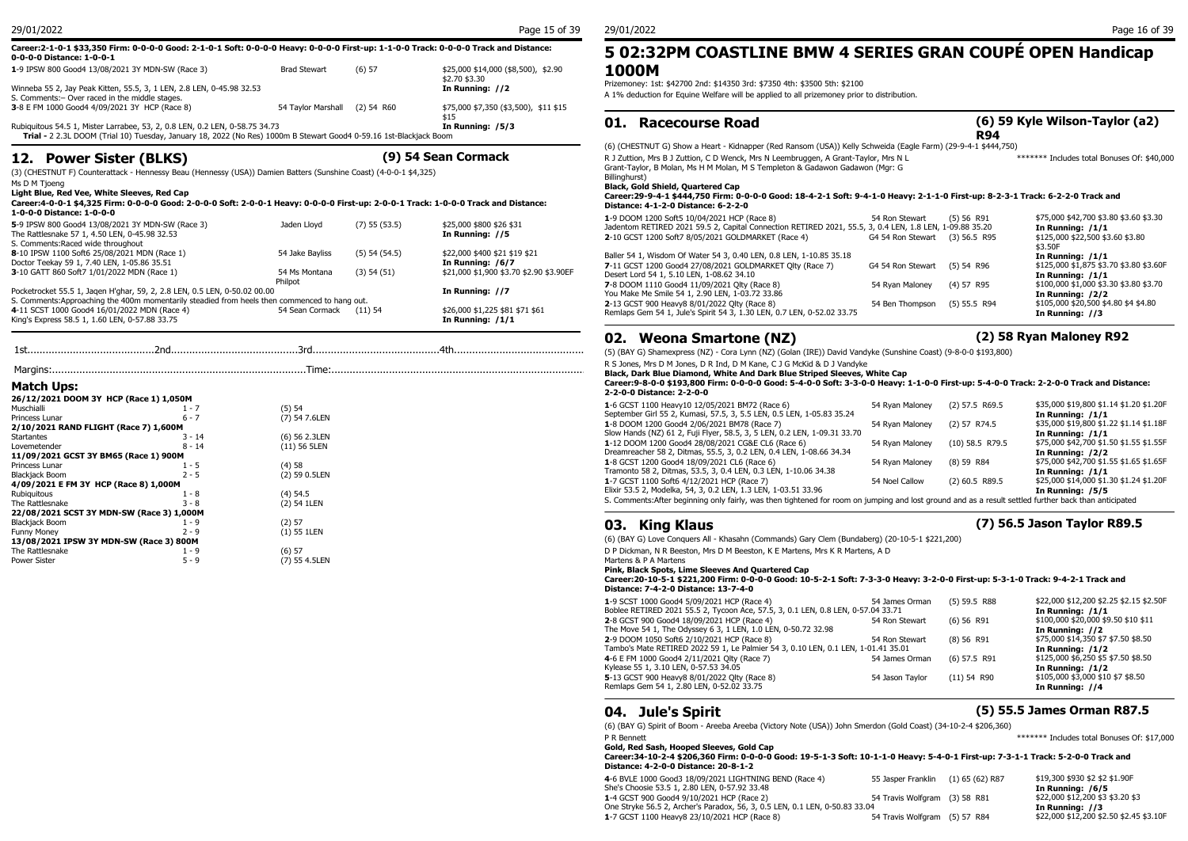**Career:2-1-0-1 $33,350 Firm: 0-0-0-0 Good: 2-1-0-1 Soft: 0-0-0-0 Heavy: 0-0-0-0 First-up: 1-1-0-0 Track: 0-0-0-0 Track and Distance: 0-0-0-0 Distance: 1-0-0-1**

| | | | | |
|---|---|---|---|---|
| **1**-9 IPSW 800 Good4 13/08/2021 3Y MDN-SW (Race 3) | Brad Stewart | (6) 57 | $25,000 $14,000 ($8,500), $2.90 $2.70 $3.30 |
| Winneba 55 2, Jay Peak Kitten, 55.5, 3, 1 LEN, 2.8 LEN, 0-45.98 32.53 | | | **In Running: //2** |
| S. Comments:– Over raced in the middle stages. | | | |
| **3**-8 E FM 1000 Good4 4/09/2021 3Y HCP (Race 8) | 54 Taylor Marshall | (2) 54 R60 | $75,000 $7,350 ($3,500), $11 $15 $15 |
| Rubiquitous 54.5 1, Mister Larrabee, 53, 2, 0.8 LEN, 0.2 LEN, 0-58.75 34.73 | | | **In Running: /5/3** |

**Trial -** 2 2.3L DOOM (Trial 10) Tuesday, January 18, 2022 (No Res) 1000m B Stewart Good4 0-59.16 1st-Blackjack Boom

## 12. Power Sister (BLKS) — (9) 54 Sean Cormack

(3) (CHESTNUT F) Counterattack - Hennessy Beau (Hennessy (USA)) Damien Batters (Sunshine Coast) (4-0-0-1 $4,325)

Ms D M Tjoeng

**Light Blue, Red Vee, White Sleeves, Red Cap**

**Career:4-0-0-1 $4,325 Firm: 0-0-0-0 Good: 2-0-0-0 Soft: 2-0-0-1 Heavy: 0-0-0-0 First-up: 2-0-0-1 Track: 1-0-0-0 Track and Distance: 1-0-0-0 Distance: 1-0-0-0**

| | | | |
|---|---|---|---|
| **5**-9 IPSW 800 Good4 13/08/2021 3Y MDN-SW (Race 3) | Jaden Lloyd | (7) 55 (53.5) | $25,000 $800 $26 $31 |
| The Rattlesnake 57 1, 4.50 LEN, 0-45.98 32.53 | | | **In Running: //5** |
| S. Comments:Raced wide throughout | | | |
| **8**-10 IPSW 1100 Soft6 25/08/2021 MDN (Race 1) | 54 Jake Bayliss | (5) 54 (54.5) | $22,000 $400 $21 $19 $21 |
| Doctor Teekay 59 1, 7.40 LEN, 1-05.86 35.51 | | | **In Running: /6/7** |
| **3**-10 GATT 860 Soft7 1/01/2022 MDN (Race 1) | 54 Ms Montana Philpot | (3) 54 (51) | $21,000 $1,900 $3.70 $2.90 $3.90EF |
| Pocketrocket 55.5 1, Jaqen H'ghar, 59, 2, 2.8 LEN, 0.5 LEN, 0-50.02 00.00 | | | **In Running: //7** |
| S. Comments:Approaching the 400m momentarily steadied from heels then commenced to hang out. | | | |
| **4**-11 SCST 1000 Good4 16/01/2022 MDN (Race 4) | 54 Sean Cormack | (11) 54 | $26,000 $1,225 $81 $71 $61 |
| King's Express 58.5 1, 1.60 LEN, 0-57.88 33.75 | | | **In Running: /1/1** |

1st.........................................2nd.........................................3rd.........................................4th.........................................

Margins:.........................................................................................Time:.........................................................................................

### Match Ups:

| | | |
|---|---|---|
| **26/12/2021 DOOM 3Y HCP (Race 1) 1,050M** | | |
| Muschialli | 1 - 7 | (5) 54 |
| Princess Lunar | 6 - 7 | (7) 54 7.6LEN |
| **2/10/2021 RAND FLIGHT (Race 7) 1,600M** | | |
| Startantes | 3 - 14 | (6) 56 2.3LEN |
| Lovemetender | 8 - 14 | (11) 56 5LEN |
| **11/09/2021 GCST 3Y BM65 (Race 1) 900M** | | |
| Princess Lunar | 1 - 5 | (4) 58 |
| Blackjack Boom | 2 - 5 | (2) 59 0.5LEN |
| **4/09/2021 E FM 3Y HCP (Race 8) 1,000M** | | |
| Rubiquitous | 1 - 8 | (4) 54.5 |
| The Rattlesnake | 3 - 8 | (2) 54 1LEN |
| **22/08/2021 SCST 3Y MDN-SW (Race 3) 1,000M** | | |
| Blackjack Boom | 1 - 9 | (2) 57 |
| Funny Money | 2 - 9 | (1) 55 1LEN |
| **13/08/2021 IPSW 3Y MDN-SW (Race 3) 800M** | | |
| The Rattlesnake | 1 - 9 | (6) 57 |
| Power Sister | 5 - 9 | (7) 55 4.5LEN |

# 5 02:32PM COASTLINE BMW 4 SERIES GRAN COUPÉ OPEN Handicap 1000M

Prizemoney: 1st: $42700 2nd: $14350 3rd: $7350 4th: $3500 5th: $2100

A 1% deduction for Equine Welfare will be applied to all prizemoney prior to distribution.

## 01. Racecourse Road — (6) 59 Kyle Wilson-Taylor (a2) R94

(6) (CHESTNUT G) Show a Heart - Kidnapper (Red Ransom (USA)) Kelly Schweida (Eagle Farm) (29-9-4-1 $444,750)

R J Zuttion, Mrs B J Zuttion, C D Wenck, Mrs N Leembruggen, A Grant-Taylor, Mrs N L Grant-Taylor, B Molan, Ms H M Molan, M S Templeton & Gadawon Gadawon (Mgr: G Billinghurst) ******* Includes total Bonuses Of: $40,000

**Black, Gold Shield, Quartered Cap**

**Career:29-9-4-1 $444,750 Firm: 0-0-0-0 Good: 18-4-2-1 Soft: 9-4-1-0 Heavy: 2-1-1-0 First-up: 8-2-3-1 Track: 6-2-2-0 Track and Distance: 4-1-2-0 Distance: 6-2-2-0**

| | | | |
|---|---|---|---|
| **1**-9 DOOM 1200 Soft5 10/04/2021 HCP (Race 8) | 54 Ron Stewart | (5) 56 R91 | $75,000 $42,700 $3.80 $3.60 $3.30 |
| Jadentom RETIRED 2021 59.5 2, Capital Connection RETIRED 2021, 55.5, 3, 0.4 LEN, 1.8 LEN, 1-09.88 35.20 | | | **In Running: /1/1** |
| **2**-10 GCST 1200 Soft7 8/05/2021 GOLDMARKET (Race 4) | G4 54 Ron Stewart | (3) 56.5 R95 | $125,000 $22,500 $3.60 $3.80 $3.50F |
| Baller 54 1, Wisdom Of Water 54 3, 0.40 LEN, 0.8 LEN, 1-10.85 35.18 | | | **In Running: /1/1** |
| **7**-11 GCST 1200 Good4 27/08/2021 GOLDMARKET Qlty (Race 7) | G4 54 Ron Stewart | (5) 54 R96 | $125,000 $1,875 $3.70 $3.80 $3.60F |
| Desert Lord 54 1, 5.10 LEN, 1-08.62 34.10 | | | **In Running: /1/1** |
| **7**-8 DOOM 1110 Good4 11/09/2021 Qlty (Race 8) | 54 Ryan Maloney | (4) 57 R95 | $100,000 $1,000 $3.30 $3.80 $3.70 |
| You Make Me Smile 54 1, 2.90 LEN, 1-03.72 33.86 | | | **In Running: /2/2** |
| **2**-13 GCST 900 Heavy8 8/01/2022 Qlty (Race 8) | 54 Ben Thompson | (5) 55.5 R94 | $105,000 $20,500 $4.80 $4 $4.80 |
| Remlaps Gem 54 1, Jule's Spirit 54 3, 1.30 LEN, 0.7 LEN, 0-52.02 33.75 | | | **In Running: //3** |

## 02. Weona Smartone (NZ) — (2) 58 Ryan Maloney R92

(5) (BAY G) Shamexpress (NZ) - Cora Lynn (NZ) (Golan (IRE)) David Vandyke (Sunshine Coast) (9-8-0-0 $193,800)

R S Jones, Mrs D M Jones, D R Ind, D M Kane, C J G McKid & D J Vandyke

**Black, Dark Blue Diamond, White And Dark Blue Striped Sleeves, White Cap**

**Career:9-8-0-0 $193,800 Firm: 0-0-0-0 Good: 5-4-0-0 Soft: 3-3-0-0 Heavy: 1-1-0-0 First-up: 5-4-0-0 Track: 2-2-0-0 Track and Distance: 2-2-0-0 Distance: 2-2-0-0**

| | | | |
|---|---|---|---|
| **1**-6 GCST 1100 Heavy10 12/05/2021 BM72 (Race 6) | 54 Ryan Maloney | (2) 57.5 R69.5 | $35,000 $19,800 $1.14 $1.20 $1.20F |
| September Girl 55 2, Kumasi, 57.5, 3, 5.5 LEN, 0.5 LEN, 1-05.83 35.24 | | | **In Running: /1/1** |
| **1**-8 DOOM 1200 Good4 2/06/2021 BM78 (Race 7) | 54 Ryan Maloney | (2) 57 R74.5 | $35,000 $19,800 $1.22 $1.14 $1.18F |
| Slow Hands (NZ) 61 2, Fuji Flyer, 58.5, 3, 5 LEN, 0.2 LEN, 1-09.31 33.70 | | | **In Running: /1/1** |
| **1**-12 DOOM 1200 Good4 28/08/2021 CG&E CL6 (Race 6) | 54 Ryan Maloney | (10) 58.5 R79.5 | $75,000 $42,700 $1.50 $1.55 $1.55F |
| Dreamreacher 58 2, Ditmas, 55.5, 3, 0.2 LEN, 0.4 LEN, 1-08.66 34.34 | | | **In Running: /2/2** |
| **1**-8 GCST 1200 Good4 18/09/2021 CL6 (Race 6) | 54 Ryan Maloney | (8) 59 R84 | $75,000 $42,700 $1.55 $1.65 $1.65F |
| Tramonto 58 2, Ditmas, 53.5, 3, 0.4 LEN, 0.3 LEN, 1-10.06 34.38 | | | **In Running: /1/1** |
| **1**-7 GCST 1100 Soft6 4/12/2021 HCP (Race 7) | 54 Noel Callow | (2) 60.5 R89.5 | $25,000 $14,000 $1.30 $1.24 $1.20F |
| Elixir 53.5 2, Modelka, 54, 3, 0.2 LEN, 1.3 LEN, 1-03.51 33.96 | | | **In Running: /5/5** |

S. Comments:After beginning only fairly, was then tightened for room on jumping and lost ground and as a result settled further back than anticipated

## 03. King Klaus — (7) 56.5 Jason Taylor R89.5

(6) (BAY G) Love Conquers All - Khasahn (Commands) Gary Clem (Bundaberg) (20-10-5-1 $221,200)

D P Dickman, N R Beeston, Mrs D M Beeston, K E Martens, Mrs K R Martens, A D Martens & P A Martens

**Pink, Black Spots, Lime Sleeves And Quartered Cap**

**Career:20-10-5-1 $221,200 Firm: 0-0-0-0 Good: 10-5-2-1 Soft: 7-3-3-0 Heavy: 3-2-0-0 First-up: 5-3-1-0 Track: 9-4-2-1 Track and Distance: 7-4-2-0 Distance: 13-7-4-0**

| | | | |
|---|---|---|---|
| **1**-9 SCST 1000 Good4 5/09/2021 HCP (Race 4) | 54 James Orman | (5) 59.5 R88 | $22,000 $12,200 $2.25 $2.15 $2.50F |
| Boblee RETIRED 2021 55.5 2, Tycoon Ace, 57.5, 3, 0.1 LEN, 0.8 LEN, 0-57.04 33.71 | | | **In Running: /1/1** |
| **2**-8 GCST 900 Good4 18/09/2021 HCP (Race 8) | 54 Ron Stewart | (6) 56 R91 | $100,000 $20,000 $9.50 $10 $11 |
| The Move 54 1, The Odyssey 6 3, 1 LEN, 1.0 LEN, 0-50.72 32.98 | | | **In Running: //2** |
| **2**-9 DOOM 1050 Soft6 2/10/2021 HCP (Race 8) | 54 Ron Stewart | (8) 56 R91 | $75,000 $14,350 $7 $7.50 $8.50 |
| Tambo's Mate RETIRED 2022 59 1, Le Palmier 54 3, 0.10 LEN, 0.1 LEN, 1-01.41 35.01 | | | **In Running: /1/2** |
| **4**-6 E FM 1000 Good4 2/11/2021 Qlty (Race 7) | 54 James Orman | (6) 57.5 R91 | $125,000 $6,250 $5 $7.50 $8.50 |
| Kylease 55 1, 3.10 LEN, 0-57.53 34.05 | | | **In Running: /1/2** |
| **5**-13 GCST 900 Heavy8 8/01/2022 Qlty (Race 8) | 54 Jason Taylor | (11) 54 R90 | $105,000 $3,000 $10 $7 $8.50 |
| Remlaps Gem 54 1, 2.80 LEN, 0-52.02 33.75 | | | **In Running: //4** |

## 04. Jule's Spirit — (5) 55.5 James Orman R87.5

(6) (BAY G) Spirit of Boom - Areeba Areeba (Victory Note (USA)) John Smerdon (Gold Coast) (34-10-2-4 $206,360)

P R Bennett ******* Includes total Bonuses Of: $17,000

**Gold, Red Sash, Hooped Sleeves, Gold Cap**

**Career:34-10-2-4 $206,360 Firm: 0-0-0-0 Good: 19-5-1-3 Soft: 10-1-1-0 Heavy: 5-4-0-1 First-up: 7-3-1-1 Track: 5-2-0-0 Track and Distance: 4-2-0-0 Distance: 20-8-1-2**

| | | | |
|---|---|---|---|
| **4**-6 BVLE 1000 Good3 18/09/2021 LIGHTNING BEND (Race 4) | 55 Jasper Franklin | (1) 65 (62) R87 | $19,300 $930 $2 $2 $1.90F |
| She's Choosie 53.5 1, 2.80 LEN, 0-57.92 33.48 | | | **In Running: /6/5** |
| **1**-4 GCST 900 Good4 9/10/2021 HCP (Race 2) | 54 Travis Wolfgram | (3) 58 R81 | $22,000 $12,200 $3 $3.20 $3 |
| One Stryke 56.5 2, Archer's Paradox, 56, 3, 0.5 LEN, 0.1 LEN, 0-50.83 33.04 | | | **In Running: //3** |
| **1**-7 GCST 1100 Heavy8 23/10/2021 HCP (Race 8) | 54 Travis Wolfgram | (5) 57 R84 | $22,000 $12,200 $2.50 $2.45 $3.10F |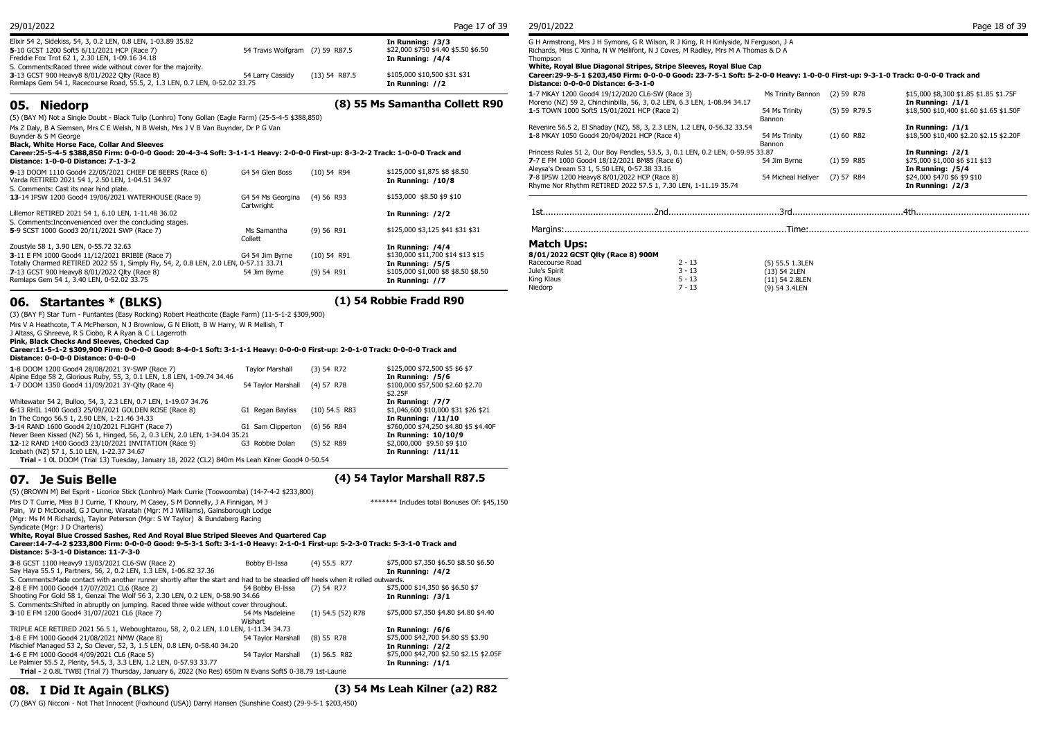Elixir 54 2, Sidekiss, 54, 3, 0.2 LEN, 0.8 LEN, 1-03.89 35.82 **In Running: /3/3**
**5**-10 GCST 1200 Soft5 6/11/2021 HCP (Race 7) 54 Travis Wolfgram (7) 59 R87.5 $22,000 $750 $4.40 $5.50 $6.50
Freddie Fox Trot 62 1, 2.30 LEN, 1-09.16 34.18 **In Running: /4/4**
S. Comments:Raced three wide without cover for the majority.
**3**-13 GCST 900 Heavy8 8/01/2022 Qlty (Race 8) 54 Larry Cassidy (13) 54 R87.5 $105,000 $10,500 $31 $31
Remlaps Gem 54 1, Racecourse Road, 55.5, 2, 1.3 LEN, 0.7 LEN, 0-52.02 33.75 **In Running: //2**

## 05. Niedorp (8) 55 Ms Samantha Collett R90

(5) (BAY M) Not a Single Doubt - Black Tulip (Lonhro) Tony Gollan (Eagle Farm) (25-5-4-5 $388,850)
Ms Z Daly, B A Siemsen, Mrs C E Welsh, N B Welsh, Mrs J V Ban Buynder, Dr P G Van Buynder & S M George
**Black, White Horse Face, Collar And Sleeves**
**Career:25-5-4-5 $388,850 Firm: 0-0-0-0 Good: 20-4-3-4 Soft: 3-1-1-1 Heavy: 2-0-0-0 First-up: 8-3-2-2 Track: 1-0-0-0 Track and Distance: 1-0-0-0 Distance: 7-1-3-2**

**9**-13 DOOM 1110 Good4 22/05/2021 CHIEF DE BEERS (Race 6) G4 54 Glen Boss (10) 54 R94 $125,000 $1,875 $8 $8.50
Varda RETIRED 2021 54 1, 2.50 LEN, 1-04.51 34.97 **In Running: /10/8**
S. Comments: Cast its near hind plate.
**13**-14 IPSW 1200 Good4 19/06/2021 WATERHOUSE (Race 9) G4 54 Ms Georgina Cartwright (4) 56 R93 $153,000 $8.50 $9 $10
Lillemor RETIRED 2021 54 1, 6.10 LEN, 1-11.48 36.02 **In Running: /2/2**
S. Comments:Inconvenienced over the concluding stages.
**5**-9 SCST 1000 Good3 20/11/2021 SWP (Race 7) Ms Samantha Collett (9) 56 R91 $125,000 $3,125 $41 $31 $31
Zoustyle 58 1, 3.90 LEN, 0-55.72 32.63 **In Running: /4/4**
**3**-11 E FM 1000 Good4 11/12/2021 BRIBIE (Race 7) G4 54 Jim Byrne (10) 54 R91 $130,000 $11,700 $14 $13 $15
Totally Charmed RETIRED 2022 55 1, Simply Fly, 54, 2, 0.8 LEN, 2.0 LEN, 0-57.11 33.71 **In Running: /5/5**
**7**-13 GCST 900 Heavy8 8/01/2022 Qlty (Race 8) 54 Jim Byrne (9) 54 R91 $105,000 $1,000 $8 $8.50 $8.50
Remlaps Gem 54 1, 3.40 LEN, 0-52.02 33.75 **In Running: //7**

## 06. Startantes * (BLKS) (1) 54 Robbie Fradd R90

(3) (BAY F) Star Turn - Funtantes (Easy Rocking) Robert Heathcote (Eagle Farm) (11-5-1-2 $309,900)
Mrs V A Heathcote, T A McPherson, N J Brownlow, G N Elliott, B W Harry, W R Mellish, T J Altass, G Shreeve, R S Ciobo, R A Ryan & C L Lagerroth
**Pink, Black Checks And Sleeves, Checked Cap**
**Career:11-5-1-2 $309,900 Firm: 0-0-0-0 Good: 8-4-0-1 Soft: 3-1-1-1 Heavy: 0-0-0-0 First-up: 2-0-1-0 Track: 0-0-0-0 Track and Distance: 0-0-0-0 Distance: 0-0-0-0**

**1**-8 DOOM 1200 Good4 28/08/2021 3Y-SWP (Race 7) Taylor Marshall (3) 54 R72 $125,000 $72,500 $5 $6 $7
Alpine Edge 58 2, Glorious Ruby, 55, 3, 0.1 LEN, 1.8 LEN, 1-09.74 34.46 **In Running: /5/6**
**1**-7 DOOM 1350 Good4 11/09/2021 3Y-Qlty (Race 4) 54 Taylor Marshall (4) 57 R78 $100,000 $57,500 $2.60 $2.70 $2.25F
Whitewater 54 2, Bulloo, 54, 3, 2.3 LEN, 0.7 LEN, 1-19.07 34.76 **In Running: /7/7**
**6**-13 RHIL 1400 Good3 25/09/2021 GOLDEN ROSE (Race 8) G1 Regan Bayliss (10) 54.5 R83 $1,046,000 $10,000 $31 $26 $21
In The Congo 56.5 1, 2.90 LEN, 1-21.46 34.33 **In Running: /11/10**
**3**-14 RAND 1600 Good4 2/10/2021 FLIGHT (Race 7) G1 Sam Clipperton (6) 56 R84 $760,000 $74,250 $4.80 $5 $4.40F
Never Been Kissed (NZ) 56 1, Hinged, 56, 2, 0.3 LEN, 2.0 LEN, 1-34.04 35.21 **In Running: 10/10/9**
**12**-12 RAND 1400 Good3 23/10/2021 INVITATION (Race 9) G3 Robbie Dolan (5) 52 R89 $2,000,000 $9.50 $9 $10
Icebath (NZ) 57 1, 5.10 LEN, 1-22.37 34.67 **In Running: /11/11**
**Trial -** 1 0L DOOM (Trial 13) Tuesday, January 18, 2022 (CL2) 840m Ms Leah Kilner Good4 0-50.54

## 07. Je Suis Belle (4) 54 Taylor Marshall R87.5

(5) (BROWN M) Bel Esprit - Licorice Stick (Lonhro) Mark Currie (Toowoomba) (14-7-4-2 $233,800)
Mrs D T Currie, Miss B J Currie, T Khoury, M Casey, S M Donnelly, J A Finnigan, M J Pain, W D McDonald, G J Dunne, Waratah (Mgr: M J Williams), Gainsborough Lodge (Mgr: Ms M M Richards), Taylor Peterson (Mgr: S W Taylor) & Bundaberg Racing Syndicate (Mgr: J D Charteris) ******* Includes total Bonuses Of: $45,150
**White, Royal Blue Crossed Sashes, Red And Royal Blue Striped Sleeves And Quartered Cap**
**Career:14-7-4-2 $233,800 Firm: 0-0-0-0 Good: 9-5-3-1 Soft: 3-1-1-0 Heavy: 2-1-0-1 First-up: 5-2-3-0 Track: 5-3-1-0 Track and Distance: 5-3-1-0 Distance: 11-7-3-0**

**3**-8 GCST 1100 Heavy9 13/03/2021 CL6-SW (Race 2) Bobby El-Issa (4) 55.5 R77 $75,000 $7,350 $6.50 $8.50 $6.50
Say Haya 55.5 1, Partners, 56, 2, 0.2 LEN, 1.3 LEN, 1-06.82 37.36 **In Running: /4/2**
S. Comments:Made contact with another runner shortly after the start and had to be steadied off heels when it rolled outwards.
**2**-8 E FM 1000 Good4 17/07/2021 CL6 (Race 2) 54 Bobby El-Issa (7) 54 R77 $75,000 $14,350 $6 $6.50 $7
Shooting For Gold 58 1, Genzai The Wolf 56 3, 2.30 LEN, 0.2 LEN, 0-58.90 34.66 **In Running: /3/1**
S. Comments:Shifted in abruptly on jumping. Raced three wide without cover throughout.
**3**-10 E FM 1200 Good4 31/07/2021 CL6 (Race 7) 54 Ms Madeleine Wishart (1) 54.5 (52) R78 $75,000 $7,350 $4.80 $4.80 $4.40
TRIPLE ACE RETIRED 2021 56.5 1, Weboughtazou, 58, 2, 0.2 LEN, 1.0 LEN, 1-11.34 34.73 **In Running: /6/6**
**1**-8 E FM 1000 Good4 21/08/2021 NMW (Race 8) 54 Taylor Marshall (8) 55 R78 $75,000 $42,700 $4.80 $5 $3.90
Mischief Managed 53 2, So Clever, 52, 3, 1.5 LEN, 0.8 LEN, 0-58.40 34.20 **In Running: /2/2**
**1**-6 E FM 1000 Good4 4/09/2021 CL6 (Race 5) 54 Taylor Marshall (1) 56.5 R82 $75,000 $42,700 $2.50 $2.15 $2.05F
Le Palmier 55.5 2, Plenty, 54.5, 3, 3.3 LEN, 1.2 LEN, 0-57.93 33.77 **In Running: /1/1**
**Trial -** 2 0.8L TWBI (Trial 7) Thursday, January 6, 2022 (No Res) 650m N Evans Soft5 0-38.79 1st-Laurie

## 08. I Did It Again (BLKS) (3) 54 Ms Leah Kilner (a2) R82

(7) (BAY G) Nicconi - Not That Innocent (Foxhound (USA)) Darryl Hansen (Sunshine Coast) (29-9-5-1 $203,450)
G H Armstrong, Mrs J H Symons, G R Wilson, R J King, R H Kinlyside, N Ferguson, J A Richards, Miss C Xiriha, N W Mellifont, N J Coves, M Radley, Mrs M A Thomas & D A Thompson
**White, Royal Blue Diagonal Stripes, Stripe Sleeves, Royal Blue Cap**
**Career:29-9-5-1 $203,450 Firm: 0-0-0-0 Good: 23-7-5-1 Soft: 5-2-0-0 Heavy: 1-0-0-0 First-up: 9-3-1-0 Track: 0-0-0-0 Track and Distance: 0-0-0-0 Distance: 6-3-1-0**

**1**-7 MKAY 1200 Good4 19/12/2020 CL6-SW (Race 3) Ms Trinity Bannon (2) 59 R78 $15,000 $8,300 $1.85 $1.85 $1.75F
Moreno (NZ) 59 2, Chinchinbilla, 56, 3, 0.2 LEN, 6.3 LEN, 1-08.94 34.17 **In Running: /1/1**
**1**-5 TOWN 1000 Soft5 15/01/2021 HCP (Race 2) 54 Ms Trinity Bannon (5) 59 R79.5 $18,500 $10,400 $1.60 $1.65 $1.50F
Revenire 56.5 2, El Shaday (NZ), 58, 3, 2.3 LEN, 1.2 LEN, 0-56.32 33.54 **In Running: /1/1**
**1**-8 MKAY 1050 Good4 20/04/2021 HCP (Race 4) 54 Ms Trinity Bannon (1) 60 R82 $18,500 $10,400 $2.20 $2.15 $2.20F
Princess Rules 51 2, Our Boy Pendles, 53.5, 3, 0.1 LEN, 0.2 LEN, 0-59.55 33.87 **In Running: /2/1**
**7**-7 E FM 1000 Good4 18/12/2021 BM85 (Race 6) 54 Jim Byrne (1) 59 R85 $75,000 $1,000 $6 $11 $13
Aleysa's Dream 53 1, 5.50 LEN, 0-57.38 33.16 **In Running: /5/4**
**7**-8 IPSW 1200 Heavy8 8/01/2022 HCP (Race 8) 54 Micheal Hellyer (7) 57 R84 $24,000 $470 $6 $9 $10
Rhyme Nor Rhythm RETIRED 2022 57.5 1, 7.30 LEN, 1-11.19 35.74 **In Running: /2/3**

1st.......................................... 2nd.......................................... 3rd.......................................... 4th..........................................

Margins:.................................................................................... Time:....................................................................................

### Match Ups:

**8/01/2022 GCST Qlty (Race 8) 900M**

| | | |
|---|---|---|
| Racecourse Road | 2 - 13 | (5) 55.5 1.3LEN |
| Jule's Spirit | 3 - 13 | (13) 54 2LEN |
| King Klaus | 5 - 13 | (11) 54 2.8LEN |
| Niedorp | 7 - 13 | (9) 54 3.4LEN |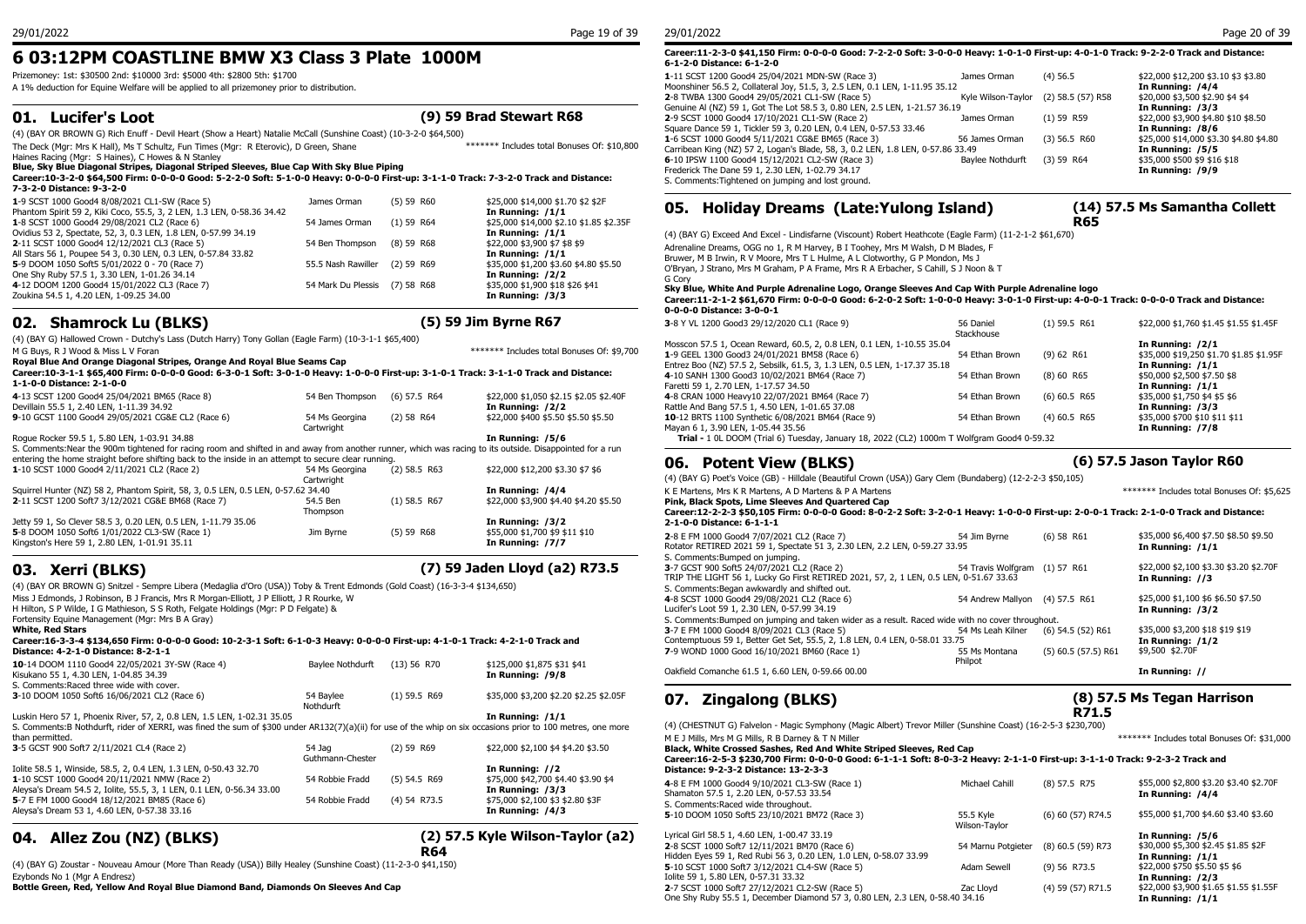# 6 03:12PM COASTLINE BMW X3 Class 3 Plate 1000M

Prizemoney: 1st: $30500 2nd: $10000 3rd: $5000 4th: $2800 5th: $1700

A 1% deduction for Equine Welfare will be applied to all prizemoney prior to distribution.

## 01. Lucifer's Loot — (9) 59 Brad Stewart R68

(4) (BAY OR BROWN G) Rich Enuff - Devil Heart (Show a Heart) Natalie McCall (Sunshine Coast) (10-3-2-0 $64,500)

The Deck (Mgr: Mrs K Hall), Ms T Schultz, Fun Times (Mgr: R Eterovic), D Green, Shane Haines Racing (Mgr: S Haines), C Howes & N Stanley — ******* Includes total Bonuses Of: $10,800

**Blue, Sky Blue Diagonal Stripes, Diagonal Striped Sleeves, Blue Cap With Sky Blue Piping**

**Career:10-3-2-0 $64,500 Firm: 0-0-0-0 Good: 5-2-2-0 Soft: 5-1-0-0 Heavy: 0-0-0-0 First-up: 3-1-1-0 Track: 7-3-2-0 Track and Distance: 7-3-2-0 Distance: 9-3-2-0**

| Run | Jockey | Barrier/Weight | Prize / Odds |
|---|---|---|---|
| **1**-9 SCST 1000 Good4 8/08/2021 CL1-SW (Race 5) | James Orman | (5) 59 R60 | $25,000 $14,000 $1.70 $2 $2F |
| Phantom Spirit 59 2, Kiki Coco, 55.5, 3, 2 LEN, 1.3 LEN, 0-58.36 34.42 | | | **In Running: /1/1** |
| **1**-8 SCST 1000 Good4 29/08/2021 CL2 (Race 6) | 54 James Orman | (1) 59 R64 | $25,000 $14,000 $2.10 $1.85 $2.35F |
| Ovidius 53 2, Spectate, 52, 3, 0.3 LEN, 1.8 LEN, 0-57.99 34.19 | | | **In Running: /1/1** |
| **2**-11 SCST 1000 Good4 12/12/2021 CL3 (Race 5) | 54 Ben Thompson | (8) 59 R68 | $22,000 $3,900 $7 $8 $9 |
| All Stars 56 1, Poupee 54 3, 0.30 LEN, 0.3 LEN, 0-57.84 33.82 | | | **In Running: /1/1** |
| **5**-9 DOOM 1050 Soft5 5/01/2022 0 - 70 (Race 7) | 55.5 Nash Rawiller | (2) 59 R69 | $35,000 $1,200 $3.60 $4.80 $5.50 |
| One Shy Ruby 57.5 1, 3.30 LEN, 1-01.26 34.14 | | | **In Running: /2/2** |
| **4**-12 DOOM 1200 Good4 15/01/2022 CL3 (Race 7) | 54 Mark Du Plessis | (7) 58 R68 | $35,000 $1,900 $18 $26 $41 |
| Zoukina 54.5 1, 4.20 LEN, 1-09.25 34.00 | | | **In Running: /3/3** |

## 02. Shamrock Lu (BLKS) — (5) 59 Jim Byrne R67

(4) (BAY G) Hallowed Crown - Dutchy's Lass (Dutch Harry) Tony Gollan (Eagle Farm) (10-3-1-1 $65,400)

M G Buys, R J Wood & Miss L V Foran — ******* Includes total Bonuses Of: $9,700

**Royal Blue And Orange Diagonal Stripes, Orange And Royal Blue Seams Cap**

**Career:10-3-1-1 $65,400 Firm: 0-0-0-0 Good: 6-3-0-1 Soft: 3-0-1-0 Heavy: 1-0-0-0 First-up: 3-1-1-0 Track: 3-1-1-0 Track and Distance: 1-1-0-0 Distance: 2-1-0-0**

| Run | Jockey | Barrier/Weight | Prize / Odds |
|---|---|---|---|
| **4**-13 SCST 1200 Good4 25/04/2021 BM65 (Race 8) | 54 Ben Thompson | (6) 57.5 R64 | $22,000 $1,050 $2.15 $2.05 $2.40F |
| Devillain 55.5 1, 2.40 LEN, 1-11.39 34.92 | | | **In Running: /2/2** |
| **9**-10 GCST 1100 Good4 29/05/2021 CG&E CL2 (Race 6) | 54 Ms Georgina Cartwright | (2) 58 R64 | $22,000 $400 $5.50 $5.50 $5.50 |
| Rogue Rocker 59.5 1, 5.80 LEN, 1-03.91 34.88 | | | **In Running: /5/6** |

S. Comments:Near the 900m tightened for racing room and shifted in and away from another runner, which was racing to its outside. Disappointed for a run entering the home straight before shifting back to the inside in an attempt to secure clear running.

| Run | Jockey | Barrier/Weight | Prize / Odds |
|---|---|---|---|
| **1**-10 SCST 1000 Good4 2/11/2021 CL2 (Race 2) | 54 Ms Georgina Cartwright | (2) 58.5 R63 | $22,000 $12,200 $3.30 $7 $6 |
| Squirrel Hunter (NZ) 58 2, Phantom Spirit, 58, 3, 0.5 LEN, 0.5 LEN, 0-57.62 34.40 | | | **In Running: /4/4** |
| **2**-11 SCST 1200 Soft7 3/12/2021 CG&E BM68 (Race 7) | 54.5 Ben Thompson | (1) 58.5 R67 | $22,000 $3,900 $4.40 $4.20 $5.50 |
| Jetty 59 1, So Clever 58.5 3, 0.20 LEN, 0.5 LEN, 1-11.79 35.06 | | | **In Running: /3/2** |
| **5**-8 DOOM 1050 Soft6 1/01/2022 CL3-SW (Race 1) | Jim Byrne | (5) 59 R68 | $55,000 $1,700 $9 $11 $10 |
| Kingston's Here 59 1, 2.80 LEN, 1-01.91 35.11 | | | **In Running: /7/7** |

## 03. Xerri (BLKS) — (7) 59 Jaden Lloyd (a2) R73.5

(4) (BAY OR BROWN G) Snitzel - Sempre Libera (Medaglia d'Oro (USA)) Toby & Trent Edmonds (Gold Coast) (16-3-3-4 $134,650)

Miss J Edmonds, J Robinson, B J Francis, Mrs R Morgan-Elliott, J P Elliott, J R Rourke, W H Hilton, S P Wilde, I G Mathieson, S S Roth, Felgate Holdings (Mgr: P D Felgate) & Fortensity Equine Management (Mgr: Mrs B A Gray)

**White, Red Stars**

**Career:16-3-3-4 $134,650 Firm: 0-0-0-0 Good: 10-2-3-1 Soft: 6-1-0-3 Heavy: 0-0-0-0 First-up: 4-1-0-1 Track: 4-2-1-0 Track and Distance: 4-2-1-0 Distance: 8-2-1-1**

| Run | Jockey | Barrier/Weight | Prize / Odds |
|---|---|---|---|
| **10**-14 DOOM 1110 Good4 22/05/2021 3Y-SW (Race 4) | Baylee Nothdurft | (13) 56 R70 | $125,000 $1,875 $31 $41 |
| Kisukano 55 1, 4.30 LEN, 1-04.85 34.39 | | | **In Running: /9/8** |

S. Comments:Raced three wide with cover.

| Run | Jockey | Barrier/Weight | Prize / Odds |
|---|---|---|---|
| **3**-10 DOOM 1050 Soft6 16/06/2021 CL2 (Race 6) | 54 Baylee Nothdurft | (1) 59.5 R69 | $35,000 $3,200 $2.20 $2.25 $2.05F |
| Luskin Hero 57 1, Phoenix River, 57, 2, 0.8 LEN, 1.5 LEN, 1-02.31 35.05 | | | **In Running: /1/1** |

S. Comments:B Nothdurft, rider of XERRI, was fined the sum of $300 under AR132(7)(a)(ii) for use of the whip on six occasions prior to 100 metres, one more than permitted.

| Run | Jockey | Barrier/Weight | Prize / Odds |
|---|---|---|---|
| **3**-5 GCST 900 Soft7 2/11/2021 CL4 (Race 2) | 54 Jag Guthmann-Chester | (2) 59 R69 | $22,000 $2,100 $4 $4.20 $3.50 |
| Iolite 58.5 1, Winside, 58.5, 2, 0.4 LEN, 1.3 LEN, 0-50.43 32.70 | | | **In Running: //2** |
| **1**-10 SCST 1000 Good4 20/11/2021 NMW (Race 2) | 54 Robbie Fradd | (5) 54.5 R69 | $75,000 $42,700 $4.40 $3.90 $4 |
| Aleysa's Dream 54.5 2, Iolite, 55.5, 3, 1 LEN, 0.1 LEN, 0-56.34 33.00 | | | **In Running: /3/3** |
| **5**-7 E FM 1000 Good4 18/12/2021 BM85 (Race 6) | 54 Robbie Fradd | (4) 54 R73.5 | $75,000 $2,100 $3 $2.80 $3F |
| Aleysa's Dream 53 1, 4.60 LEN, 0-57.38 33.16 | | | **In Running: /4/3** |

## 04. Allez Zou (NZ) (BLKS) — (2) 57.5 Kyle Wilson-Taylor (a2) R64

(4) (BAY G) Zoustar - Nouveau Amour (More Than Ready (USA)) Billy Healey (Sunshine Coast) (11-2-3-0 $41,150)

Ezybonds No 1 (Mgr A Endresz)

**Bottle Green, Red, Yellow And Royal Blue Diamond Band, Diamonds On Sleeves And Cap**

**Career:11-2-3-0 $41,150 Firm: 0-0-0-0 Good: 7-2-2-0 Soft: 3-0-0-0 Heavy: 1-0-1-0 First-up: 4-0-1-0 Track: 9-2-2-0 Track and Distance: 6-1-2-0 Distance: 6-1-2-0**

| Run | Jockey | Barrier/Weight | Prize / Odds |
|---|---|---|---|
| **1**-11 SCST 1200 Good4 25/04/2021 MDN-SW (Race 3) | James Orman | (4) 56.5 | $22,000 $12,200 $3.10 $3 $3.80 |
| Moonshiner 56.5 2, Collateral Joy, 51.5, 3, 2.5 LEN, 0.1 LEN, 1-11.95 35.12 | | | **In Running: /4/4** |
| **2**-8 TWBA 1300 Good4 29/05/2021 CL1-SW (Race 5) | Kyle Wilson-Taylor | (2) 58.5 (57) R58 | $20,000 $3,500 $2.90 $4 $4 |
| Genuine Al (NZ) 59 1, Got The Lot 58.5 3, 0.80 LEN, 2.5 LEN, 1-21.57 36.19 | | | **In Running: /3/3** |
| **2**-9 SCST 1000 Good4 17/10/2021 CL1-SW (Race 2) | James Orman | (1) 59 R59 | $22,000 $3,900 $4.80 $10 $8.50 |
| Square Dance 59 1, Tickler 59 3, 0.20 LEN, 0.4 LEN, 0-57.53 33.46 | | | **In Running: /8/6** |
| **1**-6 SCST 1000 Good4 5/11/2021 CG&E BM65 (Race 3) | 56 James Orman | (3) 56.5 R60 | $25,000 $14,000 $3.30 $4.80 $4.80 |
| Carribean King (NZ) 57 2, Logan's Blade, 58, 3, 0.20 LEN, 1.8 LEN, 0-57.86 33.49 | | | **In Running: /5/5** |
| **6**-10 IPSW 1100 Good4 15/12/2021 CL2-SW (Race 3) | Baylee Nothdurft | (3) 59 R64 | $35,000 $500 $9 $16 $18 |
| Frederick The Dane 59 1, 2.30 LEN, 1-02.79 34.17 | | | **In Running: /9/9** |

S. Comments:Tightened on jumping and lost ground.

## 05. Holiday Dreams (Late:Yulong Island) — (14) 57.5 Ms Samantha Collett R65

(4) (BAY G) Exceed And Excel - Lindisfarne (Viscount) Robert Heathcote (Eagle Farm) (11-2-1-2 $61,670)

Adrenaline Dreams, OGG no 1, R M Harvey, B I Toohey, Mrs M Walsh, D M Blades, F Bruwer, M B Irwin, R V Moore, Mrs T L Hulme, A L Clotworthy, G P Mondon, Ms J O'Bryan, J Strano, Mrs M Graham, P A Frame, Mrs R A Erbacher, S Cahill, S J Noon & T G Cory

**Sky Blue, White And Purple Adrenaline Logo, Orange Sleeves And Cap With Purple Adrenaline logo**

**Career:11-2-1-2 $61,670 Firm: 0-0-0-0 Good: 6-2-0-2 Soft: 1-0-0-0 Heavy: 3-0-1-0 First-up: 4-0-0-1 Track: 0-0-0-0 Track and Distance: 0-0-0-0 Distance: 3-0-0-1**

| Run | Jockey | Barrier/Weight | Prize / Odds |
|---|---|---|---|
| **3**-8 Y VL 1200 Good3 29/12/2020 CL1 (Race 9) | 56 Daniel Stackhouse | (1) 59.5 R61 | $22,000 $1,760 $1.45 $1.55 $1.45F |
| Mosscon 57.5 1, Ocean Reward, 60.5, 2, 0.8 LEN, 0.1 LEN, 1-10.55 35.04 | | | **In Running: /2/1** |
| **1**-9 GEEL 1300 Good3 24/01/2021 BM58 (Race 6) | 54 Ethan Brown | (9) 62 R61 | $35,000 $19,250 $1.70 $1.85 $1.95F |
| Entrez Boo (NZ) 57.5 2, Sebsilk, 61.5, 3, 1.3 LEN, 0.5 LEN, 1-17.37 35.18 | | | **In Running: /1/1** |
| **4**-10 SANH 1300 Good3 10/02/2021 BM64 (Race 7) | 54 Ethan Brown | (8) 60 R65 | $50,000 $2,500 $7.50 $8 |
| Faretti 59 1, 2.70 LEN, 1-17.57 34.50 | | | **In Running: /1/1** |
| **4**-8 CRAN 1000 Heavy10 22/07/2021 BM64 (Race 7) | 54 Ethan Brown | (6) 60.5 R65 | $35,000 $1,750 $4 $5 $6 |
| Rattle And Bang 57.5 1, 4.50 LEN, 1-01.65 37.08 | | | **In Running: /3/3** |
| **10**-12 BRTS 1100 Synthetic 6/08/2021 BM64 (Race 9) | 54 Ethan Brown | (4) 60.5 R65 | $35,000 $700 $10 $11 $11 |
| Mayan 6 1, 3.90 LEN, 1-05.44 35.56 | | | **In Running: /7/8** |

**Trial -** 1 OL DOOM (Trial 6) Tuesday, January 18, 2022 (CL2) 1000m T Wolfgram Good4 0-59.32

## 06. Potent View (BLKS) — (6) 57.5 Jason Taylor R60

(4) (BAY G) Poet's Voice (GB) - Hilldale (Beautiful Crown (USA)) Gary Clem (Bundaberg) (12-2-2-3 $50,105)

K E Martens, Mrs K R Martens, A D Martens & P A Martens — ******* Includes total Bonuses Of: $5,625

**Pink, Black Spots, Lime Sleeves And Quartered Cap**

**Career:12-2-2-3 $50,105 Firm: 0-0-0-0 Good: 8-0-2-2 Soft: 3-2-0-1 Heavy: 1-0-0-0 First-up: 2-0-0-1 Track: 2-1-0-0 Track and Distance: 2-1-0-0 Distance: 6-1-1-1**

| Run | Jockey | Barrier/Weight | Prize / Odds |
|---|---|---|---|
| **2**-8 E FM 1000 Good4 7/07/2021 CL2 (Race 7) | 54 Jim Byrne | (6) 58 R61 | $35,000 $6,400 $7.50 $8.50 $9.50 |
| Rotator RETIRED 2021 59 1, Spectate 51 3, 2.30 LEN, 2.2 LEN, 0-59.27 33.95 | | | **In Running: /1/1** |

S. Comments:Bumped on jumping.

| Run | Jockey | Barrier/Weight | Prize / Odds |
|---|---|---|---|
| **3**-7 GCST 900 Soft5 24/07/2021 CL2 (Race 2) | 54 Travis Wolfgram | (1) 57 R61 | $22,000 $2,100 $3.30 $3.20 $2.70F |
| TRIP THE LIGHT 56 1, Lucky Go First RETIRED 2021, 57, 2, 1 LEN, 0.5 LEN, 0-51.67 33.63 | | | **In Running: //3** |

S. Comments:Began awkwardly and shifted out.

| Run | Jockey | Barrier/Weight | Prize / Odds |
|---|---|---|---|
| **4**-8 SCST 1000 Good4 29/08/2021 CL2 (Race 6) | 54 Andrew Mallyon | (4) 57.5 R61 | $25,000 $1,100 $6 $6.50 $7.50 |
| Lucifer's Loot 59 1, 2.30 LEN, 0-57.99 34.19 | | | |

S. Comments:Bumped on jumping and taken wider as a result. Raced wide with no cover throughout.

| Run | Jockey | Barrier/Weight | Prize / Odds |
|---|---|---|---|
| **3**-7 E FM 1000 Good4 8/09/2021 CL3 (Race 5) | 54 Ms Leah Kilner | (6) 54.5 (52) R61 | $35,000 $3,200 $18 $19 $19 |
| Contemptuous 59 1, Better Get Set, 55.5, 2, 1.8 LEN, 0.4 LEN, 0-58.01 33.75 | | | **In Running: /1/2** |
| **7**-9 WOND 1000 Good 16/10/2021 BM60 (Race 1) | 55 Ms Montana Philpot | (5) 60.5 (57.5) R61 | $9,500 $2.70F |
| Oakfield Comanche 61.5 1, 6.60 LEN, 0-59.66 00.00 | | | **In Running: //** |

## 07. Zingalong (BLKS) — (8) 57.5 Ms Tegan Harrison R71.5

(4) (CHESTNUT G) Falvelon - Magic Symphony (Magic Albert) Trevor Miller (Sunshine Coast) (16-2-5-3 $230,700)

M E J Mills, Mrs M G Mills, R B Darney & T N Miller — ******* Includes total Bonuses Of: $31,000

**Black, White Crossed Sashes, Red And White Striped Sleeves, Red Cap**

**Career:16-2-5-3 $230,700 Firm: 0-0-0-0 Good: 6-1-1-1 Soft: 8-0-3-2 Heavy: 2-1-1-0 First-up: 3-1-1-0 Track: 9-2-3-2 Track and Distance: 9-2-3-2 Distance: 13-2-3-3**

| Run | Jockey | Barrier/Weight | Prize / Odds |
|---|---|---|---|
| **4**-8 E FM 1000 Good4 9/10/2021 CL3-SW (Race 2) | Michael Cahill | (8) 57.5 R75 | $55,000 $2,800 $3.20 $3.40 $2.70F |
| Shamaton 57.5 1, 2.20 LEN, 0-57.53 33.54 | | | **In Running: /4/4** |

S. Comments:Raced wide throughout.

| Run | Jockey | Barrier/Weight | Prize / Odds |
|---|---|---|---|
| **5**-10 DOOM 1050 Soft5 23/10/2021 BM72 (Race 3) | 55.5 Kyle Wilson-Taylor | (6) 60 (57) R74.5 | $55,000 $1,700 $4.60 $3.40 $3.60 |
| Lyrical Girl 58.5 1, 4.60 LEN, 1-00.47 33.19 | | | **In Running: /5/6** |
| **2**-8 SCST 1000 Soft7 12/11/2021 BM70 (Race 6) | 54 Marnu Potgieter | (8) 60.5 (59) R73 | $30,000 $5,300 $2.45 $1.85 $2F |
| Hidden Eyes 59 1, Radi 56 3, 0.20 LEN, 1.0 LEN, 0-58.07 33.99 | | | **In Running: /1/1** |
| **5**-10 SCST 1000 Soft7 3/12/2021 CL4-SW (Race 5) | Adam Sewell | (9) 56 R73.5 | $22,000 $750 $5.50 $5 $6 |
| Iolite 59 1, 5.80 LEN, 0-57.31 33.32 | | | **In Running: /2/3** |
| **2**-7 SCST 1000 Soft7 27/12/2021 CL2-SW (Race 5) | Zac Lloyd | (4) 59 (57) R71.5 | $22,000 $3,900 $1.65 $1.55 $1.55F |
| One Shy Ruby 55.5 1, December Diamond 57 3, 0.80 LEN, 2.3 LEN, 0-58.40 34.16 | | | **In Running: /1/1** |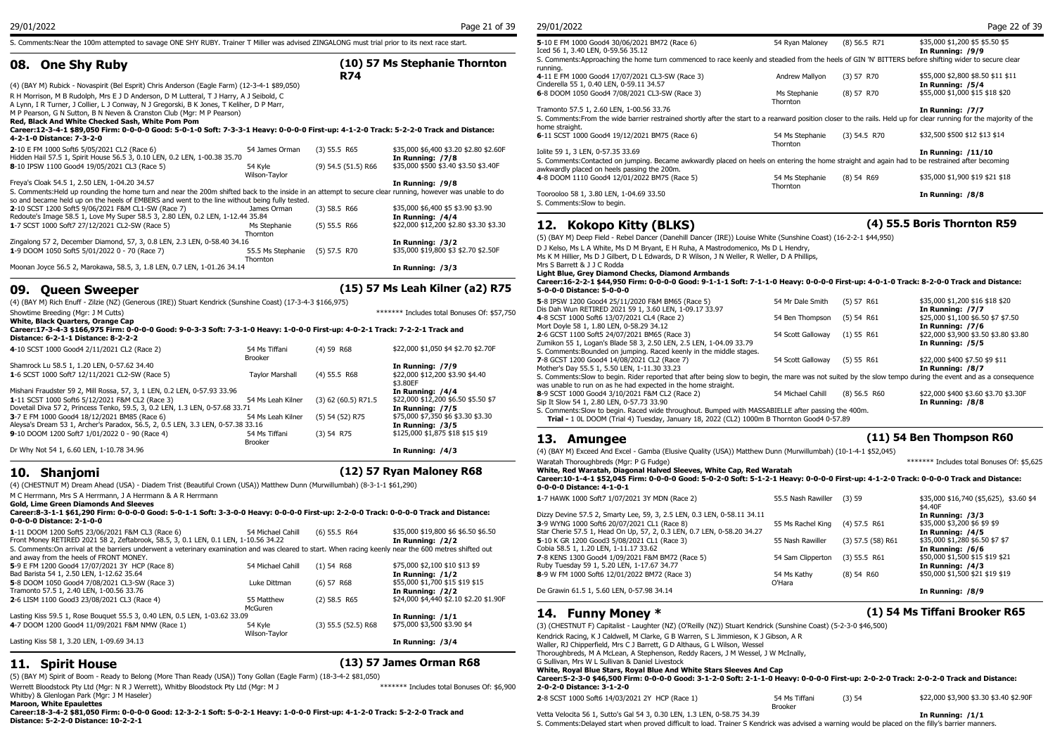S. Comments:Near the 100m attempted to savage ONE SHY RUBY. Trainer T Miller was advised ZINGALONG must trial prior to its next race start.

## 08. One Shy Ruby

**(10) 57 Ms Stephanie Thornton R74**

(4) (BAY M) Rubick - Novaspirit (Bel Esprit) Chris Anderson (Eagle Farm) (12-3-4-1 $89,050)

R H Morrison, M B Rudolph, Mrs E J D Anderson, D M Lutteral, T J Harry, A J Seibold, C A Lynn, I R Turner, J Collier, L J Conway, N J Gregorski, B K Jones, T Keliher, D P Marr, M P Pearson, G N Sutton, B N Neven & Cranston Club (Mgr: M P Pearson)

**Red, Black And White Checked Sash, White Pom Pom**

**Career:12-3-4-1 $89,050 Firm: 0-0-0-0 Good: 5-0-1-0 Soft: 7-3-3-1 Heavy: 0-0-0-0 First-up: 4-1-2-0 Track: 5-2-2-0 Track and Distance: 4-2-1-0 Distance: 7-3-2-0**

**2**-10 E FM 1000 Soft6 5/05/2021 CL2 (Race 6) | 54 James Orman | (3) 55.5 R65 | $35,000 $6,400 $3.20 $2.80 $2.60F

Hidden Hail 57.5 1, Spirit House 56.5 3, 0.10 LEN, 0.2 LEN, 1-00.38 35.70 — **In Running: /7/8**

**8**-10 IPSW 1100 Good4 19/05/2021 CL3 (Race 5) | 54 Kyle Wilson-Taylor | (9) 54.5 (51.5) R66 | $35,000 $500 $3.40 $3.50 $3.40F

Freya's Cloak 54.5 1, 2.50 LEN, 1-04.20 34.57 — **In Running: /9/8**

S. Comments:Held up rounding the home turn and near the 200m shifted back to the inside in an attempt to secure clear running, however was unable to do so and became held up on the heels of EMBERS and went to the line without being fully tested.

**2**-10 SCST 1200 Soft5 9/06/2021 F&M CL1-SW (Race 7) | James Orman | (3) 58.5 R66 | $35,000 $6,400 $5 $3.90 $3.90

Redoute's Image 58.5 1, Love My Super 58.5 3, 2.80 LEN, 0.2 LEN, 1-12.44 35.84 — **In Running: /4/4**

**1**-7 SCST 1200 Soft7 27/12/2021 CL2-SW (Race 5) | Ms Stephanie Thornton | (5) 55.5 R66 | $22,000 $12,200 $2.80 $3.30 $3.30

Zingalong 57 2, December Diamond, 57, 3, 0.8 LEN, 2.3 LEN, 0-58.40 34.16 — **In Running: /3/2**

**1**-9 DOOM 1050 Soft5 5/01/2022 0 - 70 (Race 7) | 55.5 Ms Stephanie Thornton | (5) 57.5 R70 | $35,000 $19,800 $3 $2.70 $2.50F

Moonan Joyce 56.5 2, Marokawa, 58.5, 3, 1.8 LEN, 0.7 LEN, 1-01.26 34.14 — **In Running: /3/3**

## 09. Queen Sweeper

**(15) 57 Ms Leah Kilner (a2) R75**

(4) (BAY M) Rich Enuff - Zilzie (NZ) (Generous (IRE)) Stuart Kendrick (Sunshine Coast) (17-3-4-3 $166,975)

Showtime Breeding (Mgr: J M Cutts) ******* Includes total Bonuses Of: $57,750

**White, Black Quarters, Orange Cap**

**Career:17-3-4-3 $166,975 Firm: 0-0-0-0 Good: 9-0-3-3 Soft: 7-3-1-0 Heavy: 1-0-0-0 First-up: 4-0-2-1 Track: 7-2-2-1 Track and Distance: 6-2-1-1 Distance: 8-2-2-2**

**4**-10 SCST 1000 Good4 2/11/2021 CL2 (Race 2) | 54 Ms Tiffani Brooker | (4) 59 R68 | $22,000 $1,050 $4 $2.70 $2.70F

Shamrock Lu 58.5 1, 1.20 LEN, 0-57.62 34.40 — **In Running: /7/9**

**1**-6 SCST 1000 Soft7 12/11/2021 CL2-SW (Race 5) | Taylor Marshall | (4) 55.5 R68 | $22,000 $12,200 $3.90 $4.40 $3.80EF

Mishani Fraudster 59 2, Mill Rossa, 57, 3, 1 LEN, 0.2 LEN, 0-57.63 33.96 — **In Running: /4/4**

**1**-11 SCST 1000 Soft6 5/12/2021 F&M CL2 (Race 3) | 54 Ms Leah Kilner | (3) 62 (60.5) R71.5 | $22,000 $12,200 $6.50 $5.50 $7

Dovetail Diva 57 2, Princess Tenko, 59.5, 3, 0.2 LEN, 1.3 LEN, 0-57.68 33.71 — **In Running: /7/5**

**3**-7 E FM 1000 Good4 18/12/2021 BM85 (Race 6) | 54 Ms Leah Kilner | (5) 54 (52) R75 | $75,000 $7,350 $6 $3.30 $3.30

Aleysa's Dream 53 1, Archer's Paradox, 56.5, 2, 0.5 LEN, 3.3 LEN, 0-57.38 33.16 — **In Running: /3/5**

**9**-10 DOOM 1200 Soft7 1/01/2022 0 - 90 (Race 4) | 54 Ms Tiffani Brooker | (3) 54 R75 | $125,000 $1,875 $18 $15 $19

Dr Why Not 54 1, 6.60 LEN, 1-10.78 34.96 — **In Running: /4/3**

## 10. Shanjomi

**(12) 57 Ryan Maloney R68**

(4) (CHESTNUT M) Dream Ahead (USA) - Diadem Trist (Beautiful Crown (USA)) Matthew Dunn (Murwillumbah) (8-3-1-1 $61,290)

M C Herrmann, Mrs S A Herrmann, J A Herrmann & A R Herrmann

**Gold, Lime Green Diamonds And Sleeves**

**Career:8-3-1-1 $61,290 Firm: 0-0-0-0 Good: 5-0-1-1 Soft: 3-3-0-0 Heavy: 0-0-0-0 First-up: 2-2-0-0 Track: 0-0-0-0 Track and Distance: 0-0-0-0 Distance: 2-1-0-0**

**1**-11 DOOM 1200 Soft5 23/06/2021 F&M CL3 (Race 6) | 54 Michael Cahill | (6) 55.5 R64 | $35,000 $19,800 $6 $6.50 $6.50

Front Money RETIRED 2021 58 2, Zeftabrook, 58.5, 3, 0.1 LEN, 0.1 LEN, 1-10.56 34.22 — **In Running: /2/2**

S. Comments:On arrival at the barriers underwent a veterinary examination and was cleared to start. When racing keenly near the 600 metres shifted out and away from the heels of FRONT MONEY.

**5**-9 E FM 1200 Good4 17/07/2021 3Y HCP (Race 8) | 54 Michael Cahill | (1) 54 R68 | $75,000 $2,100 $10 $13 $9

Bad Barista 54 1, 2.50 LEN, 1-12.62 35.64 — **In Running: /1/2**

**5**-8 DOOM 1050 Good4 7/08/2021 CL3-SW (Race 3) | Luke Dittman | (6) 57 R68 | $55,000 $1,700 $15 $19 $15

Tramonto 57.5 1, 2.40 LEN, 1-00.56 33.76 — **In Running: /2/2**

**2**-6 LISM 1100 Good3 23/08/2021 CL3 (Race 4) | 55 Matthew McGuren | (2) 58.5 R65 | $24,000 $4,440 $2.10 $2.20 $1.90F

Lasting Kiss 59.5 1, Rose Bouquet 55.5 3, 0.40 LEN, 0.5 LEN, 1-03.62 33.09 — **In Running: /1/1**

**4**-7 DOOM 1200 Good4 11/09/2021 F&M NMW (Race 1) | 54 Kyle Wilson-Taylor | (3) 55.5 (52.5) R68 | $75,000 $3,500 $3.90 $4

Lasting Kiss 58 1, 3.20 LEN, 1-09.69 34.13 — **In Running: /3/4**

## 11. Spirit House

**(13) 57 James Orman R68**

(5) (BAY M) Spirit of Boom - Ready to Belong (More Than Ready (USA)) Tony Gollan (Eagle Farm) (18-3-4-2 $81,050)

Werrett Bloodstock Pty Ltd (Mgr: N R J Werrett), Whitby Bloodstock Pty Ltd (Mgr: M J Whitby) & Glenlogan Park (Mgr: J M Haseler) ******* Includes total Bonuses Of: $6,900

**Maroon, White Epaulettes**

**Career:18-3-4-2 $81,050 Firm: 0-0-0-0 Good: 12-3-2-1 Soft: 5-0-2-1 Heavy: 1-0-0-0 First-up: 4-1-2-0 Track: 5-2-2-0 Track and Distance: 5-2-2-0 Distance: 10-2-2-1**

**5**-10 E FM 1000 Good4 30/06/2021 BM72 (Race 6) | 54 Ryan Maloney | (8) 56.5 R71 | $35,000 $1,200 $5 $5.50 $5

Iced 56 1, 3.40 LEN, 0-59.56 35.12 — **In Running: /9/9**

S. Comments:Approaching the home turn commenced to race keenly and steadied from the heels of GIN 'N' BITTERS before shifting wider to secure clear running.

**4**-11 E FM 1000 Good4 17/07/2021 CL3-SW (Race 3) | Andrew Mallyon | (3) 57 R70 | $55,000 $2,800 $8.50 $11 $11

Cinderella 55 1, 0.40 LEN, 0-59.11 34.57 — **In Running: /5/4**

**6**-8 DOOM 1050 Good4 7/08/2021 CL3-SW (Race 3) | Ms Stephanie Thornton | (8) 57 R70 | $55,000 $1,000 $15 $18 $20

Tramonto 57.5 1, 2.60 LEN, 1-00.56 33.76 — **In Running: /7/7**

S. Comments:From the wide barrier restrained shortly after the start to a rearward position closer to the rails. Held up for clear running for the majority of the home straight.

**6**-11 SCST 1000 Good4 19/12/2021 BM75 (Race 6) | 54 Ms Stephanie Thornton | (3) 54.5 R70 | $32,500 $500 $12 $13 $14

Iolite 59 1, 3 LEN, 0-57.35 33.69 — **In Running: /11/10**

S. Comments:Contacted on jumping. Became awkwardly placed on heels on entering the home straight and again had to be restrained after becoming awkwardly placed on heels passing the 200m.

**4**-8 DOOM 1110 Good4 12/01/2022 BM75 (Race 5) | 54 Ms Stephanie Thornton | (8) 54 R69 | $35,000 $1,900 $19 $21 $18

Tooroolooo 58 1, 3.80 LEN, 1-04.69 33.50 — **In Running: /8/8**

S. Comments:Slow to begin.

## 12. Kokopo Kitty (BLKS)

**(4) 55.5 Boris Thornton R59**

(5) (BAY M) Deep Field - Rebel Dancer (Danehill Dancer (IRE)) Louise White (Sunshine Coast) (16-2-2-1 $44,950)

D J Kelso, Ms L A White, Ms D M Bryant, E H Ruha, A Mastrodomenico, Ms D L Hendry, Ms K M Hillier, Ms D J Gilbert, D L Edwards, D R Wilson, J N Weller, R Weller, D A Phillips, Mrs S Barrett & J C Rodda

**Light Blue, Grey Diamond Checks, Diamond Armbands**

**Career:16-2-2-1 $44,950 Firm: 0-0-0-0 Good: 9-1-1-1 Soft: 7-1-1-0 Heavy: 0-0-0-0 First-up: 4-0-1-0 Track: 8-2-0-0 Track and Distance: 5-0-0-0 Distance: 5-0-0-0**

**5**-8 IPSW 1200 Good4 25/11/2020 F&M BM65 (Race 5) | 54 Mr Dale Smith | (5) 57 R61 | $35,000 $1,200 $16 $18 $20

Dis Dah Wun RETIRED 2021 59 1, 3.60 LEN, 1-09.17 33.97 — **In Running: /7/7**

**4**-8 SCST 1000 Soft5 13/07/2021 CL4 (Race 2) | 54 Ben Thompson | (5) 54 R61 | $25,000 $1,100 $6.50 $7 $7.50

Mort Doyle 58 1, 1.80 LEN, 0-58.29 34.12 — **In Running: /7/6**

**2**-6 GCST 1100 Soft5 24/07/2021 BM65 (Race 2) | 54 Scott Galloway | (1) 55 R61 | $22,000 $3,900 $3.50 $3.80 $3.80

Zumikon 55 1, Logan's Blade 58 3, 2.50 LEN, 2.5 LEN, 1-04.09 33.79 — **In Running: /5/5**

S. Comments:Bounded on jumping. Raced keenly in the middle stages.

**7**-8 GCST 1200 Good4 14/08/2021 CL2 (Race 7) | 54 Scott Galloway | (5) 55 R61 | $22,000 $400 $7.50 $9 $11

Mother's Day 55.5 1, 5.50 LEN, 1-11.30 33.23 — **In Running: /8/7**

S. Comments:Slow to begin. Rider reported that after being slow to begin, the mare was not suited by the slow tempo during the event and as a consequence was unable to run on as he had expected in the home straight.

**8**-9 SCST 1000 Good4 3/10/2021 F&M CL2 (Race 2) | 54 Michael Cahill | (8) 56.5 R60 | $22,000 $400 $3.60 $3.70 $3.30F

Sip It Slow 54 1, 2.80 LEN, 0-57.73 33.90 — **In Running: /8/8**

S. Comments:Slow to begin. Raced wide throughout. Bumped with MASSABIELLE after passing the 400m.

**Trial** - 1 OL DOOM (Trial 4) Tuesday, January 18, 2022 (CL2) 1000m B Thornton Good4 0-57.89

## 13. Amungee

**(11) 54 Ben Thompson R60**

(4) (BAY M) Exceed And Excel - Gamba (Elusive Quality (USA)) Matthew Dunn (Murwillumbah) (10-1-4-1 $52,045)

Waratah Thoroughbreds (Mgr: P G Fudge) ******* Includes total Bonuses Of: $5,625

**White, Red Waratah, Diagonal Halved Sleeves, White Cap, Red Waratah**

**Career:10-1-4-1 $52,045 Firm: 0-0-0-0 Good: 5-0-2-0 Soft: 5-1-2-1 Heavy: 0-0-0-0 First-up: 4-1-2-0 Track: 0-0-0-0 Track and Distance: 0-0-0-0 Distance: 4-1-0-1**

**1**-7 HAWK 1000 Soft7 1/07/2021 3Y MDN (Race 2) | 55.5 Nash Rawiller | (3) 59 | $35,000 $16,740 ($5,625), $3.60 $4 $4.40F

Dizzy Devine 57.5 2, Smarty Lee, 59, 3, 2.5 LEN, 0.3 LEN, 0-58.11 34.11 — **In Running: /3/3**

**3**-9 WYNG 1000 Soft6 20/07/2021 CL1 (Race 8) | 55 Ms Rachel King | (4) 57.5 R61 | $35,000 $3,200 $6 $9 $9

Star Cherie 57.5 1, Head On Up, 57, 2, 0.3 LEN, 0.7 LEN, 0-58.20 34.27 — **In Running: /4/5**

**5**-10 K GR 1200 Good3 5/08/2021 CL1 (Race 3) | 55 Nash Rawiller | (3) 57.5 (58) R61 | $35,000 $1,280 $6.50 $7 $7

Cobia 58.5 1, 1.20 LEN, 1-11.17 33.62 — **In Running: /6/6**

**7**-8 KENS 1300 Good4 1/09/2021 F&M BM72 (Race 5) | 54 Sam Clipperton | (3) 55.5 R61 | $50,000 $1,500 $15 $19 $21

Ruby Tuesday 59 1, 5.20 LEN, 1-17.67 34.77 — **In Running: /4/3**

**8**-9 W FM 1000 Soft6 12/01/2022 BM72 (Race 3) | 54 Ms Kathy O'Hara | (8) 54 R60 | $50,000 $1,500 $21 $19 $19

De Grawin 61.5 1, 5.60 LEN, 0-57.98 34.14 — **In Running: /8/9**

## 14. Funny Money *

**(1) 54 Ms Tiffani Brooker R65**

(3) (CHESTNUT F) Capitalist - Laughter (NZ) (O'Reilly (NZ)) Stuart Kendrick (Sunshine Coast) (5-2-3-0 $46,500)

Kendrick Racing, K J Caldwell, M Clarke, G B Warren, S L Jimmieson, K J Gibson, A R Waller, RJ Chipperfield, Mrs C J Barrett, G D Althaus, G L Wilson, Wessel Thoroughbreds, M A McLean, A Stephenson, Reddy Racers, J M Wessel, J W McInally, G Sullivan, Mrs W L Sullivan & Daniel Livestock

**White, Royal Blue Stars, Royal Blue And White Stars Sleeves And Cap**

**Career:5-2-3-0 $46,500 Firm: 0-0-0-0 Good: 3-1-2-0 Soft: 2-1-1-0 Heavy: 0-0-0-0 First-up: 2-0-2-0 Track: 2-0-2-0 Track and Distance: 2-0-2-0 Distance: 3-1-2-0**

**2**-8 SCST 1000 Soft6 14/03/2021 2Y HCP (Race 1) | 54 Ms Tiffani Brooker | (3) 54 | $22,000 $3,900 $3.30 $3.40 $2.90F

Vetta Velocita 56 1, Sutto's Gal 54 3, 0.30 LEN, 1.3 LEN, 0-58.75 34.39 — **In Running: /1/1**

S. Comments:Delayed start when proved difficult to load. Trainer S Kendrick was advised a warning would be placed on the filly's barrier manners.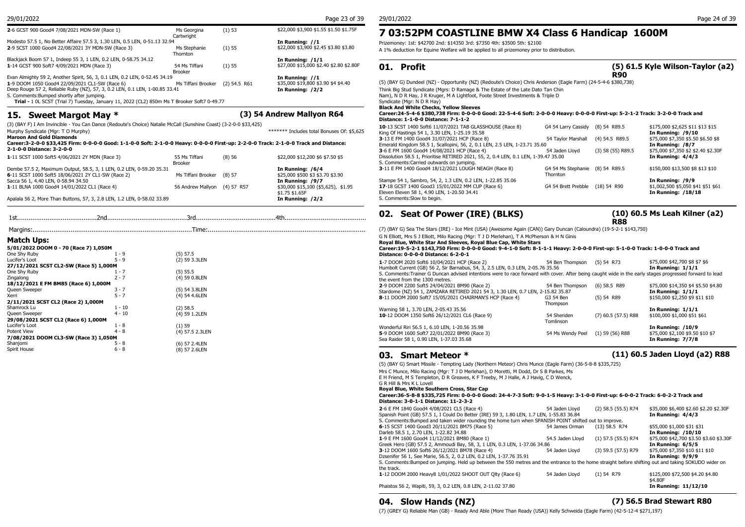| | | | |
|---|---|---|---|
| 2-6 GCST 900 Good4 7/08/2021 MDN-SW (Race 1) | Ms Georgina Cartwright | (1) 53 | $22,000 $3,900 $1.55 $1.50 $1.75F |
| Modesto 57.5 1, No Better Affaire 57.5 3, 1.30 LEN, 0.5 LEN, 0-51.13 32.94 | | | In Running: //1 |
| 2-9 SCST 1000 Good4 22/08/2021 3Y MDN-SW (Race 3) | Ms Stephanie Thornton | (1) 55 | $22,000 $3,900 $2.45 $3.80 $3.80 |
| Blackjack Boom 57 1, Indeep 55 3, 1 LEN, 0.2 LEN, 0-58.75 34.12 | | | In Running: /1/1 |
| 1-14 GCST 900 Soft7 4/09/2021 MDN (Race 3) | 54 Ms Tiffani Brooker | (1) 55 | $27,000 $15,000 $2.40 $2.80 $2.80F |
| Evan Almighty 59 2, Another Spirit, 56, 3, 0.1 LEN, 0.2 LEN, 0-52.45 34.19 | | | In Running: //1 |
| 1-9 DOOM 1050 Good4 22/09/2021 CL1-SW (Race 6) | Ms Tiffani Brooker | (2) 54.5 R61 | $35,000 $19,800 $3.90 $4 $4.40 |
| Deep Rouge 57 2, Reliable Ruby (NZ), 57, 3, 0.2 LEN, 0.1 LEN, 1-00.85 33.41 | | | In Running: /2/2 |

S. Comments:Bumped shortly after jumping.

**Trial -** 1 0L SCST (Trial 7) Tuesday, January 11, 2022 (CL2) 850m Ms T Brooker Soft7 0-49.77

## 15. Sweet Margot May *

**(3) 54 Andrew Mallyon R64**

(3) (BAY F) I Am Invincible - You Can Dance (Redoute's Choice) Natalie McCall (Sunshine Coast) (3-2-0-0 $33,425)

Murphy Syndicate (Mgr: T O Murphy) ******* Includes total Bonuses Of: $5,625

**Maroon And Gold Diamonds**

**Career:3-2-0-0 $33,425 Firm: 0-0-0-0 Good: 1-1-0-0 Soft: 2-1-0-0 Heavy: 0-0-0-0 First-up: 2-2-0-0 Track: 2-1-0-0 Track and Distance: 2-1-0-0 Distance: 3-2-0-0**

| | | | |
|---|---|---|---|
| 1-11 SCST 1000 Soft5 4/06/2021 2Y MDN (Race 3) | 55 Ms Tiffani Brooker | (8) 56 | $22,000 $12,200 $6 $7.50 $5 |
| Dembe 57.5 2, Maximum Output, 58.5, 3, 1 LEN, 0.2 LEN, 0-59.20 35.31 | | | In Running: /6/4 |
| 6-11 SCST 1000 Soft5 18/06/2021 2Y CL1-SW (Race 2) | Ms Tiffani Brooker | (8) 57 | $25,000 $500 $3 $3.70 $3.90 |
| Sacca 56 1, 4.40 LEN, 0-58.94 34.50 | | | In Running: /9/7 |
| 1-11 BLNA 1000 Good4 14/01/2022 CL1 (Race 4) | 56 Andrew Mallyon | (4) 57 R57 | $30,000 $15,100 ($5,625), $1.95 $1.75 $1.65F |
| Apalala 56 2, More Than Buttons, 57, 3, 2.8 LEN, 1.2 LEN, 0-58.02 33.89 | | | In Running: /2/2 |

1st..........................................2nd..........................................3rd..........................................4th..........................................

Margins:....................................................................................Time:....................................................................................

### Match Ups:

| | | |
|---|---|---|
| **5/01/2022 DOOM 0 - 70 (Race 7) 1,050M** | | |
| One Shy Ruby | 1 - 9 | (5) 57.5 |
| Lucifer's Loot | 5 - 9 | (2) 59 3.3LEN |
| **27/12/2021 SCST CL2-SW (Race 5) 1,000M** | | |
| One Shy Ruby | 1 - 7 | (5) 55.5 |
| Zingalong | 2 - 7 | (4) 59 0.8LEN |
| **18/12/2021 E FM BM85 (Race 6) 1,000M** | | |
| Queen Sweeper | 3 - 7 | (5) 54 3.8LEN |
| Xerri | 5 - 7 | (4) 54 4.6LEN |
| **2/11/2021 SCST CL2 (Race 2) 1,000M** | | |
| Shamrock Lu | 1 - 10 | (2) 58.5 |
| Queen Sweeper | 4 - 10 | (4) 59 1.2LEN |
| **29/08/2021 SCST CL2 (Race 6) 1,000M** | | |
| Lucifer's Loot | 1 - 8 | (1) 59 |
| Potent View | 4 - 8 | (4) 57.5 2.3LEN |
| **7/08/2021 DOOM CL3-SW (Race 3) 1,050M** | | |
| Shanjomi | 5 - 8 | (6) 57 2.4LEN |
| Spirit House | 6 - 8 | (8) 57 2.6LEN |

# 7 03:52PM COASTLINE BMW X4 Class 6 Handicap 1600M

Prizemoney: 1st: $42700 2nd: $14350 3rd: $7350 4th: $3500 5th: $2100

A 1% deduction for Equine Welfare will be applied to all prizemoney prior to distribution.

## 01. Profit

**(5) 61.5 Kyle Wilson-Taylor (a2) R90**

(5) (BAY G) Dundeel (NZ) - Opportunity (NZ) (Redoute's Choice) Chris Anderson (Eagle Farm) (24-5-4-6 $380,738)

Think Big Stud Syndicate (Mgrs: D Ramage & The Estate of the Late Dato Tan Chin Nam), N D R Hay, J R Kruger, M A Lightfoot, Foote Street Investments & Triple D Syndicate (Mgr: N D R Hay)

**Black And White Checks, Yellow Sleeves**

**Career:24-5-4-6 $380,738 Firm: 0-0-0-0 Good: 22-5-4-6 Soft: 2-0-0-0 Heavy: 0-0-0-0 First-up: 5-2-1-2 Track: 3-2-0-0 Track and Distance: 1-1-0-0 Distance: 7-1-1-2**

| | | | |
|---|---|---|---|
| 10-13 SCST 1400 Soft6 11/07/2021 TAB GLASSHOUSE (Race 8) | G4 54 Larry Cassidy | (8) 54 R89.5 | $175,000 $2,625 $11 $13 $15 |
| King Of Hastings 54 1, 3.30 LEN, 1-25.19 35.58 | | | In Running: /9/10 |
| 3-13 E FM 1400 Good4 31/07/2021 HCP (Race 8) | 54 Taylor Marshall | (4) 54.5 R89.5 | $75,000 $7,350 $5.50 $6.50 $8 |
| Emerald Kingdom 58.5 1, Scallopini, 56, 2, 0.1 LEN, 2.5 LEN, 1-23.71 35.60 | | | In Running: /8/7 |
| 3-6 E FM 1600 Good4 14/08/2021 HCP (Race 4) | 54 Jaden Lloyd | (3) 58 (55) R89.5 | $75,000 $7,350 $2 $2.40 $2.30F |
| Dissolution 58.5 1, Prioritise RETIRED 2021, 55, 2, 0.4 LEN, 0.1 LEN, 1-39.47 35.00 | | | In Running: 4/4/3 |

S. Comments:Carried outwards on jumping.

| | | | |
|---|---|---|---|
| 3-11 E FM 1400 Good4 18/12/2021 LOUGH NEAGH (Race 8) | G4 54 Ms Stephanie Thornton | (8) 54 R89.5 | $150,000 $13,500 $8 $13 $10 |
| Stampe 54 1, Sambro, 54, 2, 1.3 LEN, 0.2 LEN, 1-22.85 35.06 | | | In Running: /9/9 |
| 17-18 GCST 1400 Good3 15/01/2022 MM CUP (Race 6) | G4 54 Brett Prebble | (18) 54 R90 | $1,002,500 $5,050 $41 $51 $61 |
| Eleven Eleven 58 1, 4.90 LEN, 1-20.50 34.41 | | | In Running: /18/18 |

S. Comments:Slow to begin.

## 02. Seat Of Power (IRE) (BLKS)

**(10) 60.5 Ms Leah Kilner (a2) R88**

(7) (BAY G) Sea The Stars (IRE) - Ice Mint (USA) (Awesome Again (CAN)) Gary Duncan (Caloundra) (19-5-2-1 $143,750)

G N Elliott, Mrs S J Elliott, Milo Racing (Mgr: T J D Merlehan), T A McPherson & H N Ginis

**Royal Blue, White Star And Sleeves, Royal Blue Cap, White Stars**

**Career:19-5-2-1 $143,750 Firm: 0-0-0-0 Good: 9-4-1-0 Soft: 8-1-1-1 Heavy: 2-0-0-0 First-up: 5-1-0-0 Track: 1-0-0-0 Track and Distance: 0-0-0-0 Distance: 6-2-0-1**

| | | | |
|---|---|---|---|
| 1-7 DOOM 2020 Soft6 10/04/2021 HCP (Race 2) | 54 Ben Thompson | (5) 54 R73 | $75,000 $42,700 $8 $7 $6 |
| Humbolt Current (GB) 56 2, Sir Barnabus, 54, 3, 2.5 LEN, 0.3 LEN, 2-05.76 35.56 | | | In Running: 1/1/1 |

S. Comments:Trainer G Duncan advised intentions were to race forward with cover. After being caught wide in the early stages progressed forward to lead the event from the 1300 metres.

| | | | |
|---|---|---|---|
| 2-9 DOOM 2200 Soft5 24/04/2021 BM90 (Race 2) | 54 Ben Thompson | (6) 58.5 R89 | $75,000 $14,350 $4 $5.50 $4.80 |
| Stardome (NZ) 54 1, ZAMZARA RETIRED 2021 54 3, 1.30 LEN, 0.7 LEN, 2-15.82 35.87 | | | In Running: 1/1/1 |
| 8-11 DOOM 2000 Soft7 15/05/2021 CHAIRMAN'S HCP (Race 4) | G3 54 Ben Thompson | (5) 54 R89 | $150,000 $2,250 $9 $11 $10 |
| Warning 58 1, 3.70 LEN, 2-05.43 35.56 | | | In Running: 1/1/1 |
| 10-12 DOOM 1350 Soft6 26/12/2021 CL6 (Race 9) | 54 Sheriden Tomlinson | (7) 60.5 (57.5) R88 | $100,000 $1,000 $51 $61 |
| Wonderful Riri 56.5 1, 6.10 LEN, 1-20.56 35.98 | | | In Running: /10/9 |
| 5-9 DOOM 1600 Soft7 22/01/2022 BM90 (Race 3) | 54 Ms Wendy Peel | (1) 59 (56) R88 | $75,000 $2,100 $9.50 $10 $7 |
| Sea Raider 58 1, 0.90 LEN, 1-37.03 35.68 | | | In Running: 7/7/8 |

## 03. Smart Meteor *

**(11) 60.5 Jaden Lloyd (a2) R88**

(5) (BAY G) Smart Missile - Tempting Lady (Northern Meteor) Chris Munce (Eagle Farm) (36-5-8-8 $335,725)

Mrs C Munce, Milo Racing (Mgr: T J D Merlehan), D Moretti, M Dodd, Dr S B Parkes, Ms E H Friend, M S Templeton, D R Greaves, K F Treeby, M J Halle, A J Havig, C D Wenck, G R Hill & Mrs K L Lovell

**Royal Blue, White Southern Cross, Star Cap**

**Career:36-5-8-8 $335,725 Firm: 0-0-0-0 Good: 24-4-7-3 Soft: 9-0-1-5 Heavy: 3-1-0-0 First-up: 6-0-0-2 Track: 6-0-2-2 Track and Distance: 3-0-1-1 Distance: 11-2-3-2**

| | | | |
|---|---|---|---|
| 2-6 E FM 1840 Good4 4/08/2021 CL5 (Race 4) | 54 Jaden Lloyd | (2) 58.5 (55.5) R74 | $35,000 $6,400 $2.60 $2.20 $2.30F |
| Spanish Point (GB) 57.5 1, I Could Do Better (IRE) 59 3, 1.80 LEN, 1.7 LEN, 1-55.83 36.84 | | | In Running: 4/4/3 |

S. Comments:Bumped and taken wider rounding the home turn when SPANISH POINT shifted out to improve.

| | | | |
|---|---|---|---|
| 6-15 SCST 1400 Good3 20/11/2021 BM75 (Race 5) | 54 James Orman | (13) 58.5 R74 | $55,000 $1,000 $31 $31 |
| Darleb 58.5 1, 2.70 LEN, 1-22.82 34.88 | | | In Running: /10/10 |
| 1-9 E FM 1600 Good4 11/12/2021 BM80 (Race 1) | 54.5 Jaden Lloyd | (1) 57.5 (55.5) R74 | $75,000 $42,700 $3.50 $3.60 $3.30F |
| Greek Hero (GB) 57.5 2, Ammoudi Bay, 58, 3, 1 LEN, 0.3 LEN, 1-37.06 34.86 | | | In Running: 6/5/5 |
| 3-12 DOOM 1600 Soft6 26/12/2021 BM78 (Race 4) | 54 Jaden Lloyd | (3) 59.5 (57.5) R79 | $75,000 $7,350 $10 $11 $10 |
| Dzsenifer 56 1, See Marie, 56.5, 2, 0.2 LEN, 0.2 LEN, 1-37.76 35.91 | | | In Running: 9/9/9 |

S. Comments:Bumped on jumping. Held up between the 550 metres and the entrance to the home straight before shifting out and taking SOKUDO wider on the track.

| | | | |
|---|---|---|---|
| 1-12 DOOM 2000 Heavy8 1/01/2022 SHOOT OUT Qlty (Race 6) | 54 Jaden Lloyd | (1) 54 R79 | $125,000 $72,500 $4.20 $4.80 $4.80F |
| Phaistos 56 2, Wapiti, 59, 3, 0.2 LEN, 0.8 LEN, 2-11.02 37.80 | | | In Running: 11/12/10 |

## 04. Slow Hands (NZ)

**(7) 56.5 Brad Stewart R80**

(7) (GREY G) Reliable Man (GB) - Ready And Able (More Than Ready (USA)) Kelly Schweida (Eagle Farm) (42-5-12-4 $271,197)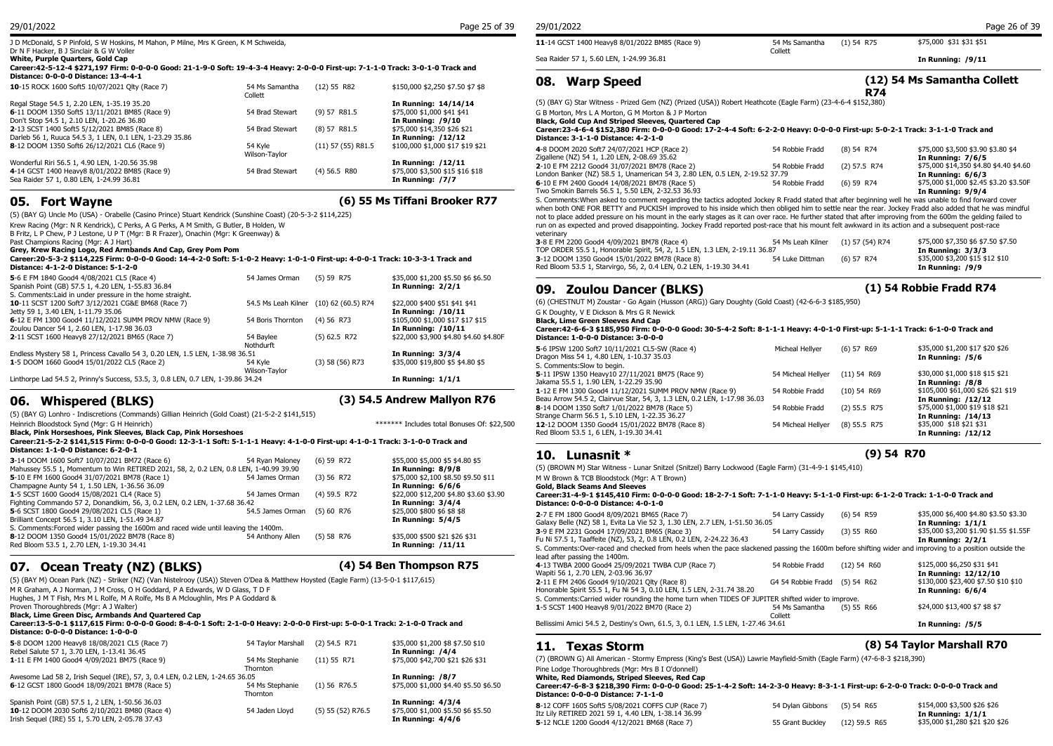J D McDonald, S P Pinfold, S W Hoskins, M Mahon, P Milne, Mrs K Green, K M Schweida,
Dr N F Hacker, B J Sinclair & G W Voller
**White, Purple Quarters, Gold Cap**
**Career:42-5-12-4 $271,197 Firm: 0-0-0-0 Good: 21-1-9-0 Soft: 19-4-3-4 Heavy: 2-0-0-0 First-up: 7-1-1-0 Track: 3-0-1-0 Track and Distance: 0-0-0-0 Distance: 13-4-4-1**

| | | | |
|---|---|---|---|
| **10**-15 ROCK 1600 Soft5 10/07/2021 Qlty (Race 7) | 54 Ms Samantha Collett | (12) 55 R82 | $150,000 $2,250 $7.50 $7 $8 |
| Regal Stage 54.5 1, 2.20 LEN, 1-35.19 35.20 | | | **In Running: 14/14/14** |
| **6**-11 DOOM 1350 Soft5 13/11/2021 BM85 (Race 9) | 54 Brad Stewart | (9) 57 R81.5 | $75,000 $1,000 $41 $41 |
| Don't Stop 54.5 1, 2.10 LEN, 1-20.26 36.80 | | | **In Running: /9/10** |
| **2**-13 SCST 1400 Soft5 5/12/2021 BM85 (Race 8) | 54 Brad Stewart | (8) 57 R81.5 | $75,000 $14,350 $26 $21 |
| Darleb 56 1, Ruuca 54.5 3, 1 LEN, 0.1 LEN, 1-23.29 35.86 | | | **In Running: /12/12** |
| **8**-12 DOOM 1350 Soft6 26/12/2021 CL6 (Race 9) | 54 Kyle Wilson-Taylor | (11) 57 (55) R81.5 | $100,000 $1,000 $17 $19 $21 |
| Wonderful Riri 56.5 1, 4.90 LEN, 1-20.56 35.98 | | | **In Running: /12/11** |
| **4**-14 GCST 1400 Heavy8 8/01/2022 BM85 (Race 9) | 54 Brad Stewart | (4) 56.5 R80 | $75,000 $2,500 $15 $16 $18 |
| Sea Raider 57 1, 0.80 LEN, 1-24.99 36.81 | | | **In Running: /7/7** |

## 05. Fort Wayne

**(6) 55 Ms Tiffani Brooker R77**

(5) (BAY G) Uncle Mo (USA) - Orabelle (Casino Prince) Stuart Kendrick (Sunshine Coast) (20-5-3-2 $114,225)
Krew Racing (Mgr: N R Kendrick), C Perks, A G Perks, A M Smith, G Butler, B Holden, W
B Fritz, L P Chew, P J Lestone, U P T (Mgr: B R Frazer), Onachin (Mgr: K Greenway) &
Past Champions Racing (Mgr: A J Hart)
**Grey, Krew Racing Logo, Red Armbands And Cap, Grey Pom Pom**
**Career:20-5-3-2 $114,225 Firm: 0-0-0-0 Good: 14-4-2-0 Soft: 5-1-0-2 Heavy: 1-0-1-0 First-up: 4-0-0-1 Track: 10-3-3-1 Track and Distance: 4-1-2-0 Distance: 5-1-2-0**

| | | | |
|---|---|---|---|
| **5**-6 EF M 1840 Good4 4/08/2021 CL5 (Race 4) | 54 James Orman | (5) 59 R75 | $35,000 $1,200 $5.50 $6 $6.50 |
| Spanish Point (GB) 57.5 1, 4.20 LEN, 1-55.83 36.84 | | | **In Running: 2/2/1** |
| S. Comments:Laid in under pressure in the home straight. | | | |
| **10**-11 SCST 1200 Soft7 3/12/2021 CG&E BM68 (Race 7) | 54.5 Ms Leah Kilner | (10) 62 (60.5) R74 | $22,000 $400 $51 $41 $41 |
| Jetty 59 1, 3.40 LEN, 1-11.79 35.06 | | | **In Running: /10/11** |
| **6**-12 EF M 1300 Good4 11/12/2021 SUMM PROV NMW (Race 9) | 54 Boris Thornton | (4) 56 R73 | $105,000 $1,000 $17 $17 $15 |
| Zoulou Dancer 54 1, 2.60 LEN, 1-17.98 36.03 | | | **In Running: /10/11** |
| **2**-11 SCST 1600 Heavy8 27/12/2021 BM65 (Race 7) | 54 Baylee Nothdurft | (5) 62.5 R72 | $22,000 $3,900 $4.80 $4.60 $4.80F |
| Endless Mystery 58 1, Princess Cavallo 54 3, 0.20 LEN, 1.5 LEN, 1-38.98 36.51 | | | **In Running: 3/3/4** |
| **1**-5 DOOM 1660 Good4 15/01/2022 CL5 (Race 2) | 54 Kyle Wilson-Taylor | (3) 58 (56) R73 | $35,000 $19,800 $5 $4.80 $5 |
| Linthorpe Lad 54.5 2, Prinny's Success, 53.5, 3, 0.8 LEN, 0.7 LEN, 1-39.86 34.24 | | | **In Running: 1/1/1** |

## 06. Whispered (BLKS)

**(3) 54.5 Andrew Mallyon R76**

(5) (BAY G) Lonhro - Indiscretions (Commands) Gillian Heinrich (Gold Coast) (21-5-2-2 $141,515)
Heinrich Bloodstock Synd (Mgr: G H Heinrich) ******* Includes total Bonuses Of: $22,500
**Black, Pink Horseshoes, Pink Sleeves, Black Cap, Pink Horseshoes**
**Career:21-5-2-2 $141,515 Firm: 0-0-0-0 Good: 12-3-1-1 Soft: 5-1-1-1 Heavy: 4-1-0-0 First-up: 4-1-0-1 Track: 3-1-0-0 Track and Distance: 1-1-0-0 Distance: 6-2-0-1**

| | | | |
|---|---|---|---|
| **3**-14 DOOM 1600 Soft7 10/07/2021 BM72 (Race 6) | 54 Ryan Maloney | (6) 59 R72 | $55,000 $5,000 $4.80 $5 |
| Mahussey 55.5 1, Momentum to Win RETIRED 2021, 58, 2, 0.2 LEN, 0.8 LEN, 1-40.99 39.90 | | | **In Running: 8/9/8** |
| **5**-10 EF M 1600 Good4 31/07/2021 BM78 (Race 1) | 54 James Orman | (3) 56 R72 | $75,000 $2,100 $8.50 $9.50 $11 |
| Champagne Aunty 54 1, 1.50 LEN, 1-36.56 36.09 | | | **In Running: 6/6/6** |
| **1**-5 SCST 1600 Good4 15/08/2021 CL4 (Race 5) | 54 James Orman | (4) 59.5 R72 | $22,000 $12,200 $4.80 $3.60 $3.90 |
| Fighting Commando 57 2, Donandkim, 56, 3, 0.2 LEN, 0.2 LEN, 1-37.68 36.42 | | | **In Running: 3/4/4** |
| **5**-6 SCST 1800 Good4 29/08/2021 CL5 (Race 1) | 54.5 James Orman | (5) 60 R76 | $25,000 $800 $6 $8 $8 |
| Brilliant Concept 56.5 1, 3.10 LEN, 1-51.49 34.87 | | | **In Running: 5/4/5** |
| S. Comments:Forced wider passing the 1600m and raced wide until leaving the 1400m. | | | |
| **8**-12 DOOM 1350 Good4 15/01/2022 BM78 (Race 8) | 54 Anthony Allen | (5) 58 R76 | $35,000 $500 $21 $26 $31 |
| Red Bloom 53.5 1, 2.70 LEN, 1-19.30 34.41 | | | **In Running: /11/11** |

## 07. Ocean Treaty (NZ) (BLKS)

**(4) 54 Ben Thompson R75**

(5) (BAY M) Ocean Park (NZ) - Striker (NZ) (Van Nistelrooy (USA)) Steven O'Dea & Matthew Hoysted (Eagle Farm) (13-5-0-1 $117,615)
M R Graham, A J Norman, J M Cross, O H Goddard, P A Edwards, W D Glass, T D F
Hughes, J M T Fish, Mrs M L Rolfe, M A Rolfe, Ms B A Mcloughlin, Mrs P A Goddard &
Proven Thoroughbreds (Mgr: A J Walter)
**Black, Lime Green Disc, Armbands And Quartered Cap**
**Career:13-5-0-1 $117,615 Firm: 0-0-0-0 Good: 8-4-0-1 Soft: 2-1-0-0 Heavy: 2-0-0-0 First-up: 5-0-0-1 Track: 2-1-0-0 Track and Distance: 0-0-0-0 Distance: 1-0-0-0**

| | | | |
|---|---|---|---|
| **5**-8 DOOM 1200 Heavy8 18/08/2021 CL5 (Race 2) | 54 Taylor Marshall | (2) 54.5 R71 | $35,000 $1,200 $8 $7.50 $10 |
| Rebel Salute 57 1, 3.70 LEN, 1-13.41 36.45 | | | **In Running: /4/4** |
| **1**-11 EF M 1400 Good4 4/09/2021 BM75 (Race 9) | 54 Ms Stephanie Thornton | (11) 55 R71 | $75,000 $42,700 $21 $26 $31 |
| Awesome Lad 58 2, Irish Sequel (IRE), 57, 3, 0.4 LEN, 0.2 LEN, 1-24.65 36.05 | | | **In Running: /8/7** |
| **6**-12 GCST 1800 Good4 18/09/2021 BM78 (Race 5) | 54 Ms Stephanie Thornton | (1) 56 R76.5 | $75,000 $1,000 $4.40 $5.50 $6.50 |
| Spanish Point (GB) 57.5 1, 2 LEN, 1-50.56 36.03 | | | **In Running: 4/3/4** |
| **10**-12 DOOM 2030 Soft6 2/10/2021 BM80 (Race 4) | 54 Jaden Lloyd | (5) 55 (52) R76.5 | $75,000 $1,000 $5.50 $6 $5.50 |
| Irish Sequel (IRE) 55 1, 5.70 LEN, 2-05.78 37.43 | | | **In Running: 4/4/6** |
| **11**-14 GCST 1400 Heavy8 8/01/2022 BM85 (Race 9) | 54 Ms Samantha Collett | (1) 54 R75 | $75,000 $31 $31 $51 |
| Sea Raider 57 1, 5.60 LEN, 1-24.99 36.81 | | | **In Running: /9/11** |

## 08. Warp Speed

**(12) 54 Ms Samantha Collett R74**

(5) (BAY G) Star Witness - Prized Gem (NZ) (Prized (USA)) Robert Heathcote (Eagle Farm) (23-4-6-4 $152,380)
G B Morton, Mrs L A Morton, G M Morton & J P Morton
**Black, Gold Cup And Striped Sleeves, Quartered Cap**
**Career:23-4-6-4 $152,380 Firm: 0-0-0-0 Good: 17-2-4-4 Soft: 6-2-2-0 Heavy: 0-0-0-0 First-up: 5-0-2-1 Track: 3-1-1-0 Track and Distance: 3-1-1-0 Distance: 4-2-1-0**

| | | | |
|---|---|---|---|
| **4**-8 DOOM 2020 Soft7 24/07/2021 HCP (Race 2) | 54 Robbie Fradd | (8) 54 R74 | $75,000 $3,500 $3.90 $3.80 $4 |
| Zigallene (NZ) 54 1, 1.20 LEN, 2-08.69 35.62 | | | **In Running: 7/6/5** |
| **2**-10 EF M 2212 Good4 31/07/2021 BM78 (Race 2) | 54 Robbie Fradd | (2) 57.5 R74 | $75,000 $14,350 $4.80 $4.40 $4.60 |
| London Banker (NZ) 58.5 1, Unamerican 54 3, 2.80 LEN, 0.5 LEN, 2-19.52 37.79 | | | **In Running: 6/6/3** |
| **6**-10 EF M 2400 Good4 14/08/2021 BM78 (Race 5) | 54 Robbie Fradd | (6) 59 R74 | $75,000 $1,000 $2.45 $3.20 $3.50F |
| Two Smokin Barrels 56.5 1, 5.50 LEN, 2-32.53 36.93 | | | **In Running: 9/9/4** |

S. Comments:When asked to comment regarding the tactics adopted Jockey R Fradd stated that after beginning well he was unable to find forward cover when both ONE FOR BETTY and PUCKISH improved to his inside which then obliged him to settle near the rear. Jockey Fradd also added that he was mindful not to place added pressure on his mount in the early stages as it can over race. He further stated that after improving from the 600m the gelding failed to run on as expected and proved disappointing. Jockey Fradd reported post-race that his mount felt awkward in its action and a subsequent post-race veterinary

| | | | |
|---|---|---|---|
| **3**-8 EF M 2200 Good4 4/09/2021 BM78 (Race 4) | 54 Ms Leah Kilner | (1) 57 (54) R74 | $75,000 $7,350 $6 $7.50 $7.50 |
| TOP ORDER 55.5 1, Honorable Spirit, 54, 2, 1.5 LEN, 1.3 LEN, 2-19.11 36.87 | | | **In Running: 3/3/3** |
| **3**-12 DOOM 1350 Good4 15/01/2022 BM78 (Race 8) | 54 Luke Dittman | (6) 57 R74 | $35,000 $3,200 $15 $12 $10 |
| Red Bloom 53.5 1, Starvirgo, 56, 2, 0.4 LEN, 0.2 LEN, 1-19.30 34.41 | | | **In Running: /9/9** |

## 09. Zoulou Dancer (BLKS)

**(1) 54 Robbie Fradd R74**

(6) (CHESTNUT M) Zoustar - Go Again (Husson (ARG)) Gary Doughty (Gold Coast) (42-6-6-3 $185,950)
G K Doughty, V E Dickson & Mrs G R Newick
**Black, Lime Green Sleeves And Cap**
**Career:42-6-6-3 $185,950 Firm: 0-0-0-0 Good: 30-5-4-2 Soft: 8-1-1-1 Heavy: 4-0-1-0 First-up: 5-1-1-1 Track: 6-1-0-0 Track and Distance: 1-0-0-0 Distance: 3-0-0-0**

| | | | |
|---|---|---|---|
| **5**-6 IPSW 1200 Soft7 10/11/2021 CL5-SW (Race 4) | Micheal Hellyer | (6) 57 R69 | $35,000 $1,200 $17 $20 $26 |
| Dragon Miss 54 1, 4.80 LEN, 1-10.37 35.03 | | | **In Running: /5/6** |
| S. Comments:Slow to begin. | | | |
| **5**-11 IPSW 1500 Heavy10 27/11/2021 BM75 (Race 9) | 54 Micheal Hellyer | (11) 54 R69 | $30,000 $1,000 $18 $15 $21 |
| Jakama 55.5 1, 1.90 LEN, 1-22.29 35.90 | | | **In Running: /8/8** |
| **1**-12 EF M 1300 Good4 11/12/2021 SUMM PROV NMW (Race 9) | 54 Robbie Fradd | (10) 54 R69 | $105,000 $61,000 $26 $21 $19 |
| Beau Arrow 54.5 2, Clairvue Star, 54, 3, 1.3 LEN, 0.2 LEN, 1-17.98 36.03 | | | **In Running: /12/12** |
| **8**-14 DOOM 1350 Soft7 1/01/2022 BM78 (Race 5) | 54 Robbie Fradd | (2) 55.5 R75 | $75,000 $1,000 $19 $18 $21 |
| Strange Charm 56.5 1, 5.10 LEN, 1-22.35 36.27 | | | **In Running: /14/13** |
| **12**-12 DOOM 1350 Good4 15/01/2022 BM78 (Race 8) | 54 Micheal Hellyer | (8) 55.5 R75 | $35,000 $18 $21 $31 |
| Red Bloom 53.5 1, 6 LEN, 1-19.30 34.41 | | | **In Running: /12/12** |

## 10. Lunasnit *

**(9) 54 R70**

(5) (BROWN M) Star Witness - Lunar Snitzel (Snitzel) Barry Lockwood (Eagle Farm) (31-4-9-1 $145,410)
M W Brown & TCB Bloodstock (Mgr: A T Brown)
**Gold, Black Seams And Sleeves**
**Career:31-4-9-1 $145,410 Firm: 0-0-0-0 Good: 18-2-7-1 Soft: 7-1-1-0 Heavy: 5-1-1-0 First-up: 6-1-2-0 Track: 1-1-0-0 Track and Distance: 0-0-0-0 Distance: 4-0-1-0**

| | | | |
|---|---|---|---|
| **2**-7 EF M 1800 Good4 8/09/2021 BM65 (Race 7) | 54 Larry Cassidy | (6) 54 R59 | $35,000 $6,400 $4.80 $3.50 $3.30 |
| Galaxy Belle (NZ) 58 1, Evita La Vie 52 3, 1.30 LEN, 2.7 LEN, 1-51.50 36.05 | | | **In Running: 1/1/1** |
| **3**-9 EF M 2231 Good4 17/09/2021 BM65 (Race 3) | 54 Larry Cassidy | (3) 55 R60 | $35,000 $3,200 $1.90 $1.55 $1.55F |
| Fu Ni 57.5 1, Taaffeite (NZ), 53, 2, 0.8 LEN, 0.2 LEN, 2-24.22 36.43 | | | **In Running: 2/2/1** |
| S. Comments:Over-raced and checked from heels when the pace slackened passing the 1600m before shifting wider and improving to a position outside the lead after passing the 1400m. | | | |
| **4**-13 TWBA 2000 Good4 25/09/2021 TWBA CUP (Race 7) | 54 Robbie Fradd | (12) 54 R60 | $125,000 $6,250 $31 $41 |
| Wapiti 56 1, 2.70 LEN, 2-03.96 36.97 | | | **In Running: 12/12/10** |
| **2**-11 EF M 2406 Good4 9/10/2021 Qlty (Race 8) | G4 54 Robbie Fradd | (5) 54 R62 | $130,000 $23,400 $7.50 $10 $11 |
| Honorable Spirit 55.5 1, Fu Ni 54 3, 0.10 LEN, 1.5 LEN, 2-31.74 38.20 | | | **In Running: 6/6/4** |
| S. Comments:Carried wider rounding the home turn when TIDES OF JUPITER shifted wider to improve. | | | |
| **1**-5 SCST 1400 Heavy8 9/01/2022 BM70 (Race 2) | 54 Ms Samantha Collett | (5) 55 R66 | $24,000 $13,400 $7 $8 $7 |
| Bellissimi Amici 54.5 2, Destiny's Own, 61.5, 3, 0.1 LEN, 1.5 LEN, 1-27.46 34.61 | | | **In Running: /5/5** |

## 11. Texas Storm

**(8) 54 Taylor Marshall R70**

(7) (BROWN G) All American - Stormy Empress (King's Best (USA)) Lawrie Mayfield-Smith (Eagle Farm) (47-6-8-3 $218,390)
Pine Lodge Thoroughbreds (Mgr: Mrs B I O'donnell)
**White, Red Diamonds, Striped Sleeves, Red Cap**
**Career:47-6-8-3 $218,390 Firm: 0-0-0-0 Good: 25-1-4-2 Soft: 14-2-3-0 Heavy: 8-3-1-1 First-up: 6-2-0-0 Track: 0-0-0-0 Track and Distance: 0-0-0-0 Distance: 7-1-1-0**

| | | | |
|---|---|---|---|
| **8**-12 COFF 1605 Soft5 5/08/2021 COFFS CUP (Race 7) | 54 Dylan Gibbons | (5) 54 R65 | $154,000 $3,500 $26 $26 |
| Itz Lily RETIRED 2021 59 1, 4.40 LEN, 1-38.14 36.99 | | | **In Running: 1/1/1** |
| **5**-12 NCLE 1200 Good4 4/12/2021 BM68 (Race 7) | 55 Grant Buckley | (12) 59.5 R65 | $35,000 $1,280 $21 $20 $26 |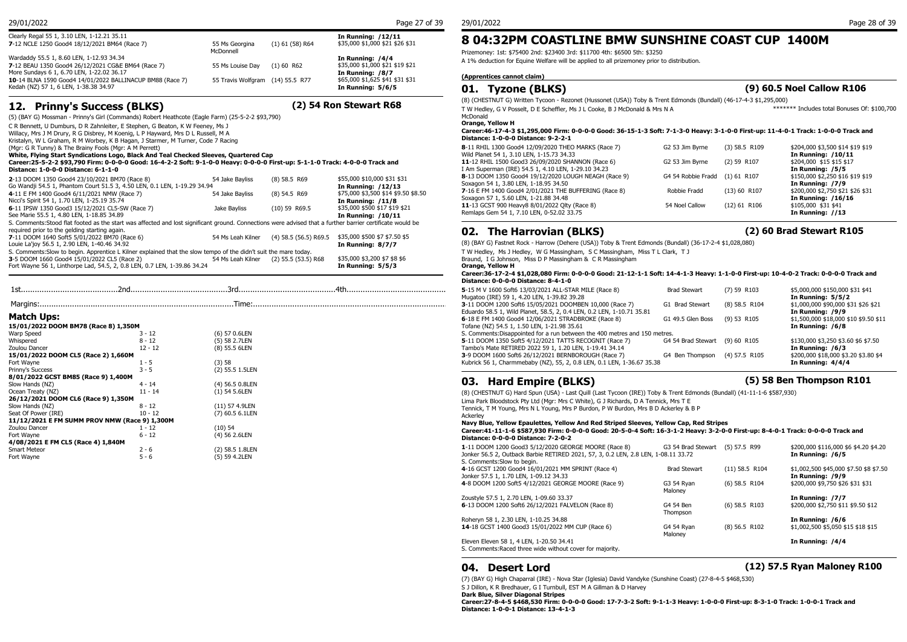Clearly Regal 55 1, 3.10 LEN, 1-12.21 35.11

| | | | |
|---|---|---|---|
| **7**-12 NCLE 1250 Good4 18/12/2021 BM64 (Race 7) | 55 Ms Georgina McDonnell | (1) 61 (58) R64 | **In Running: /12/11** $35,000 $1,000 $21 $26 $31 |
| Wardaddy 55.5 1, 8.60 LEN, 1-12.93 34.34 | | | |
| **7**-12 BEAU 1350 Good4 26/12/2021 CG&E BM64 (Race 7) | 55 Ms Louise Day | (1) 60 R62 | **In Running: /4/4** $35,000 $1,000 $21 $19 $21 |
| More Sundays 6 1, 6.70 LEN, 1-22.02 36.17 | | | **In Running: /8/7** |
| **10**-14 BLNA 1590 Good4 14/01/2022 BALLINACUP BM88 (Race 7) | 55 Travis Wolfgram | (14) 55.5 R77 | $65,000 $1,625 $41 $31 $31 |
| Kedah (NZ) 57 1, 6 LEN, 1-38.38 34.97 | | | **In Running: 5/6/5** |

## 12. Prinny's Success (BLKS) — (2) 54 Ron Stewart R68

(5) (BAY G) Mossman - Prinny's Girl (Commands) Robert Heathcote (Eagle Farm) (25-5-2-2 $93,790)

C R Bennett, U Dumburs, D R Zahnleiter, E Stephen, G Beaton, K W Feeney, Ms J Willacy, Mrs J M Drury, R G Disbrey, M Koenig, L P Hayward, Mrs D L Russell, M A Kristalyn, W L Graham, R M Worbey, K B Hagan, J Starmer, M Turner, Code 7 Racing (Mgr: G R Tunny) & The Brainy Fools (Mgr: A M Perrett)

**White, Flying Start Syndications Logo, Black And Teal Checked Sleeves, Quartered Cap**

**Career:25-5-2-2 $93,790 Firm: 0-0-0-0 Good: 16-4-2-2 Soft: 9-1-0-0 Heavy: 0-0-0-0 First-up: 5-1-1-0 Track: 4-0-0-0 Track and Distance: 1-0-0-0 Distance: 6-1-1-0**

| | | | |
|---|---|---|---|
| **2**-13 DOOM 1350 Good4 23/10/2021 BM70 (Race 8) | 54 Jake Bayliss | (8) 58.5 R69 | $55,000 $10,000 $31 $31 |
| Go Wandji 54.5 1, Phantom Court 51.5 3, 4.50 LEN, 0.1 LEN, 1-19.29 34.94 | | | **In Running: /12/13** |
| **4**-11 E FM 1400 Good4 6/11/2021 NMW (Race 7) | 54 Jake Bayliss | (8) 54.5 R69 | $75,000 $3,500 $14 $9.50 $8.50 |
| Nicci's Spirit 54 1, 1.70 LEN, 1-25.19 35.74 | | | **In Running: /11/8** |
| **6**-11 IPSW 1350 Good3 15/12/2021 CL5-SW (Race 7) | Jake Bayliss | (10) 59 R69.5 | $35,000 $500 $17 $19 $21 |
| See Marie 55.5 1, 4.80 LEN, 1-18.85 34.89 | | | **In Running: /10/11** |

S. Comments:Stood flat footed as the start was affected and lost significant ground. Connections were advised that a further barrier certificate would be required prior to the gelding starting again.

| | | | |
|---|---|---|---|
| **7**-11 DOOM 1640 Soft5 5/01/2022 BM70 (Race 7) | 54 Ms Leah Kilner | (4) 58.5 (56.5) R69.5 | $35,000 $500 $7 $7.50 $5 |
| Louie La'joy 56.5 1, 2.90 LEN, 1-40.46 34.92 | | | **In Running: 8/7/7** |

S. Comments:Slow to begin. Apprentice L Kilner explained that the slow tempo of the didn't suit the mare today.

| | | | |
|---|---|---|---|
| **3**-5 DOOM 1660 Good4 15/01/2022 CL5 (Race 2) | 54 Ms Leah Kilner | (2) 55.5 (53.5) R68 | $35,000 $3,200 $7 $8 $6 |
| Fort Wayne 56 1, Linthorpe Lad, 54.5, 2, 0.8 LEN, 0.7 LEN, 1-39.86 34.24 | | | **In Running: 5/5/3** |

1st..........2nd..........3rd..........4th..........

Margins:..........Time:..........

### Match Ups:

| | | |
|---|---|---|
| **15/01/2022 DOOM BM78 (Race 8) 1,350M** | | |
| Warp Speed | 3 - 12 | (6) 57 0.6LEN |
| Whispered | 8 - 12 | (5) 58 2.7LEN |
| Zoulou Dancer | 12 - 12 | (8) 55.5 6LEN |
| **15/01/2022 DOOM CL5 (Race 2) 1,660M** | | |
| Fort Wayne | 1 - 5 | (3) 58 |
| Prinny's Success | 3 - 5 | (2) 55.5 1.5LEN |
| **8/01/2022 GCST BM85 (Race 9) 1,400M** | | |
| Slow Hands (NZ) | 4 - 14 | (4) 56.5 0.8LEN |
| Ocean Treaty (NZ) | 11 - 14 | (1) 54 5.6LEN |
| **26/12/2021 DOOM CL6 (Race 9) 1,350M** | | |
| Slow Hands (NZ) | 8 - 12 | (11) 57 4.9LEN |
| Seat Of Power (IRE) | 10 - 12 | (7) 60.5 6.1LEN |
| **11/12/2021 E FM SUMM PROV NMW (Race 9) 1,300M** | | |
| Zoulou Dancer | 1 - 12 | (10) 54 |
| Fort Wayne | 6 - 12 | (4) 56 2.6LEN |
| **4/08/2021 E FM CL5 (Race 4) 1,840M** | | |
| Smart Meteor | 2 - 6 | (2) 58.5 1.8LEN |
| Fort Wayne | 5 - 6 | (5) 59 4.2LEN |

# 8 04:32PM COASTLINE BMW SUNSHINE COAST CUP 1400M

Prizemoney: 1st: $75400 2nd: $23400 3rd: $11700 4th: $6500 5th: $3250

A 1% deduction for Equine Welfare will be applied to all prizemoney prior to distribution.

**(Apprentices cannot claim)**

## 01. Tyzone (BLKS) — (9) 60.5 Noel Callow R106

(8) (CHESTNUT G) Written Tycoon - Rezonet (Hussonet (USA)) Toby & Trent Edmonds (Bundall) (46-17-4-3 $1,295,000)

T W Hedley, G V Posselt, D E Scheffler, Ms J L Cooke, B J McDonald & Mrs N A McDonald

******* Includes total Bonuses Of: $100,700

**Orange, Yellow H**

**Career:46-17-4-3 $1,295,000 Firm: 0-0-0-0 Good: 36-15-1-3 Soft: 7-1-3-0 Heavy: 3-1-0-0 First-up: 11-4-0-1 Track: 1-0-0-0 Track and Distance: 1-0-0-0 Distance: 9-2-2-1**

| | | | |
|---|---|---|---|
| **8**-11 RHIL 1300 Good4 12/09/2020 THEO MARKS (Race 7) | G2 53 Jim Byrne | (3) 58.5 R109 | $204,000 $3,500 $14 $19 $19 |
| Wild Planet 54 1, 3.10 LEN, 1-15.73 34.33 | | | **In Running: /10/11** |
| **11**-12 RHIL 1500 Good3 26/09/2020 SHANNON (Race 6) | G2 53 Jim Byrne | (2) 59 R107 | $204,000 $15 $15 $17 |
| I Am Superman (IRE) 54.5 1, 4.10 LEN, 1-29.10 34.23 | | | **In Running: /5/5** |
| **8**-13 DOOM 1350 Good4 19/12/2020 LOUGH NEAGH (Race 9) | G4 54 Robbie Fradd | (1) 61 R107 | $150,000 $2,250 $16 $19 $19 |
| Soxagon 54 1, 3.80 LEN, 1-18.95 34.50 | | | **In Running: /7/9** |
| **7**-16 E FM 1400 Good4 2/01/2021 THE BUFFERING (Race 6) | Robbie Fradd | (13) 60 R107 | $200,000 $2,750 $21 $26 $31 |
| Soxagon 57 1, 5.60 LEN, 1-21.88 34.48 | | | **In Running: /16/16** |
| **11**-13 GCST 900 Heavy8 8/01/2022 Qlty (Race 8) | 54 Noel Callow | (12) 61 R106 | $105,000 $31 $41 |
| Remlaps Gem 54 1, 7.10 LEN, 0-52.02 33.75 | | | **In Running: //13** |

## 02. The Harrovian (BLKS) — (2) 60 Brad Stewart R105

(8) (BAY G) Fastnet Rock - Harrow (Dehere (USA)) Toby & Trent Edmonds (Bundall) (36-17-2-4 $1,028,080)

T W Hedley, Ms J Hedley, W G Massingham, S C Massingham, Miss T L Clark, T J Braund, I G Johnson, Miss D P Massingham & C R Massingham

**Orange, Yellow H**

**Career:36-17-2-4 $1,028,080 Firm: 0-0-0-0 Good: 21-12-1-1 Soft: 14-4-1-3 Heavy: 1-1-0-0 First-up: 10-4-0-2 Track: 0-0-0-0 Track and Distance: 0-0-0-0 Distance: 8-4-1-0**

| | | | |
|---|---|---|---|
| **5**-15 M V 1600 Soft6 13/03/2021 ALL-STAR MILE (Race 8) | Brad Stewart | (7) 59 R103 | $5,000,000 $150,000 $31 $41 |
| Mugatoo (IRE) 59 1, 4.20 LEN, 1-39.82 39.28 | | | **In Running: 5/5/2** |
| **3**-11 DOOM 1200 Soft6 15/05/2021 DOOMBEN 10,000 (Race 7) | G1 Brad Stewart | (8) 58.5 R104 | $1,000,000 $90,000 $31 $26 $21 |
| Eduardo 58.5 1, Wild Planet, 58.5, 2, 0.4 LEN, 0.2 LEN, 1-10.71 35.81 | | | **In Running: /9/9** |
| **6**-18 E FM 1400 Good4 12/06/2021 STRADBROKE (Race 8) | G1 49.5 Glen Boss | (9) 53 R105 | $1,500,000 $18,000 $10 $9.50 $11 |
| Tofane (NZ) 54.5 1, 1.50 LEN, 1-21.98 35.61 | | | **In Running: /6/8** |

S. Comments:Disappointed for a run between the 400 metres and 150 metres.

| | | | |
|---|---|---|---|
| **5**-11 DOOM 1350 Soft5 4/12/2021 TATTS RECOGNIT (Race 7) | G4 54 Brad Stewart | (9) 60 R105 | $130,000 $3,250 $3.60 $6 $7.50 |
| Tambo's Mate RETIRED 2022 59 1, 1.20 LEN, 1-19.41 34.14 | | | **In Running: /6/3** |
| **3**-9 DOOM 1600 Soft6 26/12/2021 BERNBOROUGH (Race 7) | G4 Ben Thompson | (4) 57.5 R105 | $200,000 $18,000 $3.20 $3.80 $4 |
| Kubrick 56 1, Charmmebaby (NZ), 55, 2, 0.8 LEN, 0.1 LEN, 1-36.67 35.38 | | | **In Running: 4/4/4** |

## 03. Hard Empire (BLKS) — (5) 58 Ben Thompson R101

(8) (CHESTNUT G) Hard Spun (USA) - Last Quill (Last Tycoon (IRE)) Toby & Trent Edmonds (Bundall) (41-11-1-6 $587,930)

Lima Park Bloodstock Pty Ltd (Mgr: Mrs C White), G J Richards, D A Tennick, Mrs T E Tennick, T M Young, Mrs N L Young, Mrs P Burdon, P W Burdon, Mrs B D Ackerley & B P Ackerley

**Navy Blue, Yellow Epaulettes, Yellow And Red Striped Sleeves, Yellow Cap, Red Stripes**

**Career:41-11-1-6 $587,930 Firm: 0-0-0-0 Good: 20-5-0-4 Soft: 16-3-1-2 Heavy: 3-2-0-0 First-up: 8-4-0-1 Track: 0-0-0-0 Track and Distance: 0-0-0-0 Distance: 7-2-0-2**

| | | | |
|---|---|---|---|
| **1**-11 DOOM 1200 Good3 5/12/2020 GEORGE MOORE (Race 8) | G3 54 Brad Stewart | (5) 57.5 R99 | $200,000 $116,000 $6 $4.20 $4.20 |
| Jonker 56.5 2, Outback Barbie RETIRED 2021, 57, 3, 0.2 LEN, 2.8 LEN, 1-08.11 33.72 | | | **In Running: /6/5** |

S. Comments:Slow to begin.

| | | | |
|---|---|---|---|
| **4**-16 GCST 1200 Good4 16/01/2021 MM SPRINT (Race 4) | Brad Stewart | (11) 58.5 R104 | $1,002,500 $45,000 $7.50 $8 $7.50 |
| Jonker 57.5 1, 1.70 LEN, 1-09.12 34.33 | | | **In Running: /9/9** |
| **4**-8 DOOM 1200 Soft5 4/12/2021 GEORGE MOORE (Race 9) | G3 54 Ryan Maloney | (6) 58.5 R104 | $200,000 $9,750 $26 $31 $31 |
| Zoustyle 57.5 1, 2.70 LEN, 1-09.60 33.37 | | | **In Running: /7/7** |
| **6**-13 DOOM 1200 Soft6 26/12/2021 FALVELON (Race 8) | G4 54 Ben Thompson | (6) 58.5 R103 | $200,000 $2,750 $11 $9.50 $12 |
| Roheryn 58 1, 2.30 LEN, 1-10.25 34.88 | | | **In Running: /6/6** |
| **14**-18 GCST 1400 Good3 15/01/2022 MM CUP (Race 6) | G4 54 Ryan Maloney | (8) 56.5 R102 | $1,002,500 $5,050 $15 $18 $15 |
| Eleven Eleven 58 1, 4 LEN, 1-20.50 34.41 | | | **In Running: /4/4** |

S. Comments:Raced three wide without cover for majority.

## 04. Desert Lord — (12) 57.5 Ryan Maloney R100

(7) (BAY G) High Chaparral (IRE) - Nova Star (Iglesia) David Vandyke (Sunshine Coast) (27-8-4-5 $468,530)

S J Dillon, K R Bredhauer, G I Turnbull, EST M A Gillman & D Harvey

**Dark Blue, Silver Diagonal Stripes**

**Career:27-8-4-5 $468,530 Firm: 0-0-0-0 Good: 17-7-3-2 Soft: 9-1-1-3 Heavy: 1-0-0-0 First-up: 8-3-1-0 Track: 1-0-0-1 Track and Distance: 1-0-0-1 Distance: 13-4-1-3**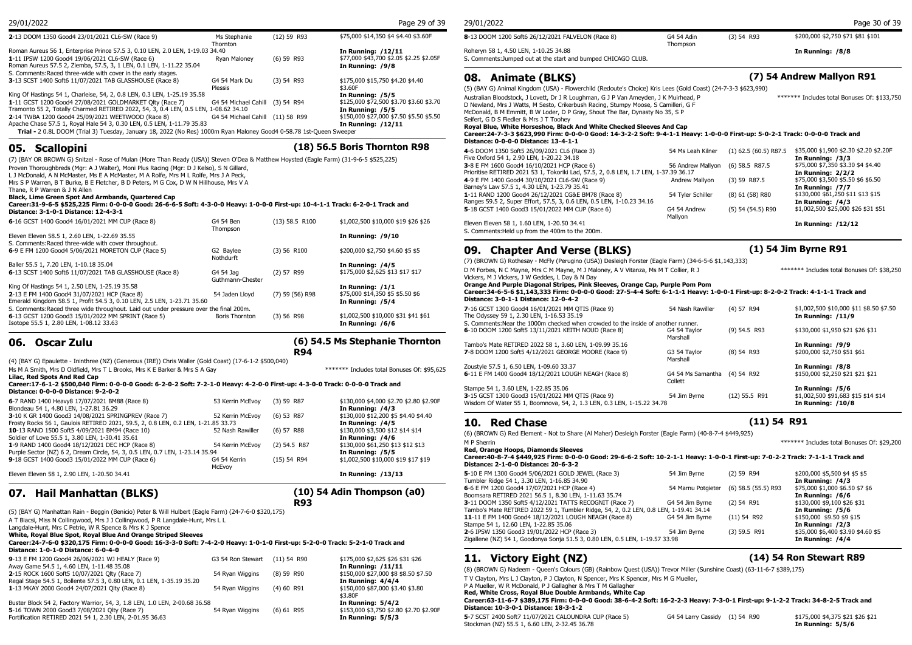| | | | |
|---|---|---|---|
| 2-13 DOOM 1350 Good4 23/01/2021 CL6-SW (Race 9) | Ms Stephanie Thornton | (12) 59 R93 | $75,000 $14,350 $4 $4.40 $3.60F |
| Roman Aureus 56 1, Enterprise Prince 57.5 3, 0.10 LEN, 2.0 LEN, 1-19.03 34.40 | | | **In Running: /12/11** |
| 1-11 IPSW 1200 Good4 19/06/2021 CL6-SW (Race 6) | Ryan Maloney | (6) 59 R93 | $77,000 $43,700 $2.05 $2.25 $2.05F |
| Roman Aureus 57.5 2, Ziemba, 57.5, 3, 1 LEN, 0.1 LEN, 1-11.22 35.04 | | | **In Running: /9/8** |
| S. Comments:Raced three-wide with cover in the early stages. | | | |
| 3-13 SCST 1400 Soft6 11/07/2021 TAB GLASSHOUSE (Race 8) | G4 54 Mark Du Plessis | (3) 54 R93 | $175,000 $15,750 $4.20 $4.40 $3.60F |
| King Of Hastings 54 1, Charleise, 54, 2, 0.8 LEN, 0.3 LEN, 1-25.19 35.58 | | | **In Running: /5/5** |
| 1-11 GCST 1200 Good4 27/08/2021 GOLDMARKET Qlty (Race 7) | G4 54 Michael Cahill | (3) 54 R94 | $125,000 $72,500 $3.70 $3.60 $3.70 |
| Tramonto 55 2, Totally Charmed RETIRED 2022, 54, 3, 0.4 LEN, 0.5 LEN, 1-08.62 34.10 | | | **In Running: /5/5** |
| 2-14 TWBA 1200 Good4 25/09/2021 WEETWOOD (Race 8) | G4 54 Michael Cahill | (11) 58 R99 | $150,000 $27,000 $7.50 $5.50 $5.50 |
| Apache Chase 57.5 1, Royal Hale 54 3, 0.30 LEN, 0.5 LEN, 1-11.79 35.83 | | | **In Running: /12/11** |

**Trial -** 2 0.8L DOOM (Trial 3) Tuesday, January 18, 2022 (No Res) 1000m Ryan Maloney Good4 0-58.78 1st-Queen Sweeper

## 05. Scallopini — (18) 56.5 Boris Thornton R98

(7) (BAY OR BROWN G) Snitzel - Rose of Mulan (More Than Ready (USA)) Steven O'Dea & Matthew Hoysted (Eagle Farm) (31-9-6-5 $525,225)

Proven Thoroughbreds (Mgr: A J Walter), Moni Plus Racing (Mgr: D J Kelso), S N Gillard, L J McDonald, A N McMaster, Ms E A McMaster, M A Rolfe, Mrs L Rolfe, Mrs J A Peck, Mrs S P Warren, B T Burke, B E Fletcher, B D Peters, M G Cox, D W N Hillhouse, Mrs V A Thane, R P Warren & J N Allen

**Black, Lime Green Spot And Armbands, Quartered Cap**

**Career:31-9-6-5 $525,225 Firm: 0-0-0-0 Good: 26-6-6-5 Soft: 4-3-0-0 Heavy: 1-0-0-0 First-up: 10-4-1-1 Track: 6-2-0-1 Track and Distance: 3-1-0-1 Distance: 12-4-3-1**

| | | | |
|---|---|---|---|
| 6-16 GCST 1400 Good4 16/01/2021 MM CUP (Race 8) | G4 54 Ben Thompson | (13) 58.5 R100 | $1,002,500 $10,000 $19 $26 $26 |
| Eleven Eleven 58.5 1, 2.60 LEN, 1-22.69 35.55 | | | **In Running: /9/10** |
| S. Comments:Raced three-wide with cover throughout. | | | |
| 6-9 E FM 1200 Good4 5/06/2021 MORETON CUP (Race 5) | G2 Baylee Nothdurft | (3) 56 R100 | $200,000 $2,750 $4.60 $5 $5 |
| Baller 55.5 1, 7.20 LEN, 1-10.18 35.04 | | | **In Running: /4/5** |
| 6-13 SCST 1400 Soft6 11/07/2021 TAB GLASSHOUSE (Race 8) | G4 54 Jag Guthmann-Chester | (2) 57 R99 | $175,000 $2,625 $13 $17 $17 |
| King Of Hastings 54 1, 2.50 LEN, 1-25.19 35.58 | | | **In Running: /1/1** |
| 2-13 E FM 1400 Good4 31/07/2021 HCP (Race 8) | 54 Jaden Lloyd | (7) 59 (56) R98 | $75,000 $14,350 $5 $5.50 $6 |
| Emerald Kingdom 58.5 1, Profit 54.5 3, 0.10 LEN, 2.5 LEN, 1-23.71 35.60 | | | **In Running: /5/4** |
| S. Comments:Raced three wide throughout. Laid out under pressure over the final 200m. | | | |
| 6-13 GCST 1200 Good3 15/01/2022 MM SPRINT (Race 5) | Boris Thornton | (3) 56 R98 | $1,002,500 $10,000 $31 $41 $61 |
| Isotope 55.5 1, 2.80 LEN, 1-08.12 33.63 | | | **In Running: /6/6** |

## 06. Oscar Zulu — (6) 54.5 Ms Stephanie Thornton R94

(4) (BAY G) Epaulette - Ininthree (NZ) (Generous (IRE)) Chris Waller (Gold Coast) (17-6-1-2 $500,040)

Ms M A Smith, Mrs D Oldfield, Mrs T L Brooks, Mrs K E Barker & Mrs S A Gay ******* Includes total Bonuses Of: $95,625

**Lilac, Red Spots And Red Cap**

**Career:17-6-1-2 $500,040 Firm: 0-0-0-0 Good: 6-2-0-2 Soft: 7-2-1-0 Heavy: 4-2-0-0 First-up: 4-3-0-0 Track: 0-0-0-0 Track and Distance: 0-0-0-0 Distance: 9-2-0-2**

| | | | |
|---|---|---|---|
| 6-7 RAND 1400 Heavy8 17/07/2021 BM88 (Race 8) | 53 Kerrin McEvoy | (3) 59 R87 | $130,000 $4,000 $2.70 $2.80 $2.90F |
| Blondeau 54 1, 4.80 LEN, 1-27.81 36.29 | | | **In Running: /4/3** |
| 3-10 K GR 1400 Good3 14/08/2021 SPRINGPREV (Race 7) | 52 Kerrin McEvoy | (6) 53 R87 | $130,000 $12,200 $5 $4.40 $4.40 |
| Frosty Rocks 56 1, Gaulois RETIRED 2021, 59.5, 2, 0.8 LEN, 0.2 LEN, 1-21.85 33.73 | | | **In Running: /4/5** |
| 10-13 RAND 1500 Soft5 4/09/2021 BM94 (Race 10) | 52 Nash Rawiller | (6) 57 R88 | $130,000 $3,500 $12 $14 $14 |
| Soldier of Love 55.5 1, 3.80 LEN, 1-30.41 35.61 | | | **In Running: /4/6** |
| 1-9 RAND 1400 Good4 18/12/2021 DEC HCP (Race 8) | 54 Kerrin McEvoy | (2) 54.5 R87 | $130,000 $61,250 $13 $12 $13 |
| Purple Sector (NZ) 6 2, Dream Circle, 54, 3, 0.5 LEN, 0.7 LEN, 1-23.14 35.94 | | | **In Running: /5/5** |
| 9-18 GCST 1400 Good3 15/01/2022 MM CUP (Race 6) | G4 54 Kerrin McEvoy | (15) 54 R94 | $1,002,500 $10,000 $19 $17 $19 |
| Eleven Eleven 58 1, 2.90 LEN, 1-20.50 34.41 | | | **In Running: /13/13** |

## 07. Hail Manhattan (BLKS) — (10) 54 Adin Thompson (a0) R93

(5) (BAY G) Manhattan Rain - Beggin (Benicio) Peter & Will Hulbert (Eagle Farm) (24-7-6-0 $320,175)

A T Biacsi, Miss N Collingwood, Mrs J J Collingwood, P R Langdale-Hunt, Mrs L L Langdale-Hunt, Mrs C Petrie, W R Spence & Mrs K J Spence

**White, Royal Blue Spot, Royal Blue And Orange Striped Sleeves**

**Career:24-7-6-0 $320,175 Firm: 0-0-0-0 Good: 16-3-3-0 Soft: 7-4-2-0 Heavy: 1-0-1-0 First-up: 5-2-0-0 Track: 5-2-1-0 Track and Distance: 1-0-1-0 Distance: 6-0-4-0**

| | | | |
|---|---|---|---|
| 9-13 E FM 1200 Good4 26/06/2021 WJ HEALY (Race 9) | G3 54 Ron Stewart | (11) 54 R90 | $175,000 $2,625 $26 $31 $26 |
| Away Game 54.5 1, 4.60 LEN, 1-11.48 35.08 | | | **In Running: /11/11** |
| 2-15 ROCK 1600 Soft5 10/07/2021 Qlty (Race 7) | 54 Ryan Wiggins | (8) 59 R90 | $150,000 $27,000 $8 $8.50 $7.50 |
| Regal Stage 54.5 1, Bollente 57.5 3, 0.80 LEN, 0.1 LEN, 1-35.19 35.20 | | | **In Running: 4/4/4** |
| 1-13 MKAY 2000 Good4 24/07/2021 Qlty (Race 8) | 54 Ryan Wiggins | (4) 60 R91 | $150,000 $87,000 $3.40 $3.80 $3.80F |
| Buster Block 54 2, Factory Warrior, 54, 3, 1.8 LEN, 1.0 LEN, 2-00.68 36.58 | | | **In Running: 5/4/2** |
| 5-16 TOWN 2000 Good3 7/08/2021 Qlty (Race 7) | 54 Ryan Wiggins | (6) 61 R95 | $153,000 $3,750 $2.80 $2.70 $2.90F |
| Fortification RETIRED 2021 54 1, 2.30 LEN, 2-01.95 36.63 | | | **In Running: 5/5/3** |
| 8-13 DOOM 1200 Soft6 26/12/2021 FALVELON (Race 8) | G4 54 Adin Thompson | (3) 54 R93 | $200,000 $2,750 $71 $81 $101 |
| Roheryn 58 1, 4.50 LEN, 1-10.25 34.88 | | | **In Running: /8/8** |
| S. Comments:Jumped out at the start and bumped CHICAGO CLUB. | | | |

## 08. Animate (BLKS) — (7) 54 Andrew Mallyon R91

(5) (BAY G) Animal Kingdom (USA) - Flowerchild (Redoute's Choice) Kris Lees (Gold Coast) (24-7-3-3 $623,990)

Australian Bloodstock, J Lovett, Dr J R Loughman, G J P Van Ameyden, J K Muirhead, P D Newland, Mrs J Watts, M Sesto, Crikerbush Racing, Stumpy Moose, S Camilleri, G F McDonald, B M Emmitt, B W Loder, D P Gray, Shout The Bar, Dynasty No 35, S P Seifert, G D S Fiedler & Mrs J T Toohey ******* Includes total Bonuses Of: $133,750

**Royal Blue, White Horseshoe, Black And White Checked Sleeves And Cap**

**Career:24-7-3-3 $623,990 Firm: 0-0-0-0 Good: 14-3-2-2 Soft: 9-4-1-1 Heavy: 1-0-0-0 First-up: 5-0-2-1 Track: 0-0-0-0 Track and Distance: 0-0-0-0 Distance: 13-4-1-1**

| | | | |
|---|---|---|---|
| 4-6 DOOM 1350 Soft5 26/09/2021 CL6 (Race 3) | 54 Ms Leah Kilner | (1) 62.5 (60.5) R87.5 | $35,000 $1,900 $2.30 $2.20 $2.20F |
| Five Oxford 54 1, 2.90 LEN, 1-20.22 34.18 | | | **In Running: /3/3** |
| 3-8 E FM 1600 Good4 16/10/2021 HCP (Race 6) | 56 Andrew Mallyon | (6) 58.5 R87.5 | $75,000 $7,350 $3.30 $4 $4.40 |
| Prioritise RETIRED 2021 53 1, Tokoriki Lad, 57.5, 2, 0.8 LEN, 1.7 LEN, 1-37.39 36.17 | | | **In Running: 2/2/2** |
| 4-9 E FM 1400 Good4 30/10/2021 CL6-SW (Race 9) | Andrew Mallyon | (3) 59 R87.5 | $75,000 $3,500 $5.50 $6 $6.50 |
| Barney's Law 57.5 1, 4.30 LEN, 1-23.79 35.41 | | | **In Running: /7/7** |
| 1-11 RAND 1200 Good4 26/12/2021 CG&E BM78 (Race 8) | 54 Tyler Schiller | (8) 61 (58) R80 | $130,000 $61,250 $11 $13 $15 |
| Ranges 59.5 2, Super Effort, 57.5, 3, 0.6 LEN, 0.5 LEN, 1-10.23 34.16 | | | **In Running: /4/3** |
| 5-18 GCST 1400 Good3 15/01/2022 MM CUP (Race 6) | G4 54 Andrew Mallyon | (5) 54 (54.5) R90 | $1,002,500 $25,000 $26 $31 $51 |
| Eleven Eleven 58 1, 1.60 LEN, 1-20.50 34.41 | | | **In Running: /12/12** |
| S. Comments:Held up from the 400m to the 200m. | | | |

## 09. Chapter And Verse (BLKS) — (1) 54 Jim Byrne R91

(7) (BROWN G) Rothesay - McFly (Perugino (USA)) Desleigh Forster (Eagle Farm) (34-6-5-6 $1,143,333)

D M Forbes, N C Mayne, Mrs C M Mayne, M J Maloney, A V Vitanza, Ms M T Collier, R J Vickers, M J Vickers, J W Geddes, L Day & N Day ******* Includes total Bonuses Of: $38,250

**Orange And Purple Diagonal Stripes, Pink Sleeves, Orange Cap, Purple Pom Pom**

**Career:34-6-5-6 $1,143,333 Firm: 0-0-0-0 Good: 27-5-4-4 Soft: 6-1-1-1 Heavy: 1-0-0-1 First-up: 8-2-0-2 Track: 4-1-1-1 Track and Distance: 3-0-1-1 Distance: 12-0-4-2**

| | | | |
|---|---|---|---|
| 7-16 GCST 1300 Good4 16/01/2021 MM QTIS (Race 6) | 54 Nash Rawiller | (4) 57 R94 | $1,002,500 $10,000 $11 $8.50 $7.50 |
| The Odyssey 59 1, 2.30 LEN, 1-16.53 35.19 | | | **In Running: /11/9** |
| S. Comments:Near the 1000m checked when crowded to the inside of another runner. | | | |
| 6-10 DOOM 1200 Soft5 13/11/2021 KEITH NOUD (Race 8) | G4 54 Taylor Marshall | (9) 54.5 R93 | $130,000 $1,950 $21 $26 $31 |
| Tambo's Mate RETIRED 2022 58 1, 3.60 LEN, 1-09.99 35.16 | | | **In Running: /9/9** |
| 7-8 DOOM 1200 Soft5 4/12/2021 GEORGE MOORE (Race 9) | G3 54 Taylor Marshall | (8) 54 R93 | $200,000 $2,750 $51 $61 |
| Zoustyle 57.5 1, 6.50 LEN, 1-09.60 33.37 | | | **In Running: /8/8** |
| 6-11 E FM 1400 Good4 18/12/2021 LOUGH NEAGH (Race 8) | G4 54 Ms Samantha Collett | (4) 54 R92 | $150,000 $2,250 $21 $21 |
| Stampe 54 1, 3.60 LEN, 1-22.85 35.06 | | | **In Running: /5/6** |
| 3-15 GCST 1300 Good3 15/01/2022 MM QTIS (Race 9) | 54 Jim Byrne | (12) 55.5 R91 | $1,002,500 $91,683 $15 $14 $14 |
| Wisdom Of Water 55 1, Boomnova, 54, 2, 1.3 LEN, 0.3 LEN, 1-15.22 34.78 | | | **In Running: /10/8** |

## 10. Red Chase — (11) 54 R91

(6) (BROWN G) Red Element - Not to Share (Al Maher) Desleigh Forster (Eagle Farm) (40-8-7-4 $449,925)

M P Sherrin ******* Includes total Bonuses Of: $29,200

**Red, Orange Hoops, Diamonds Sleeves**

**Career:40-8-7-4 $449,925 Firm: 0-0-0-0 Good: 29-6-6-2 Soft: 10-2-1-1 Heavy: 1-0-0-1 First-up: 7-0-2-2 Track: 7-1-1-1 Track and Distance: 2-1-0-0 Distance: 20-6-3-2**

| | | | |
|---|---|---|---|
| 5-10 E FM 1300 Good4 5/06/2021 GOLD JEWEL (Race 3) | 54 Jim Byrne | (2) 59 R94 | $200,000 $5,500 $4 $5 $5 |
| Tumbler Ridge 54 1, 3.30 LEN, 1-16.85 34.90 | | | **In Running: /4/3** |
| 6-6 E FM 1200 Good4 17/07/2021 HCP (Race 4) | 54 Marnu Potgieter | (6) 58.5 (55.5) R93 | $75,000 $1,000 $6.50 $7 $6 |
| Boomsara RETIRED 2021 56.5 1, 8.30 LEN, 1-11.63 35.74 | | | **In Running: /6/6** |
| 3-11 DOOM 1350 Soft5 4/12/2021 TATTS RECOGNIT (Race 7) | G4 54 Jim Byrne | (2) 54 R91 | $130,000 $9,100 $26 $31 |
| Tambo's Mate RETIRED 2022 59 1, Tumbler Ridge, 54, 2, 0.2 LEN, 0.8 LEN, 1-19.41 34.14 | | | **In Running: /5/6** |
| 11-11 E FM 1400 Good4 18/12/2021 LOUGH NEAGH (Race 8) | G4 54 Jim Byrne | (11) 54 R92 | $150,000 $9.50 $9 $15 |
| Stampe 54 1, 12.60 LEN, 1-22.85 35.06 | | | **In Running: /2/3** |
| 2-6 IPSW 1300 Good3 19/01/2022 HCP (Race 3) | 54 Jim Byrne | (3) 59.5 R91 | $35,000 $6,400 $3.90 $4.60 $5 |
| Zigallene (NZ) 54 1, Goodonya Sonja 51.5 3, 0.80 LEN, 0.5 LEN, 1-19.57 33.98 | | | **In Running: /4/4** |

## 11. Victory Eight (NZ) — (14) 54 Ron Stewart R89

(8) (BROWN G) Nadeem - Queen's Colours (GB) (Rainbow Quest (USA)) Trevor Miller (Sunshine Coast) (63-11-6-7 $389,175)

T V Clayton, Mrs L J Clayton, P J Clayton, N Spencer, Mrs K Spencer, Mrs G M Mueller, P A Mueller, W R McDonald, P J Gallagher & Mrs T M Gallagher

**Red, White Cross, Royal Blue Double Armbands, White Cap**

**Career:63-11-6-7 $389,175 Firm: 0-0-0-0 Good: 38-6-4-2 Soft: 16-2-2-3 Heavy: 7-3-0-1 First-up: 9-1-2-2 Track: 34-8-2-5 Track and Distance: 10-3-0-1 Distance: 18-3-1-2**

| | | | |
|---|---|---|---|
| 5-7 SCST 2400 Soft7 11/07/2021 CALOUNDRA CUP (Race 5) | G4 54 Larry Cassidy | (1) 54 R90 | $175,000 $4,375 $21 $26 $21 |
| Stockman (NZ) 55.5 1, 6.60 LEN, 2-32.45 36.78 | | | **In Running: 5/5/6** |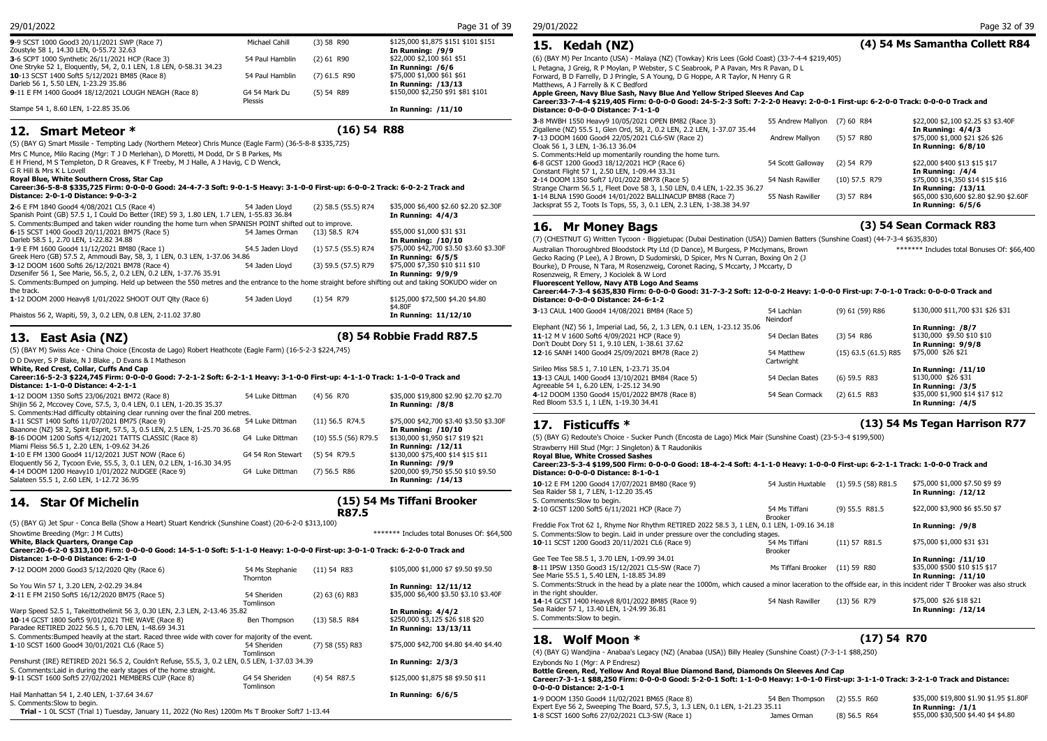**9**-9 SCST 1000 Good3 20/11/2021 SWP (Race 7) — Michael Cahill — (3) 58 R90 — $125,000 $1,875 $151 $101 $151
Zoustyle 58 1, 14.30 LEN, 0-55.72 32.63 — **In Running: /9/9**

**3**-6 SCPT 1000 Synthetic 26/11/2021 HCP (Race 3) — 54 Paul Hamblin — (2) 61 R90 — $22,000 $2,100 $61 $51
One Stryke 52 1, Eloquently, 54, 2, 0.1 LEN, 1.8 LEN, 0-58.31 34.23 — **In Running: /6/6**

**10**-13 SCST 1400 Soft5 5/12/2021 BM85 (Race 8) — 54 Paul Hamblin — (7) 61.5 R90 — $75,000 $1,000 $61 $61
Darleb 56 1, 5.50 LEN, 1-23.29 35.86 — **In Running: /13/13**

**9**-11 E FM 1400 Good4 18/12/2021 LOUGH NEAGH (Race 8) — G4 54 Mark Du Plessis — (5) 54 R89 — $150,000 $2,250 $91 $81 $101
Stampe 54 1, 8.60 LEN, 1-22.85 35.06 — **In Running: /11/10**

## 12. Smart Meteor * — (16) 54 R88

(5) (BAY G) Smart Missile - Tempting Lady (Northern Meteor) Chris Munce (Eagle Farm) (36-5-8-8 $335,725)

Mrs C Munce, Milo Racing (Mgr: T J D Merlehan), D Moretti, M Dodd, Dr S B Parkes, Ms E H Friend, M S Templeton, D R Greaves, K F Treeby, M J Halle, A J Havig, C D Wenck, G R Hill & Mrs K L Lovell

**Royal Blue, White Southern Cross, Star Cap**

**Career:36-5-8-8 $335,725 Firm: 0-0-0-0 Good: 24-4-7-3 Soft: 9-0-1-5 Heavy: 3-1-0-0 First-up: 6-0-0-2 Track: 6-0-2-2 Track and Distance: 2-0-1-1 Distance: 9-0-3-2**

**2**-6 E FM 1840 Good4 4/08/2021 CL5 (Race 4) — 54 Jaden Lloyd — (2) 58.5 (55.5) R74 — $35,000 $6,400 $2.60 $2.20 $2.30F
Spanish Point (GB) 57.5 1, I Could Do Better (IRE) 59 3, 1.80 LEN, 1.7 LEN, 1-55.83 36.84 — **In Running: 4/4/3**
S. Comments:Bumped and taken wider rounding the home turn when SPANISH POINT shifted out to improve.

**6**-15 SCST 1400 Good3 20/11/2021 BM75 (Race 5) — 54 James Orman — (13) 58.5 R74 — $55,000 $1,000 $31 $31
Darleb 58.5 1, 2.70 LEN, 1-22.82 34.88 — **In Running: /10/10**

**1**-9 E FM 1600 Good4 11/12/2021 BM80 (Race 1) — 54.5 Jaden Lloyd — (1) 57.5 (55.5) R74 — $75,000 $42,700 $3.50 $3.60 $3.30F
Greek Hero (GB) 57.5 2, Ammoudi Bay, 58, 3, 1.50 LEN, 0.5 LEN, 1-37.06 34.86 — **In Running: 6/5/5**

**3**-12 DOOM 1600 Soft6 26/12/2021 BM78 (Race 4) — 54 Jaden Lloyd — (3) 59.5 (57.5) R79 — $75,000 $7,350 $10 $11 $10
Dzsenifer 56 1, See Marie, 56.5, 2, 0.2 LEN, 0.2 LEN, 1-37.76 35.91 — **In Running: 9/9/9**
S. Comments:Bumped on jumping. Held up between the 550 metres and the entrance to the home straight before shifting out and taking SOKUDO wider on the track.

**1**-12 DOOM 1200 Heavy8 1/01/2022 SHOOT OUT Qlty (Race 6) — 54 Jaden Lloyd — (1) 54 R79 — $125,000 $72,500 $4.20 $4.80 $4.80F
Phaistos 56 2, Wapiti, 59, 3, 0.2 LEN, 0.8 LEN, 2-11.02 37.80 — **In Running: 11/12/10**

## 13. East Asia (NZ) — (8) 54 Robbie Fradd R87.5

(5) (BAY M) Swiss Ace - China Choice (Encosta de Lago) Robert Heathcote (Eagle Farm) (16-5-2-3 $224,745)

D D Dwyer, S P Blake, N J Blake , D Evans & I Matheson

**White, Red Crest, Collar, Cuffs And Cap**

**Career:16-5-2-3 $224,745 Firm: 0-0-0-0 Good: 7-2-1-2 Soft: 6-2-1-1 Heavy: 3-1-0-0 First-up: 4-1-1-0 Track: 1-1-0-0 Track and Distance: 1-1-0-0 Distance: 4-2-1-1**

**1**-12 DOOM 1350 Soft5 23/06/2021 BM72 (Race 8) — 54 Luke Dittman — (4) 56 R70 — $35,000 $19,800 $2.90 $2.70 $2.70
Shijin 56 2, Mccovey Cove, 57.5, 3, 0.4 LEN, 0.1 LEN, 1-20.35 35.37 — **In Running: /8/8**
S. Comments:Had difficulty obtaining clear running over the final 200 metres.

**1**-11 SCST 1400 Soft6 11/07/2021 BM75 (Race 9) — 54 Luke Dittman — (11) 56.5 R74.5 — $75,000 $42,700 $3.40 $3.50 $3.30F
Baanone (NZ) 58 2, Spirit Esprit, 57.5, 3, 0.5 LEN, 2.5 LEN, 1-25.70 36.68 — **In Running: /10/10**

**8**-16 DOOM 1200 Soft5 4/12/2021 TATTS CLASSIC (Race 8) — G4 Luke Dittman — (10) 55.5 (56) R79.5 — $130,000 $1,950 $17 $19 $21
Miami Fleiss 56.5 1, 2.20 LEN, 1-09.62 34.26 — **In Running: /12/11**

**1**-10 E FM 1300 Good4 11/12/2021 JUST NOW (Race 6) — G4 54 Ron Stewart — (5) 54 R79.5 — $130,000 $75,400 $14 $15 $11
Eloquently 56 2, Tycoon Evie, 55.5, 3, 0.1 LEN, 0.2 LEN, 1-16.30 34.95 — **In Running: /9/9**

**4**-14 DOOM 1200 Heavy10 1/01/2022 NUDGEE (Race 9) — G4 Luke Dittman — (7) 56.5 R86 — $200,000 $9,750 $5.50 $10 $9.50
Salateen 55.5 1, 2.60 LEN, 1-12.72 36.95 — **In Running: /14/13**

## 14. Star Of Michelin — (15) 54 Ms Tiffani Brooker R87.5

(5) (BAY G) Jet Spur - Conca Bella (Show a Heart) Stuart Kendrick (Sunshine Coast) (20-6-2-0 $313,100)

Showtime Breeding (Mgr: J M Cutts) — ******* Includes total Bonuses Of: $64,500

**White, Black Quarters, Orange Cap**

**Career:20-6-2-0 $313,100 Firm: 0-0-0-0 Good: 14-5-1-0 Soft: 5-1-1-0 Heavy: 1-0-0-0 First-up: 3-0-1-0 Track: 6-2-0-0 Track and Distance: 1-0-0-0 Distance: 6-2-1-0**

**7**-12 DOOM 2000 Good3 5/12/2020 Qlty (Race 6) — 54 Ms Stephanie Thornton — (11) 54 R83 — $105,000 $1,000 $7 $9.50 $9.50
So You Win 57 1, 3.20 LEN, 2-02.29 34.84 — **In Running: 12/11/12**

**2**-11 E FM 2150 Soft5 16/12/2020 BM75 (Race 6) — 54 Sheriden Tomlinson — (2) 63 (6) R83 — $35,000 $6,400 $3.50 $3.10 $3.40F
Warp Speed 52.5 1, Takeittothelimit 56 3, 0.30 LEN, 2.3 LEN, 2-13.46 35.82 — **In Running: 4/4/2**

**10**-14 GCST 1800 Soft5 9/01/2021 THE WAVE (Race 8) — Ben Thompson — (13) 58.5 R84 — $250,000 $3,125 $26 $18 $20
Paradee RETIRED 2022 56.5 1, 6.70 LEN, 1-48.69 34.31 — **In Running: 13/13/11**
S. Comments:Bumped heavily at the start. Raced three wide with cover for majority of the event.

**1**-10 SCST 1600 Good4 30/01/2021 CL6 (Race 5) — 54 Sheriden Tomlinson — (7) 58 (55) R83 — $75,000 $42,700 $4.80 $4.40 $4.40
Penshurst (IRE) RETIRED 2021 56.5 2, Couldn't Refuse, 55.5, 3, 0.2 LEN, 0.5 LEN, 1-37.03 34.39 — **In Running: 2/3/3**
S. Comments:Laid in during the early stages of the home straight.

**9**-11 SCST 1600 Soft5 27/02/2021 MEMBERS CUP (Race 8) — G4 54 Sheriden Tomlinson — (4) 54 R87.5 — $125,000 $1,875 $8 $9.50 $11
Hail Manhattan 54 1, 2.40 LEN, 1-37.64 34.67 — **In Running: 6/6/5**
S. Comments:Slow to begin.

**Trial** - 1 0L SCST (Trial 1) Tuesday, January 11, 2022 (No Res) 1200m Ms T Brooker Soft7 1-13.44

## 15. Kedah (NZ) — (4) 54 Ms Samantha Collett R84

(6) (BAY M) Per Incanto (USA) - Malaya (NZ) (Towkay) Kris Lees (Gold Coast) (33-7-4-4 $219,405)

L Petagna, J Greig, R P Moylan, P Webster, S C Seabrook, P A Pavan, Mrs R Pavan, D L Forward, B D Farrelly, D J Pringle, S A Young, D G Hoppe, A R Taylor, N Henry G R Matthews, A J Farrelly & K C Bedford

**Apple Green, Navy Blue Sash, Navy Blue And Yellow Striped Sleeves And Cap**

**Career:33-7-4-4 $219,405 Firm: 0-0-0-0 Good: 24-5-2-3 Soft: 7-2-2-0 Heavy: 2-0-0-1 First-up: 6-2-0-0 Track: 0-0-0-0 Track and Distance: 0-0-0-0 Distance: 7-1-1-0**

**3**-8 MWBH 1550 Heavy9 10/05/2021 OPEN BM82 (Race 3) — 55 Andrew Mallyon — (7) 60 R84 — $22,000 $2,100 $2.25 $3 $3.40F
Zigallene (NZ) 55.5 1, Glen Ord, 58, 2, 0.2 LEN, 2.2 LEN, 1-37.07 35.44 — **In Running: 4/4/3**

**7**-13 DOOM 1600 Good4 22/05/2021 CL6-SW (Race 2) — Andrew Mallyon — (5) 57 R80 — $75,000 $1,000 $21 $26 $26
Cloak 56 1, 3 LEN, 1-36.13 36.04 — **In Running: 6/8/10**
S. Comments:Held up momentarily rounding the home turn.

**6**-8 GCST 1200 Good3 18/12/2021 HCP (Race 6) — 54 Scott Galloway — (2) 54 R79 — $22,000 $400 $13 $15 $17
Constant Flight 57 1, 2.50 LEN, 1-09.44 33.31 — **In Running: /4/4**

**2**-14 DOOM 1350 Soft7 1/01/2022 BM78 (Race 5) — 54 Nash Rawiller — (10) 57.5 R79 — $75,000 $14,350 $14 $15 $16
Strange Charm 56.5 1, Fleet Dove 58 3, 1.50 LEN, 0.4 LEN, 1-22.35 36.27 — **In Running: /13/11**

**1**-14 BLNA 1590 Good4 14/01/2022 BALLINACUP BM88 (Race 7) — 55 Nash Rawiller — (3) 57 R84 — $65,000 $30,600 $2.80 $2.90 $2.60F
Jackspat 55 2, Toots Is Tops, 55, 3, 0.1 LEN, 2.3 LEN, 1-38.38 34.97 — **In Running: 6/5/6**

## 16. Mr Money Bags — (3) 54 Sean Cormack R83

(7) (CHESTNUT G) Written Tycoon - Biggietupac (Dubai Destination (USA)) Damien Batters (Sunshine Coast) (44-7-3-4 $635,830)

Australian Thoroughbred Bloodstock Pty Ltd (D Dance), M Burgess, P Mcclymans, Brown Gecko Racing (P Lee), A J Brown, D Sudomirski, D Spicer, Mrs N Curran, Boxing On 2 (J Bourke), D Prouse, N Tara, M Rosenzweig, Coronet Racing, S Mccarty, J Mccarty, D Rosenzweig, R Emery, J Kociolek & W Lord — ******* Includes total Bonuses Of: $66,400

**Fluorescent Yellow, Navy ATB Logo And Seams**

**Career:44-7-3-4 $635,830 Firm: 0-0-0-0 Good: 31-7-3-2 Soft: 12-0-0-2 Heavy: 1-0-0-0 First-up: 7-0-1-0 Track: 0-0-0-0 Track and Distance: 0-0-0-0 Distance: 24-6-1-2**

**3**-13 CAUL 1400 Good4 14/08/2021 BM84 (Race 5) — 54 Lachlan Neindorf — (9) 61 (59) R86 — $130,000 $11,700 $31 $26 $31
Elephant (NZ) 56 1, Imperial Lad, 56, 2, 1.3 LEN, 0.1 LEN, 1-23.12 35.06 — **In Running: /8/7**

**11**-12 M V 1600 Soft6 4/09/2021 HCP (Race 9) — 54 Declan Bates — (3) 54 R86 — $130,000 $9.50 $10 $10
Don't Doubt Dory 51 1, 9.10 LEN, 1-38.61 37.62 — **In Running: 9/9/8**

**12**-16 SANH 1400 Good4 25/09/2021 BM78 (Race 2) — 54 Matthew Cartwright — (15) 63.5 (61.5) R85 — $75,000 $26 $21
Sirileo Miss 58.5 1, 7.10 LEN, 1-23.71 35.04 — **In Running: /11/10**

**13**-13 CAUL 1400 Good4 13/10/2021 BM84 (Race 5) — 54 Declan Bates — (6) 59.5 R83 — $130,000 $26 $31
Agreeable 54 1, 6.20 LEN, 1-25.12 34.90 — **In Running: /3/5**

**4**-12 DOOM 1350 Good4 15/01/2022 BM78 (Race 8) — 54 Sean Cormack — (2) 61.5 R83 — $35,000 $1,900 $14 $17 $12
Red Bloom 53.5 1, 1.1 LEN, 1-19.30 34.41 — **In Running: /4/5**

## 17. Fisticuffs * — (13) 54 Ms Tegan Harrison R77

(5) (BAY G) Redoute's Choice - Sucker Punch (Encosta de Lago) Mick Mair (Sunshine Coast) (23-5-3-4 $199,500)

Strawberry Hill Stud (Mgr: J Singleton) & T Raudonikis

**Royal Blue, White Crossed Sashes**

**Career:23-5-3-4 $199,500 Firm: 0-0-0-0 Good: 18-4-2-4 Soft: 4-1-1-0 Heavy: 1-0-0-0 First-up: 6-2-1-1 Track: 1-0-0-0 Track and Distance: 0-0-0-0 Distance: 8-1-0-1**

**10**-12 E FM 1200 Good4 17/07/2021 BM80 (Race 9) — 54 Justin Huxtable — (1) 59.5 (58) R81.5 — $75,000 $1,000 $7.50 $9 $9
Sea Raider 58 1, 7 LEN, 1-12.20 35.45 — **In Running: /12/12**
S. Comments:Slow to begin.

**2**-10 GCST 1200 Soft5 6/11/2021 HCP (Race 7) — 54 Ms Tiffani Brooker — (9) 55.5 R81.5 — $22,000 $3,900 $6 $5.50 $7
Freddie Fox Trot 62 1, Rhyme Nor Rhythm RETIRED 2022 58.5 3, 1 LEN, 0.1 LEN, 1-09.16 34.18 — **In Running: /9/8**
S. Comments:Slow to begin. Laid in under pressure over the concluding stages.

**10**-11 SCST 1200 Good3 20/11/2021 CL6 (Race 9) — 54 Ms Tiffani Brooker — (11) 57 R81.5 — $75,000 $1,000 $31 $31
Gee Tee Tee 58.5 1, 3.70 LEN, 1-09.99 34.01 — **In Running: /11/10**

**8**-11 IPSW 1350 Good3 15/12/2021 CL5-SW (Race 7) — Ms Tiffani Brooker — (11) 59 R80 — $35,000 $500 $10 $15 $17
See Marie 55.5 1, 5.40 LEN, 1-18.85 34.89 — **In Running: /11/10**
S. Comments:Struck in the head by a plate near the 1000m, which caused a minor laceration to the offside ear, in this incident rider T Brooker was also struck in the right shoulder.

**14**-14 GCST 1400 Heavy8 8/01/2022 BM85 (Race 9) — 54 Nash Rawiller — (13) 56 R79 — $75,000 $26 $18 $21
Sea Raider 57 1, 13.40 LEN, 1-24.99 36.81 — **In Running: /12/14**
S. Comments:Slow to begin.

## 18. Wolf Moon * — (17) 54 R70

(4) (BAY G) Wandjina - Anabaa's Legacy (NZ) (Anabaa (USA)) Billy Healey (Sunshine Coast) (7-3-1-1 $88,250)

Ezybonds No 1 (Mgr: A P Endresz)

**Bottle Green, Red, Yellow And Royal Blue Diamond Band, Diamonds On Sleeves And Cap**

**Career:7-3-1-1 $88,250 Firm: 0-0-0-0 Good: 5-2-0-1 Soft: 1-1-0-0 Heavy: 1-0-1-0 First-up: 3-1-1-0 Track: 3-2-1-0 Track and Distance: 0-0-0-0 Distance: 2-1-0-1**

**1**-9 DOOM 1350 Good4 11/02/2021 BM65 (Race 8) — 54 Ben Thompson — (2) 55.5 R60 — $35,000 $19,800 $1.90 $1.95 $1.80F
Expert Eye 56 2, Sweeping The Board, 57.5, 3, 1.3 LEN, 0.1 LEN, 1-21.23 35.11 — **In Running: /1/1**

**1**-8 SCST 1000 Soft6 27/02/2021 CL3-SW (Race 1) — James Orman — (8) 56.5 R64 — $55,000 $30,500 $4.40 $4 $4.80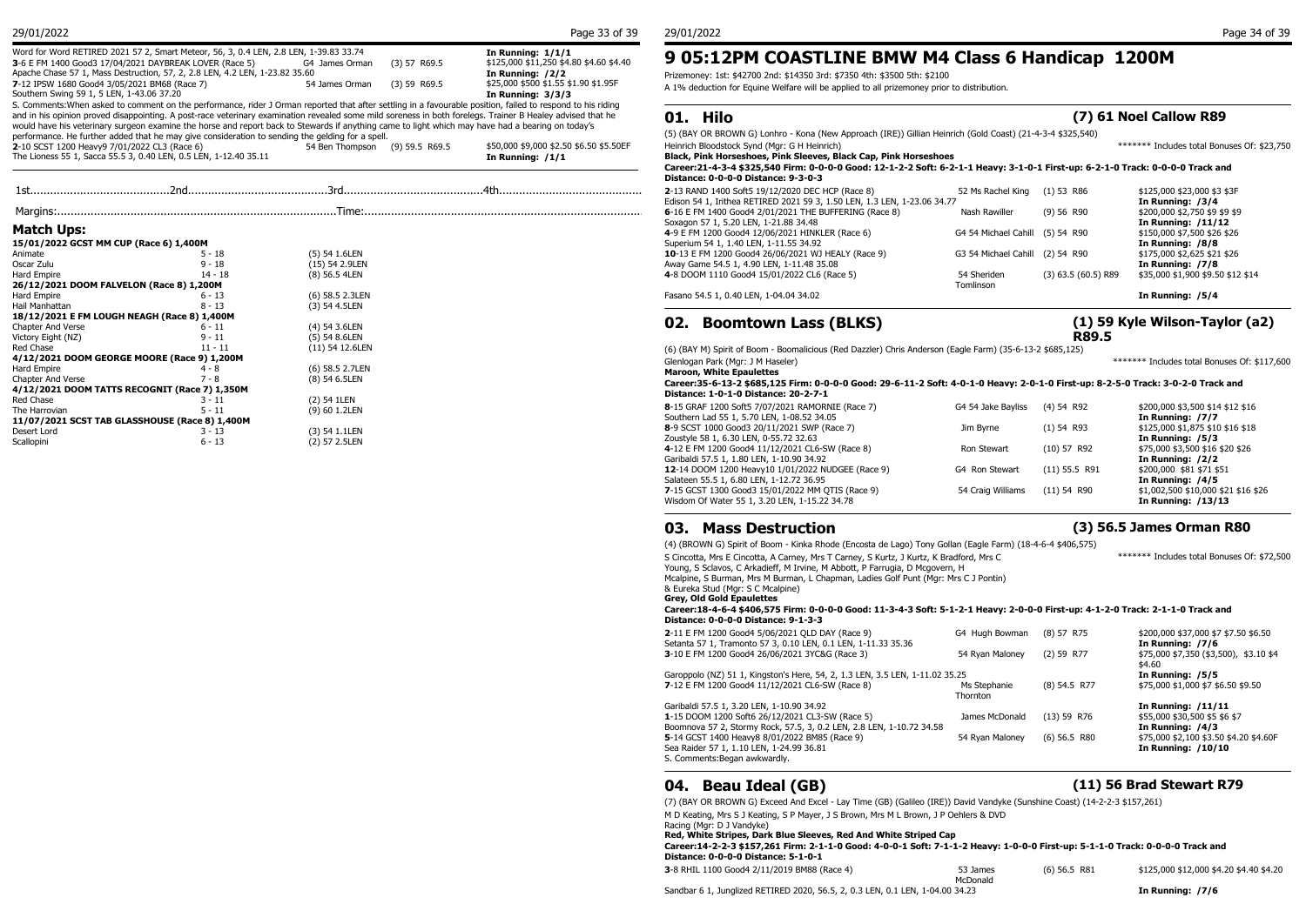Word for Word RETIRED 2021 57 2, Smart Meteor, 56, 3, 0.4 LEN, 2.8 LEN, 1-39.83 33.74 — **In Running: 1/1/1**

**3**-6 E FM 1400 Good3 17/04/2021 DAYBREAK LOVER (Race 5) — G4 James Orman — (3) 57 R69.5 — $125,000 $11,250 $4.80 $4.60 $4.40
Apache Chase 57 1, Mass Destruction, 57, 2, 2.8 LEN, 4.2 LEN, 1-23.82 35.60 — **In Running: /2/2**

**7**-12 IPSW 1680 Good4 3/05/2021 BM68 (Race 7) — 54 James Orman — (3) 59 R69.5 — $25,000 $500 $1.55 $1.90 $1.95F
Southern Swing 59 1, 5 LEN, 1-43.06 37.20 — **In Running: 3/3/3**

S. Comments:When asked to comment on the performance, rider J Orman reported that after settling in a favourable position, failed to respond to his riding and in his opinion proved disappointing. A post-race veterinary examination revealed some mild soreness in both forelegs. Trainer B Healey advised that he would have his veterinary surgeon examine the horse and report back to Stewards if anything came to light which may have had a bearing on today's performance. He further added that he may give consideration to sending the gelding for a spell.

**2**-10 SCST 1200 Heavy9 7/01/2022 CL3 (Race 6) — 54 Ben Thompson — (9) 59.5 R69.5 — $50,000 $9,000 $2.50 $6.50 $5.50EF
The Lioness 55 1, Sacca 55.5 3, 0.40 LEN, 0.5 LEN, 1-12.40 35.11 — **In Running: /1/1**

1st.......................................2nd.......................................3rd.......................................4th.......................................

Margins:......................................................................Time:......................................................................

## Match Ups:

| | | |
|---|---|---|
| **15/01/2022 GCST MM CUP (Race 6) 1,400M** | | |
| Animate | 5 - 18 | (5) 54 1.6LEN |
| Oscar Zulu | 9 - 18 | (15) 54 2.9LEN |
| Hard Empire | 14 - 18 | (8) 56.5 4LEN |
| **26/12/2021 DOOM FALVELON (Race 8) 1,200M** | | |
| Hard Empire | 6 - 13 | (6) 58.5 2.3LEN |
| Hail Manhattan | 8 - 13 | (3) 54 4.5LEN |
| **18/12/2021 E FM LOUGH NEAGH (Race 8) 1,400M** | | |
| Chapter And Verse | 6 - 11 | (4) 54 3.6LEN |
| Victory Eight (NZ) | 9 - 11 | (5) 54 8.6LEN |
| Red Chase | 11 - 11 | (11) 54 12.6LEN |
| **4/12/2021 DOOM GEORGE MOORE (Race 9) 1,200M** | | |
| Hard Empire | 4 - 8 | (6) 58.5 2.7LEN |
| Chapter And Verse | 7 - 8 | (8) 54 6.5LEN |
| **4/12/2021 DOOM TATTS RECOGNIT (Race 7) 1,350M** | | |
| Red Chase | 3 - 11 | (2) 54 1LEN |
| The Harrovian | 5 - 11 | (9) 60 1.2LEN |
| **11/07/2021 SCST TAB GLASSHOUSE (Race 8) 1,400M** | | |
| Desert Lord | 3 - 13 | (3) 54 1.1LEN |
| Scallopini | 6 - 13 | (2) 57 2.5LEN |

# 9 05:12PM COASTLINE BMW M4 Class 6 Handicap 1200M

Prizemoney: 1st: $42700 2nd: $14350 3rd: $7350 4th: $3500 5th: $2100

A 1% deduction for Equine Welfare will be applied to all prizemoney prior to distribution.

## 01. Hilo — (7) 61 Noel Callow R89

(5) (BAY OR BROWN G) Lonhro - Kona (New Approach (IRE)) Gillian Heinrich (Gold Coast) (21-4-3-4 $325,540)

Heinrich Bloodstock Synd (Mgr: G H Heinrich) — ******* Includes total Bonuses Of: $23,750

**Black, Pink Horseshoes, Pink Sleeves, Black Cap, Pink Horseshoes**

**Career:21-4-3-4 $325,540 Firm: 0-0-0-0 Good: 12-1-2-2 Soft: 6-2-1-1 Heavy: 3-1-0-1 First-up: 6-2-1-0 Track: 0-0-0-0 Track and Distance: 0-0-0-0 Distance: 9-3-0-3**

**2**-13 RAND 1400 Soft5 19/12/2020 DEC HCP (Race 8) — 52 Ms Rachel King — (1) 53 R86 — $125,000 $23,000 $3 $3F
Edison 54 1, Irithea RETIRED 2021 59 3, 1.50 LEN, 1.3 LEN, 1-23.06 34.77 — **In Running: /3/4**

**6**-16 E FM 1400 Good4 2/01/2021 THE BUFFERING (Race 8) — Nash Rawiller — (9) 56 R90 — $200,000 $2,750 $9 $9 $9
Soxagon 57 1, 5.20 LEN, 1-21.88 34.48 — **In Running: /11/12**

**4**-9 E FM 1200 Good4 12/06/2021 HINKLER (Race 6) — G4 54 Michael Cahill — (5) 54 R90 — $150,000 $7,500 $26 $26
Superium 54 1, 1.40 LEN, 1-11.55 34.92 — **In Running: /8/8**

**10**-13 E FM 1200 Good4 26/06/2021 WJ HEALY (Race 9) — G3 54 Michael Cahill — (2) 54 R90 — $175,000 $2,625 $21 $26
Away Game 54.5 1, 4.90 LEN, 1-11.48 35.08 — **In Running: /7/8**

**4**-8 DOOM 1110 Good4 15/01/2022 CL6 (Race 5) — 54 Sheriden Tomlinson — (3) 63.5 (60.5) R89 — $35,000 $1,900 $9.50 $12 $14
Fasano 54.5 1, 0.40 LEN, 1-04.04 34.02 — **In Running: /5/4**

## 02. Boomtown Lass (BLKS) — (1) 59 Kyle Wilson-Taylor (a2) R89.5

(6) (BAY M) Spirit of Boom - Boomalicious (Red Dazzler) Chris Anderson (Eagle Farm) (35-6-13-2 $685,125)

Glenlogan Park (Mgr: J M Haseler) — ******* Includes total Bonuses Of: $117,600

**Maroon, White Epaulettes**

**Career:35-6-13-2 $685,125 Firm: 0-0-0-0 Good: 29-6-11-2 Soft: 4-0-1-0 Heavy: 2-0-1-0 First-up: 8-2-5-0 Track: 3-0-2-0 Track and Distance: 1-0-1-0 Distance: 20-2-7-1**

**8**-15 GRAF 1200 Soft5 7/07/2021 RAMORNIE (Race 7) — G4 Jake Bayliss — (4) 54 R92 — $200,000 $3,500 $14 $12 $16
Southern Lad 55 1, 5.70 LEN, 1-08.52 34.05 — **In Running: /7/7**

**8**-9 SCST 1000 Good3 20/11/2021 SWP (Race 7) — Jim Byrne — (1) 54 R93 — $125,000 $1,875 $10 $16 $18
Zoustyle 58 1, 6.30 LEN, 0-55.72 32.63 — **In Running: /5/3**

**4**-12 E FM 1200 Good4 11/12/2021 CL6-SW (Race 8) — Ron Stewart — (10) 57 R92 — $75,000 $3,500 $16 $20 $26
Garibaldi 57.5 1, 1.80 LEN, 1-10.90 34.92 — **In Running: /2/2**

**12**-14 DOOM 1200 Heavy10 1/01/2022 NUDGEE (Race 9) — G4 Ron Stewart — (11) 55.5 R91 — $200,000 $81 $71 $51
Salateen 55.5 1, 6.80 LEN, 1-12.72 36.95 — **In Running: /4/5**

**7**-15 GCST 1300 Good3 15/01/2022 MM QTIS (Race 9) — 54 Craig Williams — (11) 54 R90 — $1,002,500 $10,000 $21 $16 $26
Wisdom Of Water 55 1, 3.20 LEN, 1-15.22 34.78 — **In Running: /13/13**

## 03. Mass Destruction — (3) 56.5 James Orman R80

(4) (BROWN G) Spirit of Boom - Kinka Rhode (Encosta de Lago) Tony Gollan (Eagle Farm) (18-4-6-4 $406,575)

S Cincotta, Mrs E Cincotta, A Carney, Mrs T Carney, S Kurtz, J Kurtz, K Bradford, Mrs C Young, S Sclavos, C Arkadieff, M Irvine, M Abbott, P Farrugia, D Mcgovern, H Mcalpine, S Burman, Mrs M Burman, L Chapman, Ladies Golf Punt (Mgr: Mrs C J Pontin) & Eureka Stud (Mgr: S C Mcalpine) — ******* Includes total Bonuses Of: $72,500

**Grey, Old Gold Epaulettes**

**Career:18-4-6-4 $406,575 Firm: 0-0-0-0 Good: 11-3-4-3 Soft: 5-1-2-1 Heavy: 2-0-0-0 First-up: 4-1-2-0 Track: 2-1-1-0 Track and Distance: 0-0-0-0 Distance: 9-1-3-3**

**2**-11 E FM 1200 Good4 5/06/2021 QLD DAY (Race 9) — G4 Hugh Bowman — (8) 57 R75 — $200,000 $37,000 $7 $7.50 $6.50
Setanta 57 1, Tramonto 57 3, 0.10 LEN, 0.1 LEN, 1-11.33 35.36 — **In Running: /7/6**

**3**-10 E FM 1200 Good4 26/06/2021 3YC&G (Race 3) — 54 Ryan Maloney — (2) 59 R77 — $75,000 $7,350 ($3,500), $3.10 $4 $4.60
Garoppolo (NZ) 51 1, Kingston's Here, 54, 2, 1.3 LEN, 3.5 LEN, 1-11.02 35.25 — **In Running: /5/5**

**7**-12 E FM 1200 Good4 11/12/2021 CL6-SW (Race 8) — Ms Stephanie Thornton — (8) 54.5 R77 — $75,000 $1,000 $7 $6.50 $9.50
Garibaldi 57.5 1, 3.20 LEN, 1-10.90 34.92 — **In Running: /11/11**

**1**-15 DOOM 1200 Soft6 26/12/2021 CL3-SW (Race 5) — James McDonald — (13) 59 R76 — $55,000 $30,500 $5 $6 $7
Boomnova 57 2, Stormy Rock, 57.5, 3, 0.2 LEN, 2.8 LEN, 1-10.72 34.58 — **In Running: /4/3**

**5**-14 GCST 1400 Heavy8 8/01/2022 BM85 (Race 9) — 54 Ryan Maloney — (6) 56.5 R80 — $75,000 $2,100 $3.50 $4.20 $4.60F
Sea Raider 57 1, 1.10 LEN, 1-24.99 36.81 — **In Running: /10/10**

S. Comments:Began awkwardly.

## 04. Beau Ideal (GB) — (11) 56 Brad Stewart R79

(7) (BAY OR BROWN G) Exceed And Excel - Lay Time (GB) (Galileo (IRE)) David Vandyke (Sunshine Coast) (14-2-2-3 $157,261)

M D Keating, Mrs S J Keating, S P Mayer, J S Brown, Mrs M L Brown, J P Oehlers & DVD Racing (Mgr: D J Vandyke)

**Red, White Stripes, Dark Blue Sleeves, Red And White Striped Cap**

**Career:14-2-2-3 $157,261 Firm: 2-1-1-0 Good: 4-0-0-1 Soft: 7-1-2-2 Heavy: 1-0-0-0 First-up: 5-1-1-0 Track: 0-0-0-0 Track and Distance: 0-0-0-0 Distance: 5-1-0-1**

**3**-8 RHIL 1100 Good4 2/11/2019 BM88 (Race 4) — 53 James McDonald — (6) 56.5 R81 — $125,000 $12,000 $4.20 $4.40 $4.20
Sandbar 6 1, Junglized RETIRED 2020, 56.5, 2, 0.3 LEN, 0.1 LEN, 1-04.00 34.23 — **In Running: /7/6**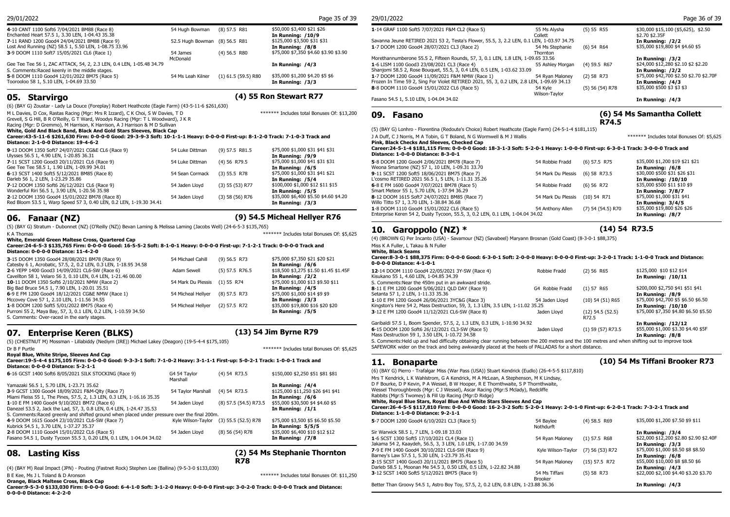| | | | |
|---|---|---|---|
| **4**-10 CANT 1100 Soft6 7/04/2021 BM88 (Race 8) | 54 Hugh Bowman | (8) 57.5 R81 | $50,000 $3,400 $21 $26 |
| Enchanted Heart 57.5 1, 3.30 LEN, 1-04.43 35.38 | | | **In Running: /10/9** |
| **7**-11 RAND 1200 Good4 24/04/2021 BM88 (Race 9) | 52.5 Hugh Bowman | (8) 56.5 R81 | $125,000 $3,500 $31 $31 |
| Lost And Running (NZ) 58.5 1, 5.50 LEN, 1-08.75 33.96 | | | **In Running: /8/8** |
| **3**-9 DOOM 1110 Soft7 15/05/2021 CL6 (Race 1) | 54 James McDonald | (4) 56.5 R80 | $75,000 $7,350 $4.60 $3.90 $3.90 |
| Gee Tee Tee 56 1, ZAC ATTACK, 54, 2, 2.3 LEN, 0.4 LEN, 1-05.48 34.79 | | | **In Running: /4/3** |
| S. Comments:Raced keenly in the middle stages. | | | |
| **5**-8 DOOM 1110 Good4 12/01/2022 BM75 (Race 5) | 54 Ms Leah Kilner | (1) 61.5 (59.5) R80 | $35,000 $1,200 $4.20 $5 $6 |
| Tooroolo 58 1, 5.10 LEN, 1-04.69 33.50 | | | **In Running: /3/3** |

## 05. Starvirgo

**(4) 55 Ron Stewart R77**

(6) (BAY G) Zoustar - Lady La Douce (Foreplay) Robert Heathcote (Eagle Farm) (43-5-11-6 $261,630)

M L Davies, D Cox, Rastas Racing (Mgr: Mrs R Izzard), C K Choi, S W Davies, T D Grevell, S G Hill, B R O'Reilly, G T Ward, Woodys Racing (Mgr: T L Woodward), J K R Racing (Mgr: D Gremmo), M Harrison, K Harrison, A J Harrison & M D Sullivan

******* Includes total Bonuses Of: $13,200

**White, Gold And Black Band, Black And Gold Stars Sleeves, Black Cap**

**Career:43-5-11-6 $261,630 Firm: 0-0-0-0 Good: 29-3-9-3 Soft: 10-1-1-1 Heavy: 0-0-0-0 First-up: 8-1-2-0 Track: 7-1-0-3 Track and Distance: 2-1-0-0 Distance: 19-4-6-2**

| | | | |
|---|---|---|---|
| **9**-13 DOOM 1350 Soft7 24/07/2021 CG&E CL6 (Race 9) | 54 Luke Dittman | (9) 57.5 R81.5 | $75,000 $1,000 $31 $41 $31 |
| Ulysses 56.5 1, 4.90 LEN, 1-20.85 36.31 | | | **In Running: /9/9** |
| **7**-11 SCST 1200 Good3 20/11/2021 CL6 (Race 9) | 54 Luke Dittman | (4) 56 R79.5 | $75,000 $1,000 $41 $31 $31 |
| Gee Tee Tee 56.5 1, 1.90 LEN, 1-09.99 34.01 | | | **In Running: /6/5** |
| **6**-13 SCST 1400 Soft5 5/12/2021 BM85 (Race 8) | 54 Sean Cormack | (3) 55.5 R78 | $75,000 $1,000 $31 $41 $21 |
| Darleb 56 1, 2 LEN, 1-23.29 35.86 | | | **In Running: /5/4** |
| **7**-12 DOOM 1350 Soft6 26/12/2021 CL6 (Race 9) | 54 Jaden Lloyd | (3) 55 (53) R77 | $100,000 $1,000 $12 $11 $15 |
| Wonderful Riri 56.5 1, 3.90 LEN, 1-20.56 35.98 | | | **In Running: /5/5** |
| **2**-12 DOOM 1200 Good4 15/01/2022 BM78 (Race 8) | 54 Jaden Lloyd | (3) 58 (56) R76 | $35,000 $6,400 $5.50 $4.60 $4.20 |
| Red Bloom 53.5 1, Warp Speed 57 3, 0.40 LEN, 0.2 LEN, 1-19.30 34.41 | | | **In Running: /3/3** |

## 06. Fanaar (NZ)

**(9) 54.5 Micheal Hellyer R76**

(5) (BAY G) Stratum - Dubonnet (NZ) (O'Reilly (NZ)) Bevan Laming & Melissa Laming (Jacobs Well) (24-6-5-3 $135,765)

K A Thomas

******* Includes total Bonuses Of: $5,625

**White, Emerald Green Maltese Cross, Quartered Cap**

**Career:24-6-5-3 $135,765 Firm: 0-0-0-0 Good: 16-5-5-2 Soft: 8-1-0-1 Heavy: 0-0-0-0 First-up: 7-1-2-1 Track: 0-0-0-0 Track and Distance: 0-0-0-0 Distance: 11-4-2-0**

| | | | |
|---|---|---|---|
| **3**-15 DOOM 1350 Good4 28/08/2021 BM78 (Race 9) | 54 Michael Cahill | (9) 56.5 R73 | $75,000 $7,350 $21 $20 $21 |
| Catesby 6 1, Acrobatic, 57.5, 2, 0.2 LEN, 0.3 LEN, 1-18.95 34.58 | | | **In Running: /6/6** |
| **2**-6 YEPP 1400 Good3 14/09/2021 CL6-SW (Race 6) | Adam Sewell | (5) 57.5 R76.5 | $18,500 $3,275 $1.50 $1.45 $1.45F |
| Cavellton 58 1, Velaro 56 3, 0.10 LEN, 0.4 LEN, 1-21.46 00.00 | | | **In Running: /2/2** |
| **10**-11 DOOM 1350 Soft6 2/10/2021 NMW (Race 2) | 54 Mark Du Plessis | (1) 55 R74 | $75,000 $1,000 $13 $9.50 $11 |
| Big Bad Bruce 54.5 1, 7.90 LEN, 1-20.01 35.51 | | | **In Running: /4/5** |
| **6**-9 E FM 1200 Good4 18/12/2021 CG&E NMW (Race 1) | 54 Micheal Hellyer | (8) 57.5 R73 | $75,000 $1,000 $14 $9 $9 |
| Mccovey Cove 57 1, 2.10 LEN, 1-11.56 34.55 | | | **In Running: /3/3** |
| **1**-8 DOOM 1200 Soft5 5/01/2022 BM72 (Race 4) | 54 Micheal Hellyer | (2) 57.5 R72 | $35,000 $19,800 $16 $20 $20 |
| Purroni 55 2, Maya Bay, 57, 3, 0.1 LEN, 0.2 LEN, 1-10.59 34.50 | | | **In Running: /5/5** |
| S. Comments: Over-raced in the early stages. | | | |

## 07. Enterprise Keren (BLKS)

**(13) 54 Jim Byrne R79**

(5) (CHESTNUT M) Mossman - Lillabiddy (Nediym (IRE)) Michael Lakey (Deagon) (19-5-4-4 $175,105)

Dr B F Purtle

******* Includes total Bonuses Of: $5,625

**Royal Blue, White Stripe, Sleeves And Cap**

**Career:19-5-4-4 $175,105 Firm: 0-0-0-0 Good: 9-3-3-1 Soft: 7-1-0-2 Heavy: 3-1-1-1 First-up: 5-0-2-1 Track: 1-0-0-1 Track and Distance: 0-0-0-0 Distance: 5-2-1-1**

| | | | |
|---|---|---|---|
| **6**-16 GCST 1400 Soft6 8/05/2021 SILK STOCKING (Race 9) | G4 54 Taylor Marshall | (4) 54 R73.5 | $150,000 $2,250 $51 $81 $81 |
| Yamazaki 56.5 1, 5.70 LEN, 1-23.71 35.62 | | | **In Running: /4/4** |
| **3**-9 GCST 1300 Good4 18/09/2021 F&M-Qlty (Race 7) | 54 Taylor Marshall | (4) 54 R73.5 | $125,000 $11,250 $26 $41 $41 |
| Miami Fleiss 55 1, The Pines, 57.5, 2, 1.3 LEN, 0.3 LEN, 1-16.16 35.35 | | | **In Running: /6/6** |
| **1**-10 E FM 1400 Good4 9/10/2021 BM72 (Race 6) | 54 Jaden Lloyd | (8) 57.5 (54.5) R73.5 | $55,000 $30,500 $4 $4.60 $5 |
| Danezel 53.5 2, Jack the Lad, 57, 3, 0.8 LEN, 0.4 LEN, 1-24.47 35.53 | | | **In Running: /1/1** |
| S. Comments:Raced greenly and shifted ground when placed under pressure over the final 200m. | | | |
| **4**-9 DOOM 1615 Good4 23/10/2021 CL6-SW (Race 7) | Kyle Wilson-Taylor | (3) 55.5 (52.5) R78 | $75,000 $3,500 $5 $6.50 $5.50 |
| Kubrick 54.5 1, 3.70 LEN, 1-37.27 35.37 | | | **In Running: 5/5/5** |
| **2**-8 DOOM 1110 Good4 15/01/2022 CL6 (Race 5) | 54 Jaden Lloyd | (8) 56 (54) R78 | $35,000 $6,400 $10 $12 $12 |
| Fasano 54.5 1, Dusty Tycoon 55.5 3, 0.20 LEN, 0.1 LEN, 1-04.04 34.02 | | | **In Running: /7/8** |

## 08. Lasting Kiss

**(2) 54 Ms Stephanie Thornton R78**

(4) (BAY M) Real Impact (JPN) - Pouting (Fastnet Rock) Stephen Lee (Ballina) (9-5-3-0 $133,030)

B E Kee, Ms J L Toland & D Aronson

******* Includes total Bonuses Of: $11,250

**Orange, Black Maltese Cross, Black Cap**

**Career:9-5-3-0 $133,030 Firm: 0-0-0-0 Good: 6-4-1-0 Soft: 3-1-2-0 Heavy: 0-0-0-0 First-up: 3-0-2-0 Track: 0-0-0-0 Track and Distance: 0-0-0-0 Distance: 4-2-2-0**

| | | | |
|---|---|---|---|
| **1**-14 GRAF 1100 Soft5 7/07/2021 F&M CL2 (Race 5) | 55 Ms Alysha Collett | (5) 55 R55 | $30,000 $15,100 ($5,625), $2.50 $2.70 $2.35F |
| Savanna Jeune RETIRED 2021 53 2, Testa's Flower, 55.5, 3, 2.2 LEN, 0.1 LEN, 1-03.97 34.75 | | | **In Running: /2/2** |
| **1**-7 DOOM 1200 Good4 28/07/2021 CL3 (Race 2) | 54 Ms Stephanie Thornton | (6) 54 R64 | $35,000 $19,800 $4 $4.60 $5 |
| Morethannumberone 55.5 2, Fifteen Rounds, 57, 3, 0.1 LEN, 1.8 LEN, 1-09.65 33.56 | | | **In Running: /3/2** |
| **1**-6 LISM 1100 Good3 23/08/2021 CL3 (Race 4) | 55 Ashley Morgan | (4) 59.5 R67 | $24,000 $12,280 $2.10 $2 $2.20 |
| Shanjomi 58.5 2, Rose Bouquet, 55.5, 3, 0.4 LEN, 0.5 LEN, 1-03.62 33.09 | | | **In Running: /2/2** |
| **1**-7 DOOM 1200 Good4 11/09/2021 F&M NMW (Race 1) | 54 Ryan Maloney | (2) 58 R73 | $75,000 $42,700 $2.50 $2.70 $2.70F |
| Frozen In Time 59 2, Sing For Violet RETIRED 2021, 55, 3, 0.2 LEN, 2.8 LEN, 1-09.69 34.13 | | | **In Running: /4/3** |
| **8**-8 DOOM 1110 Good4 15/01/2022 CL6 (Race 5) | 54 Kyle Wilson-Taylor | (5) 56 (54) R78 | $35,000 $500 $3 $3 $3 |
| Fasano 54.5 1, 5.10 LEN, 1-04.04 34.02 | | | **In Running: /4/3** |

## 09. Fasano

**(6) 54 Ms Samantha Collett R74.5**

(5) (BAY G) Lonhro - Florentina (Redoute's Choice) Robert Heathcote (Eagle Farm) (24-5-1-4 $181,115)

J A Duff, C J Norris, M A Tobin, G T Boland, N G Wormwell & M J Wallis

******* Includes total Bonuses Of: $5,625

**Pink, Black Checks And Sleeves, Checked Cap**

**Career:24-5-1-4 $181,115 Firm: 0-0-0-0 Good: 18-3-1-3 Soft: 5-2-0-1 Heavy: 1-0-0-0 First-up: 6-3-0-1 Track: 3-0-0-0 Track and Distance: 1-0-0-0 Distance: 8-3-0-1**

| | | | |
|---|---|---|---|
| **5**-8 DOOM 1200 Good4 2/06/2021 BM78 (Race 7) | 54 Robbie Fradd | (6) 57.5 R75 | $35,000 $1,200 $19 $21 $21 |
| Weona Smartone (NZ) 57 1, 10 LEN, 1-09.31 33.70 | | | **In Running: /6/8** |
| **9**-11 SCST 1200 Soft5 18/06/2021 BM75 (Race 7) | 54 Mark Du Plessis | (6) 58 R73.5 | $30,000 $500 $31 $26 $31 |
| L'cosmo RETIRED 2021 56.5 1, 5 LEN, 1-11.31 35.26 | | | **In Running: /10/10** |
| **6**-8 E FM 1600 Good4 7/07/2021 BM78 (Race 5) | 54 Robbie Fradd | (6) 56 R72 | $35,000 $500 $11 $10 $9 |
| Smart Meteor 55 1, 5.70 LEN, 1-37.94 36.29 | | | **In Running: 7/8/7** |
| **8**-12 DOOM 1615 Soft7 24/07/2021 BM85 (Race 7) | 54 Mark Du Plessis | (10) 54 R71 | $75,000 $1,000 $31 $41 |
| Willo Titto 57 1, 3.70 LEN, 1-38.84 36.68 | | | **In Running: 3/4/5** |
| **1**-8 DOOM 1110 Good4 15/01/2022 CL6 (Race 5) | 54 Anthony Allen | (7) 54 (54.5) R70 | $35,000 $19,800 $26 $26 |
| Enterprise Keren 54 2, Dusty Tycoon, 55.5, 3, 0.2 LEN, 0.1 LEN, 1-04.04 34.02 | | | **In Running: /8/7** |

## 10. Garoppolo (NZ) *

**(14) 54 R73.5**

(4) (BROWN G) Per Incanto (USA) - Savamour (NZ) (Savabeel) Maryann Brosnan (Gold Coast) (8-3-0-1 $88,375)

Miss K A Fuller, L Takau & N Fuller

**White, Black Seams**

**Career:8-3-0-1 $88,375 Firm: 0-0-0-0 Good: 6-3-0-1 Soft: 2-0-0-0 Heavy: 0-0-0-0 First-up: 3-2-0-1 Track: 1-1-0-0 Track and Distance: 0-0-0-0 Distance: 4-1-0-1**

| | | | |
|---|---|---|---|
| **12**-14 DOOM 1110 Good4 22/05/2021 3Y-SW (Race 4) | Robbie Fradd | (2) 56 R65 | $125,000 $10 $12 $14 |
| Kisukano 55 1, 4.60 LEN, 1-04.85 34.39 | | | **In Running: /10/11** |
| S. Comments:Near the 450m put in an awkward stride. | | | |
| **8**-11 E FM 1200 Good4 5/06/2021 QLD DAY (Race 9) | G4 Robbie Fradd | (1) 57 R65 | $200,000 $2,750 $41 $51 $41 |
| Setanta 57 1, 2 LEN, 1-11.33 35.36 | | | **In Running: /8/9** |
| **1**-10 E FM 1200 Good4 26/06/2021 3YC&G (Race 3) | 54 Jaden Lloyd | (10) 54 (51) R65 | $75,000 $42,700 $5 $6.50 $6.50 |
| Kingston's Here 54 2, Mass Destruction, 59, 3, 1.3 LEN, 3.5 LEN, 1-11.02 35.25 | | | **In Running: /10/10** |
| **3**-12 E FM 1200 Good4 11/12/2021 CL6-SW (Race 8) | Jaden Lloyd | (12) 54.5 (52.5) R72.5 | $75,000 $7,350 $4.80 $6.50 $5.50 |
| Garibaldi 57.5 1, Boom Spender, 57.5, 2, 1.3 LEN, 0.3 LEN, 1-10.90 34.92 | | | **In Running: /12/12** |
| **6**-15 DOOM 1200 Soft6 26/12/2021 CL3-SW (Race 5) | Jaden Lloyd | (1) 59 (57) R73.5 | $55,000 $1,000 $3.30 $4.40 $5F |
| Mass Destruction 59 1, 3.50 LEN, 1-10.72 34.58 | | | **In Running: /8/8** |

S. Comments:Held up and had difficulty obtaining clear running between the 200 metres and the 100 metres and when shifting out to improve took SAFEWORK wider on the track and being awkwardly placed at the heels of PALLADAS for a short distance.

## 11. Bonaparte

**(10) 54 Ms Tiffani Brooker R73**

(6) (BAY G) Pierro - Trafalgar Miss (War Pass (USA)) Stuart Kendrick (Eudlo) (26-4-5-5 $117,810)

Mrs T Kendrick, L K Wahlstrom, G A Kendrick, M A McLean, A Stephenson, M K Lindsay, D F Bourke, D P Kevin, P A Wessel, B W Hooper, R E Thornthwaite, S P Thornthwaite, Wessel Thoroughbreds (Mgr: C J Wessel), Ascar Racing (Mgr:S Mclady), Redcliffe Rabbits (Mgr:S Twomey) & Fill Up Racing (Mgr:D Ridge)

**White, Royal Blue Stars, Royal Blue And White Stars Sleeves And Cap**

**Career:26-4-5-5 $117,810 Firm: 0-0-0-0 Good: 16-2-3-2 Soft: 5-2-0-1 Heavy: 2-0-1-0 First-up: 6-2-0-1 Track: 7-3-2-1 Track and Distance: 1-1-0-0 Distance: 9-2-1-1**

| | | | |
|---|---|---|---|
| **5**-7 DOOM 1200 Good4 6/10/2021 CL3 (Race 5) | 54 Baylee Nothdurft | (4) 58.5 R69 | $35,000 $1,200 $7.50 $9 $11 |
| Sir Warwick 58.5 1, 7 LEN, 1-09.18 33.03 | | | **In Running: /3/4** |
| **1**-6 SCST 1300 Soft5 17/10/2021 CL4 (Race 1) | 54 Ryan Maloney | (1) 57.5 R68 | $22,000 $12,200 $2.80 $2.90 $2.40F |
| Jakama 54 2, Kaaydeh, 56.5, 3, 3 LEN, 1.0 LEN, 1-17.00 34.59 | | | **In Running: /3/3** |
| **7**-9 E FM 1400 Good4 30/10/2021 CL6-SW (Race 9) | Kyle Wilson-Taylor | (7) 56 (53) R72 | $75,000 $1,000 $8.50 $8 $8.50 |
| Barney's Law 57.5 1, 5.30 LEN, 1-23.79 35.41 | | | **In Running: /6/8** |
| **2**-15 SCST 1400 Good3 20/11/2021 BM75 (Race 5) | 54 Ryan Maloney | (15) 57.5 R72 | $55,000 $10,000 $8 $8.50 $6 |
| Darleb 58.5 1, Moonan Me 54.5 3, 0.50 LEN, 0.5 LEN, 1-22.82 34.88 | | | **In Running: /4/3** |
| **3**-12 SCST 1400 Soft5 5/12/2021 BM75 (Race 9) | 54 Ms Tiffani Brooker | (5) 58 R73 | $22,000 $2,100 $4.40 $3.20 $3.70 |
| Better Than Groovy 54.5 1, Astro Boy Toy, 57.5, 2, 0.2 LEN, 0.8 LEN, 1-23.88 36.36 | | | **In Running: /4/3** |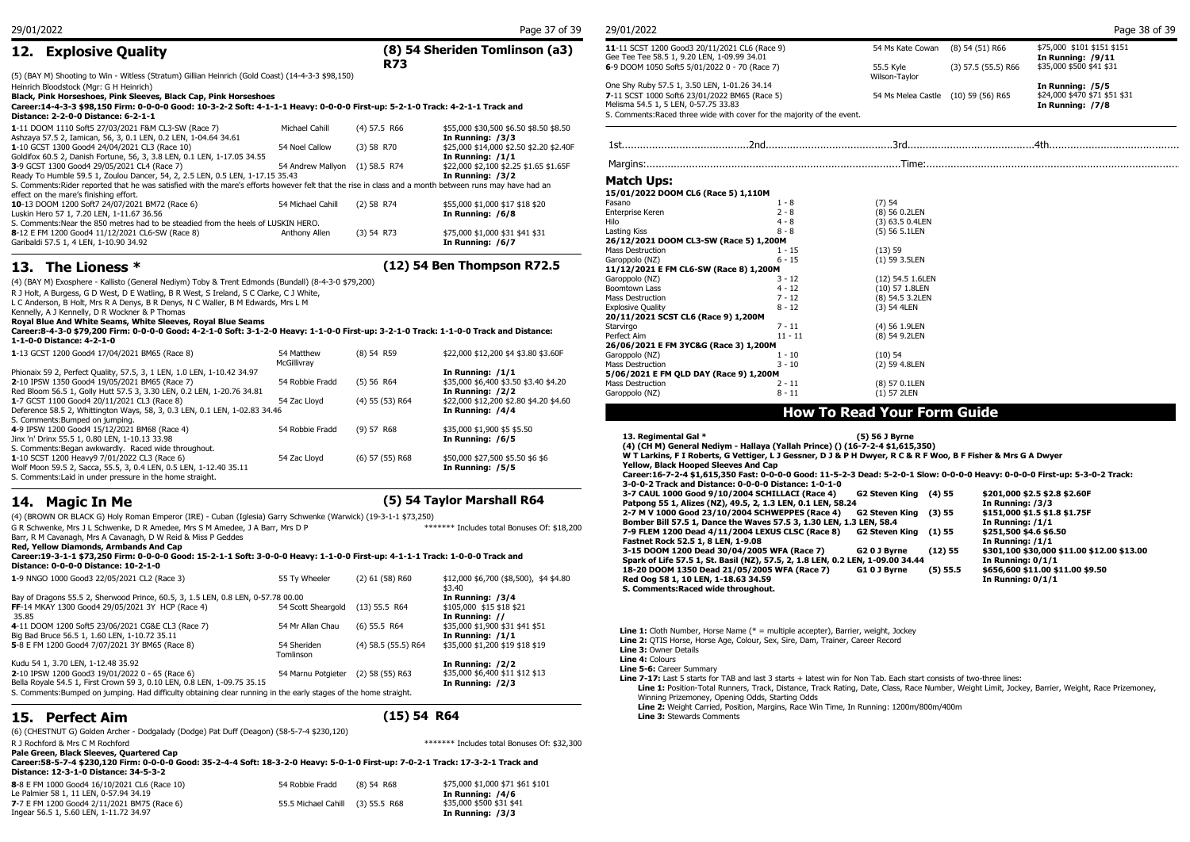## 12. Explosive Quality

**(8) 54 Sheriden Tomlinson (a3) R73**

(5) (BAY M) Shooting to Win - Witless (Stratum) Gillian Heinrich (Gold Coast) (14-4-3-3 $98,150)

Heinrich Bloodstock (Mgr: G H Heinrich)

**Black, Pink Horseshoes, Pink Horseshoes, Black Cap, Pink Horseshoes**

**Career:14-4-3-3 $98,150 Firm: 0-0-0-0 Good: 10-3-2-2 Soft: 4-1-1-1 Heavy: 0-0-0-0 First-up: 5-2-1-0 Track: 4-2-1-1 Track and Distance: 2-2-0-0 Distance: 6-2-1-1**

| | | | |
|---|---|---|---|
| **1**-11 DOOM 1110 Soft5 27/03/2021 F&M CL3-SW (Race 7) | Michael Cahill | (4) 57.5 R66 | $55,000 $30,500 $6.50 $8.50 $8.50 |
| Ashzaya 57.5 2, Iamican, 56, 3, 0.1 LEN, 0.2 LEN, 1-04.64 34.61 | | | **In Running: /3/3** |
| **1**-10 GCST 1300 Good4 24/04/2021 CL3 (Race 10) | 54 Noel Callow | (3) 58 R70 | $25,000 $14,000 $2.50 $2.20 $2.40F |
| Goldifox 60.5 2, Danish Fortune, 56, 3, 3.8 LEN, 0.1 LEN, 1-17.05 34.55 | | | **In Running: /1/1** |
| **3**-9 GCST 1300 Good4 29/05/2021 CL4 (Race 7) | 54 Andrew Mallyon | (1) 58.5 R74 | $22,000 $2,100 $2.25 $1.65 $1.65F |
| Ready To Humble 59.5 1, Zoulou Dancer, 54, 2, 2.5 LEN, 0.5 LEN, 1-17.15 35.43 | | | **In Running: /3/2** |

S. Comments:Rider reported that he was satisfied with the mare's efforts however felt that the rise in class and a month between runs may have had an effect on the mare's finishing effort.

| | | | |
|---|---|---|---|
| **10**-13 DOOM 1200 Soft7 24/07/2021 BM72 (Race 6) | 54 Michael Cahill | (2) 58 R74 | $55,000 $1,000 $17 $18 $20 |
| Luskin Hero 57 1, 7.20 LEN, 1-11.67 36.56 | | | **In Running: /6/8** |

S. Comments:Near the 850 metres had to be steadied from the heels of LUSKIN HERO.

| | | | |
|---|---|---|---|
| **8**-12 E FM 1200 Good4 11/12/2021 CL6-SW (Race 8) | Anthony Allen | (3) 54 R73 | $75,000 $1,000 $31 $41 $31 |
| Garibaldi 57.5 1, 4 LEN, 1-10.90 34.92 | | | **In Running: /6/7** |

## 13. The Lioness *

**(12) 54 Ben Thompson R72.5**

(4) (BAY M) Exosphere - Kallisto (General Nediym) Toby & Trent Edmonds (Bundall) (8-4-3-0 $79,200)

R J Holt, A Burgess, G D West, D E Watling, B R West, S Ireland, S C Clarke, C J White, L C Anderson, B Holt, Mrs R A Denys, B R Denys, N C Waller, B M Edwards, Mrs L M Kennelly, A J Kennelly, D R Wockner & P Thomas

**Royal Blue And White Seams, White Sleeves, Royal Blue Seams**

**Career:8-4-3-0 $79,200 Firm: 0-0-0-0 Good: 4-2-1-0 Soft: 3-1-2-0 Heavy: 1-1-0-0 First-up: 3-2-1-0 Track: 1-1-0-0 Track and Distance: 1-1-0-0 Distance: 4-2-1-0**

| | | | |
|---|---|---|---|
| **1**-13 GCST 1200 Good4 17/04/2021 BM65 (Race 8) | 54 Matthew McGillivray | (8) 54 R59 | $22,000 $12,200 $4 $3.80 $3.60F |
| Phionaix 59 2, Perfect Quality, 57.5, 3, 1 LEN, 1.0 LEN, 1-10.42 34.97 | | | **In Running: /1/1** |
| **2**-10 IPSW 1350 Good4 19/05/2021 BM65 (Race 7) | 54 Robbie Fradd | (5) 56 R64 | $35,000 $6,400 $3.50 $3.40 $4.20 |
| Red Bloom 56.5 1, Golly Hutt 57.5, 3, 3.30 LEN, 0.2 LEN, 1-20.76 34.81 | | | **In Running: /2/2** |
| **1**-7 GCST 1100 Good4 20/11/2021 CL3 (Race 8) | 54 Zac Lloyd | (4) 55 (53) R64 | $22,000 $12,200 $2.80 $4.20 $4.60 |
| Deference 58.5 2, Whittington Ways, 58, 3, 0.3 LEN, 0.1 LEN, 1-02.83 34.46 | | | **In Running: /4/4** |

S. Comments:Bumped on jumping.

| | | | |
|---|---|---|---|
| **4**-9 IPSW 1200 Good4 15/12/2021 BM68 (Race 4) | 54 Robbie Fradd | (9) 57 R68 | $35,000 $1,900 $5 $5.50 |
| Jinx 'n' Drinx 55.5 1, 0.80 LEN, 1-10.13 33.98 | | | **In Running: /6/5** |

S. Comments:Began awkwardly. Raced wide throughout.

| | | | |
|---|---|---|---|
| **1**-10 SCST 1200 Heavy9 7/01/2022 CL3 (Race 6) | 54 Zac Lloyd | (6) 57 (55) R68 | $50,000 $27,500 $5.50 $6 $6 |
| Wolf Moon 59.5 2, Sacca, 55.5, 3, 0.4 LEN, 0.5 LEN, 1-12.40 35.11 | | | **In Running: /5/5** |

S. Comments:Laid in under pressure in the home straight.

## 14. Magic In Me

**(5) 54 Taylor Marshall R64**

(4) (BROWN OR BLACK G) Holy Roman Emperor (IRE) - Cuban (Iglesia) Garry Schwenke (Warwick) (19-3-1-1 $73,250)

G R Schwenke, Mrs J L Schwenke, D R Amedee, Mrs S M Amedee, J A Barr, Mrs D P Barr, R M Cavanagh, Mrs A Cavanagh, D W Reid & Miss P Geddes

******* Includes total Bonuses Of: $18,200

**Red, Yellow Diamonds, Armbands And Cap**

**Career:19-3-1-1 $73,250 Firm: 0-0-0-0 Good: 15-2-1-1 Soft: 3-0-0-0 Heavy: 1-1-0-0 First-up: 4-1-1-1 Track: 1-0-0-0 Track and Distance: 0-0-0-0 Distance: 10-2-1-0**

| | | | |
|---|---|---|---|
| **1**-9 NNGO 1000 Good3 22/05/2021 CL2 (Race 3) | 55 Ty Wheeler | (2) 61 (58) R60 | $12,000 $6,700 ($8,500), $4 $4.80 $3.40 |
| Bay of Dragons 55.5 2, Sherwood Prince, 60.5, 3, 1.5 LEN, 0.8 LEN, 0-57.78 00.00 | | | **In Running: /3/4** |
| **FF**-14 MKAY 1300 Good4 29/05/2021 3Y HCP (Race 4) | 54 Scott Sheargold | (13) 55.5 R64 | $105,000 $15 $18 $21 |
| 35.85 | | | **In Running: //** |
| **4**-11 DOOM 1200 Soft5 23/06/2021 CG&E CL3 (Race 7) | 54 Mr Allan Chau | (6) 55.5 R64 | $35,000 $1,900 $31 $41 $51 |
| Big Bad Bruce 56.5 1, 1.60 LEN, 1-10.72 35.11 | | | **In Running: /1/1** |
| **5**-8 E FM 1200 Good4 7/07/2021 3Y BM65 (Race 8) | 54 Sheriden Tomlinson | (4) 58.5 (55.5) R64 | $35,000 $1,200 $19 $18 $19 |
| Kudu 54 1, 3.70 LEN, 1-12.48 35.92 | | | **In Running: /2/2** |
| **2**-10 IPSW 1000 Good3 19/01/2022 0 - 65 (Race 6) | 54 Marnu Potgieter | (2) 58 (55) R63 | $35,000 $6,400 $11 $12 $13 |
| Bella Royale 54.5 1, First Crown 59 3, 0.10 LEN, 0.8 LEN, 1-09.75 35.15 | | | **In Running: /2/3** |

S. Comments:Bumped on jumping. Had difficulty obtaining clear running in the early stages of the home straight.

## 15. Perfect Aim

**(15) 54 R64**

(6) (CHESTNUT G) Golden Archer - Dodgalady (Dodge) Pat Duff (Deagon) (58-5-7-4 $230,120)

R J Rochford & Mrs C M Rochford

******* Includes total Bonuses Of: $32,300

**Pale Green, Black Sleeves, Quartered Cap**

**Career:58-5-7-4 $230,120 Firm: 0-0-0-0 Good: 35-2-4-4 Soft: 18-3-2-0 Heavy: 5-0-1-0 First-up: 7-0-2-1 Track: 17-3-2-1 Track and Distance: 12-3-1-0 Distance: 34-5-3-2**

| | | | |
|---|---|---|---|
| **8**-8 E FM 1000 Good4 16/10/2021 CL6 (Race 10) | 54 Robbie Fradd | (8) 54 R68 | $75,000 $1,000 $71 $61 $101 |
| Le Palmier 58 1, 11 LEN, 0-57.94 34.19 | | | **In Running: /4/6** |
| **7**-7 E FM 1200 Good4 2/11/2021 BM75 (Race 4) | 55.5 Michael Cahill | (3) 55.5 R68 | $35,000 $500 $31 $41 |
| Ingear 56.5 1, 5.60 LEN, 1-11.72 34.97 | | | **In Running: /3/3** |
| **11**-11 SCST 1200 Good3 20/11/2021 CL6 (Race 9) | 54 Ms Kate Cowan | (8) 54 (51) R66 | $75,000 $101 $151 $151 |
| Gee Tee Tee 58.5 1, 9.20 LEN, 1-09.99 34.01 | | | **In Running: /9/11** |
| **6**-9 DOOM 1050 Soft5 5/01/2022 0 - 70 (Race 7) | 55.5 Kyle Wilson-Taylor | (3) 57.5 (55.5) R66 | $35,000 $500 $41 $31 |
| One Shy Ruby 57.5 1, 3.50 LEN, 1-01.26 34.14 | | | **In Running: /5/5** |
| **7**-11 SCST 1200 Soft6 23/01/2022 BM65 (Race 5) | 54 Melea Castle | (10) 59 (56) R65 | $24,000 $470 $71 $51 $31 |
| Melisma 54.5 1, 5 LEN, 0-57.75 33.83 | | | **In Running: /7/8** |

S. Comments:Raced three wide with cover for the majority of the event.

1st..........................................2nd..........................................3rd..........................................4th..........................................

Margins:........................................................................................Time:........................................................................................

## Match Ups:

| | | |
|---|---|---|
| **15/01/2022 DOOM CL6 (Race 5) 1,110M** | | |
| Fasano | 1 - 8 | (7) 54 |
| Enterprise Keren | 2 - 8 | (8) 56 0.2LEN |
| Hilo | 4 - 8 | (3) 63.5 0.4LEN |
| Lasting Kiss | 8 - 8 | (5) 56 5.1LEN |
| **26/12/2021 DOOM CL3-SW (Race 5) 1,200M** | | |
| Mass Destruction | 1 - 15 | (13) 59 |
| Garoppolo (NZ) | 6 - 15 | (1) 59 3.5LEN |
| **11/12/2021 E FM CL6-SW (Race 8) 1,200M** | | |
| Garoppolo (NZ) | 3 - 12 | (12) 54.5 1.6LEN |
| Boomtown Lass | 4 - 12 | (10) 57 1.8LEN |
| Mass Destruction | 7 - 12 | (8) 54.5 3.2LEN |
| Explosive Quality | 8 - 12 | (3) 54 4LEN |
| **20/11/2021 SCST CL6 (Race 9) 1,200M** | | |
| Starvirgo | 7 - 11 | (4) 56 1.9LEN |
| Perfect Aim | 11 - 11 | (8) 54 9.2LEN |
| **26/06/2021 E FM 3YC&G (Race 3) 1,200M** | | |
| Garoppolo (NZ) | 1 - 10 | (10) 54 |
| Mass Destruction | 3 - 10 | (2) 59 4.8LEN |
| **5/06/2021 E FM QLD DAY (Race 9) 1,200M** | | |
| Mass Destruction | 2 - 11 | (8) 57 0.1LEN |
| Garoppolo (NZ) | 8 - 11 | (1) 57 2LEN |

## How To Read Your Form Guide

**13. Regimental Gal *** **(5) 56 J Byrne**

**(4) (CH M) General Nediym - Hallaya (Yallah Prince) () (16-7-2-4 $1,615,350)**

**W T Larkins, F I Roberts, G Vettiger, L J Gessner, D J & P H Dwyer, R C & R F Woo, B F Fisher & Mrs G A Dwyer**

**Yellow, Black Hooped Sleeves And Cap**

**Career:16-7-2-4 $1,615,350 Fast: 0-0-0-0 Good: 11-5-2-3 Dead: 5-2-0-1 Slow: 0-0-0-0 Heavy: 0-0-0-0 First-up: 5-3-0-2 Track: 3-0-0-2 Track and Distance: 0-0-0-0 Distance: 1-0-1-0**

| | | | |
|---|---|---|---|
| **3-7 CAUL 1000 Good 9/10/2004 SCHILLACI (Race 4)** | **G2 Steven King** | **(4) 55** | **$201,000 $2.5 $2.8 $2.60F** |
| **Patpong 55 1, Alizes (NZ), 49.5, 2, 1.3 LEN, 0.1 LEN, 58.24** | | | **In Running: /3/3** |
| **2-7 M V 1000 Good 23/10/2004 SCHWEPPES (Race 4)** | **G2 Steven King** | **(3) 55** | **$151,000 $1.5 $1.8 $1.75F** |
| **Bomber Bill 57.5 1, Dance the Waves 57.5 3, 1.30 LEN, 1.3 LEN, 58.4** | | | **In Running: /1/1** |
| **7-9 FLEM 1200 Dead 4/11/2004 LEXUS CLSC (Race 8)** | **G2 Steven King** | **(1) 55** | **$251,500 $4.6 $6.50** |
| **Fastnet Rock 52.5 1, 8 LEN, 1-9.08** | | | **In Running: /1/1** |
| **3-15 DOOM 1200 Dead 30/04/2005 WFA (Race 7)** | **G2 0 J Byrne** | **(12) 55** | **$301,100 $30,000 $11.00 $12.00 $13.00** |
| **Spark of Life 57.5 1, St. Basil (NZ), 57.5, 2, 1.8 LEN, 0.2 LEN, 1-09.00 34.44** | | | **In Running: 0/1/1** |
| **18-20 DOOM 1350 Dead 21/05/2005 WFA (Race 7)** | **G1 0 J Byrne** | **(5) 55.5** | **$656,600 $11.00 $11.00 $9.50** |
| **Red Oog 58 1, 10 LEN, 1-18.63 34.59** | | | **In Running: 0/1/1** |

**S. Comments:Raced wide throughout.**

**Line 1:** Cloth Number, Horse Name (* = multiple accepter), Barrier, weight, Jockey
**Line 2:** QTIS Horse, Horse Age, Colour, Sex, Sire, Dam, Trainer, Career Record
**Line 3:** Owner Details
**Line 4:** Colours
**Line 5-6:** Career Summary
**Line 7-17:** Last 5 starts for TAB and last 3 starts + latest win for Non Tab. Each start consists of two-three lines:
- **Line 1:** Position-Total Runners, Track, Distance, Track Rating, Date, Class, Race Number, Weight Limit, Jockey, Barrier, Weight, Race Prizemoney, Winning Prizemoney, Opening Odds, Starting Odds
- **Line 2:** Weight Carried, Position, Margins, Race Win Time, In Running: 1200m/800m/400m
- **Line 3:** Stewards Comments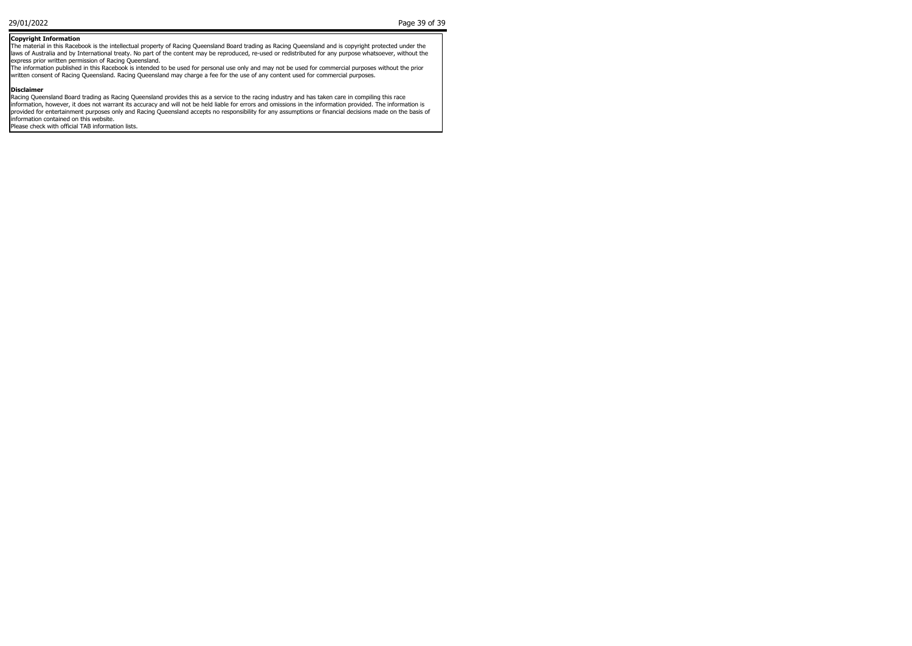**Copyright Information**

The material in this Racebook is the intellectual property of Racing Queensland Board trading as Racing Queensland and is copyright protected under the laws of Australia and by International treaty. No part of the content may be reproduced, re-used or redistributed for any purpose whatsoever, without the express prior written permission of Racing Queensland.

The information published in this Racebook is intended to be used for personal use only and may not be used for commercial purposes without the prior written consent of Racing Queensland. Racing Queensland may charge a fee for the use of any content used for commercial purposes.

**Disclaimer**

Racing Queensland Board trading as Racing Queensland provides this as a service to the racing industry and has taken care in compiling this race information, however, it does not warrant its accuracy and will not be held liable for errors and omissions in the information provided. The information is provided for entertainment purposes only and Racing Queensland accepts no responsibility for any assumptions or financial decisions made on the basis of information contained on this website.

Please check with official TAB information lists.